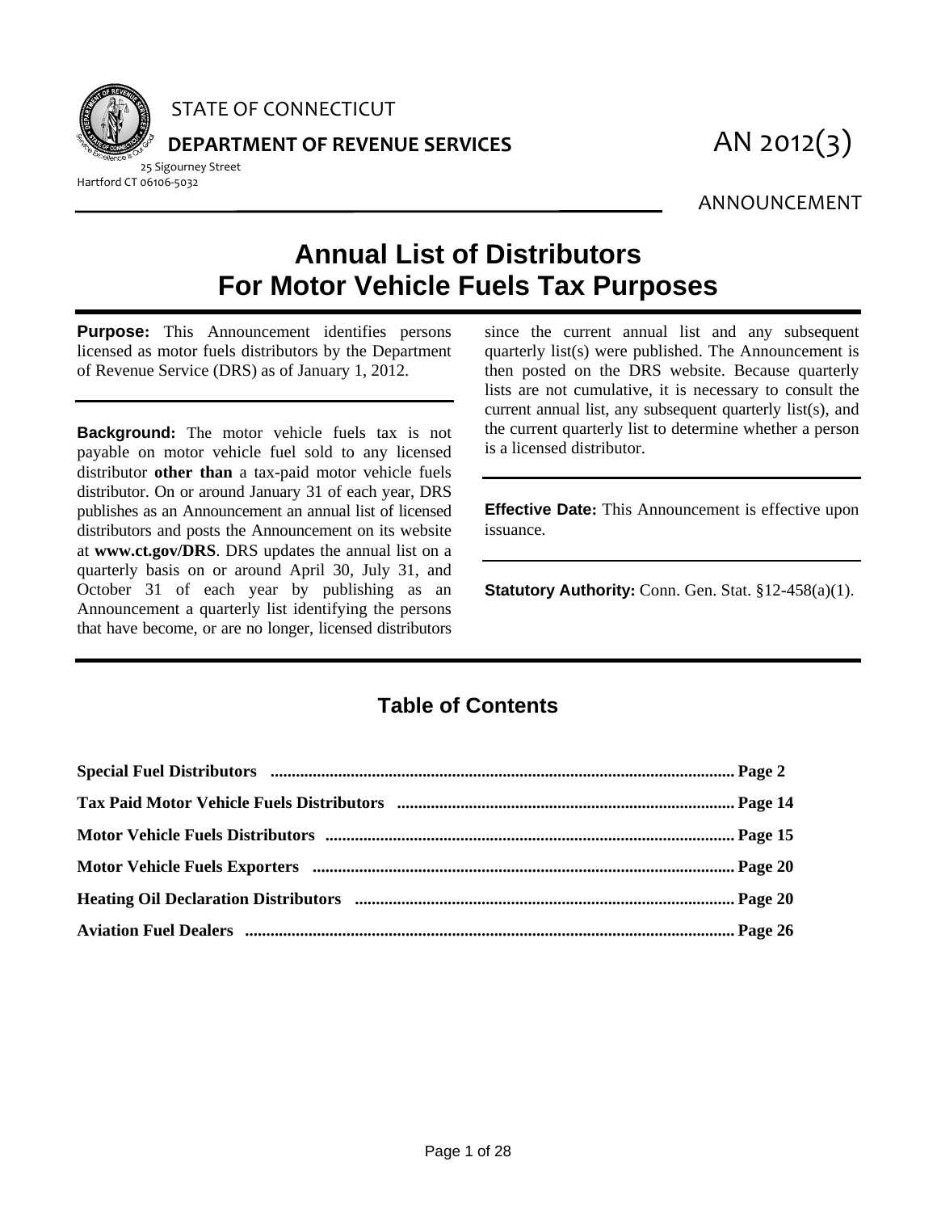STATE OF CONNECTICUT

**DEPARTMENT OF REVENUE SERVICES**

25 Sigourney Street
Hartford CT 06106-5032

AN 2012(3)

ANNOUNCEMENT

# Annual List of Distributors For Motor Vehicle Fuels Tax Purposes

**Purpose:** This Announcement identifies persons licensed as motor fuels distributors by the Department of Revenue Service (DRS) as of January 1, 2012.

**Background:** The motor vehicle fuels tax is not payable on motor vehicle fuel sold to any licensed distributor **other than** a tax-paid motor vehicle fuels distributor. On or around January 31 of each year, DRS publishes as an Announcement an annual list of licensed distributors and posts the Announcement on its website at **www.ct.gov/DRS**. DRS updates the annual list on a quarterly basis on or around April 30, July 31, and October 31 of each year by publishing as an Announcement a quarterly list identifying the persons that have become, or are no longer, licensed distributors since the current annual list and any subsequent quarterly list(s) were published. The Announcement is then posted on the DRS website. Because quarterly lists are not cumulative, it is necessary to consult the current annual list, any subsequent quarterly list(s), and the current quarterly list to determine whether a person is a licensed distributor.

**Effective Date:** This Announcement is effective upon issuance.

**Statutory Authority:** Conn. Gen. Stat. §12-458(a)(1).

## Table of Contents

**Special Fuel Distributors** ............................................................ **Page 2**

**Tax Paid Motor Vehicle Fuels Distributors** ............................................................ **Page 14**

**Motor Vehicle Fuels Distributors** ............................................................ **Page 15**

**Motor Vehicle Fuels Exporters** ............................................................ **Page 20**

**Heating Oil Declaration Distributors** ............................................................ **Page 20**

**Aviation Fuel Dealers** ............................................................ **Page 26**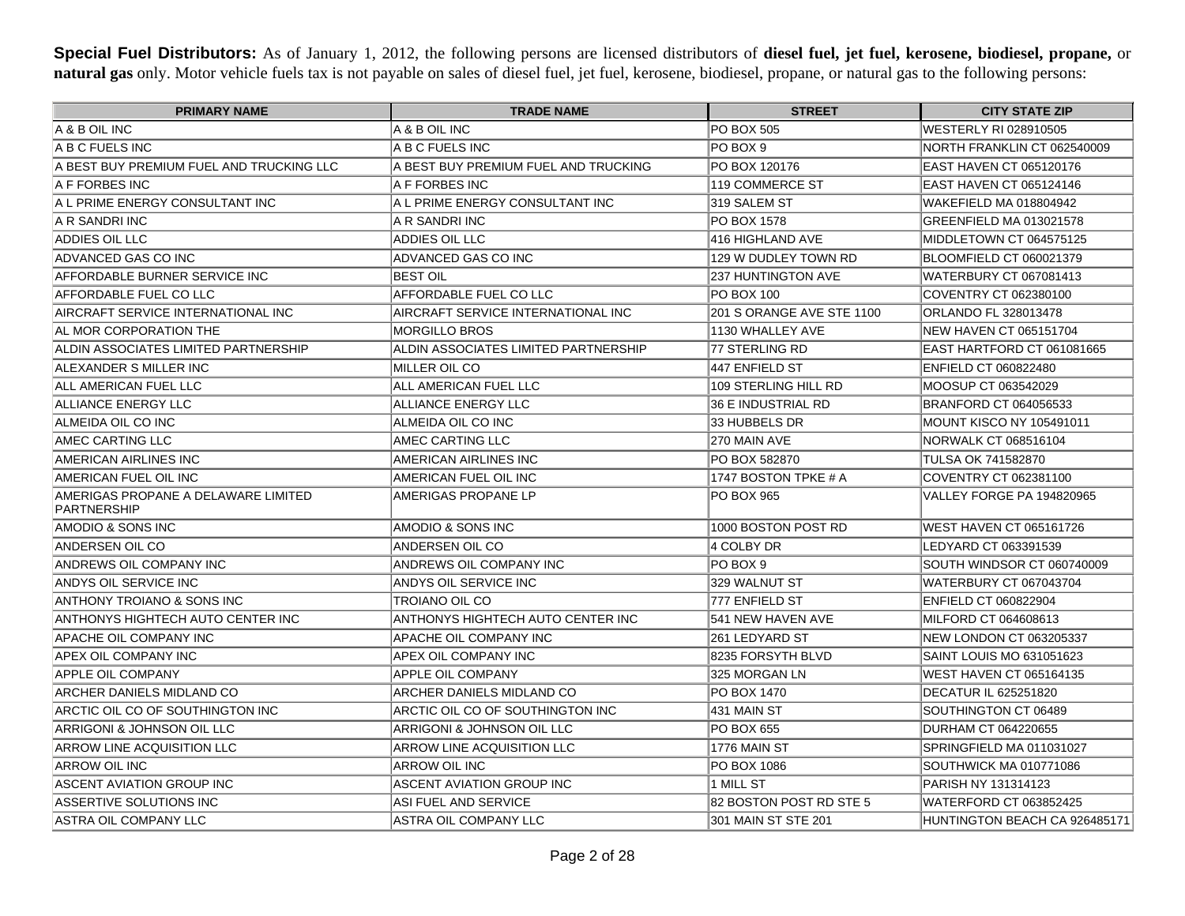**Special Fuel Distributors:** As of January 1, 2012, the following persons are licensed distributors of **diesel fuel, jet fuel, kerosene, biodiesel, propane,** or **natural gas** only. Motor vehicle fuels tax is not payable on sales of diesel fuel, jet fuel, kerosene, biodiesel, propane, or natural gas to the following persons:

| PRIMARY NAME | TRADE NAME | STREET | CITY STATE ZIP |
|---|---|---|---|
| A & B OIL INC | A & B OIL INC | PO BOX 505 | WESTERLY RI 028910505 |
| A B C FUELS INC | A B C FUELS INC | PO BOX 9 | NORTH FRANKLIN CT 062540009 |
| A BEST BUY PREMIUM FUEL AND TRUCKING LLC | A BEST BUY PREMIUM FUEL AND TRUCKING | PO BOX 120176 | EAST HAVEN CT 065120176 |
| A F FORBES INC | A F FORBES INC | 119 COMMERCE ST | EAST HAVEN CT 065124146 |
| A L PRIME ENERGY CONSULTANT INC | A L PRIME ENERGY CONSULTANT INC | 319 SALEM ST | WAKEFIELD MA 018804942 |
| A R SANDRI INC | A R SANDRI INC | PO BOX 1578 | GREENFIELD MA 013021578 |
| ADDIES OIL LLC | ADDIES OIL LLC | 416 HIGHLAND AVE | MIDDLETOWN CT 064575125 |
| ADVANCED GAS CO INC | ADVANCED GAS CO INC | 129 W DUDLEY TOWN RD | BLOOMFIELD CT 060021379 |
| AFFORDABLE BURNER SERVICE INC | BEST OIL | 237 HUNTINGTON AVE | WATERBURY CT 067081413 |
| AFFORDABLE FUEL CO LLC | AFFORDABLE FUEL CO LLC | PO BOX 100 | COVENTRY CT 062380100 |
| AIRCRAFT SERVICE INTERNATIONAL INC | AIRCRAFT SERVICE INTERNATIONAL INC | 201 S ORANGE AVE STE 1100 | ORLANDO FL 328013478 |
| AL MOR CORPORATION THE | MORGILLO BROS | 1130 WHALLEY AVE | NEW HAVEN CT 065151704 |
| ALDIN ASSOCIATES LIMITED PARTNERSHIP | ALDIN ASSOCIATES LIMITED PARTNERSHIP | 77 STERLING RD | EAST HARTFORD CT 061081665 |
| ALEXANDER S MILLER INC | MILLER OIL CO | 447 ENFIELD ST | ENFIELD CT 060822480 |
| ALL AMERICAN FUEL LLC | ALL AMERICAN FUEL LLC | 109 STERLING HILL RD | MOOSUP CT 063542029 |
| ALLIANCE ENERGY LLC | ALLIANCE ENERGY LLC | 36 E INDUSTRIAL RD | BRANFORD CT 064056533 |
| ALMEIDA OIL CO INC | ALMEIDA OIL CO INC | 33 HUBBELS DR | MOUNT KISCO NY 105491011 |
| AMEC CARTING LLC | AMEC CARTING LLC | 270 MAIN AVE | NORWALK CT 068516104 |
| AMERICAN AIRLINES INC | AMERICAN AIRLINES INC | PO BOX 582870 | TULSA OK 741582870 |
| AMERICAN FUEL OIL INC | AMERICAN FUEL OIL INC | 1747 BOSTON TPKE # A | COVENTRY CT 062381100 |
| AMERIGAS PROPANE A DELAWARE LIMITED PARTNERSHIP | AMERIGAS PROPANE LP | PO BOX 965 | VALLEY FORGE PA 194820965 |
| AMODIO & SONS INC | AMODIO & SONS INC | 1000 BOSTON POST RD | WEST HAVEN CT 065161726 |
| ANDERSEN OIL CO | ANDERSEN OIL CO | 4 COLBY DR | LEDYARD CT 063391539 |
| ANDREWS OIL COMPANY INC | ANDREWS OIL COMPANY INC | PO BOX 9 | SOUTH WINDSOR CT 060740009 |
| ANDYS OIL SERVICE INC | ANDYS OIL SERVICE INC | 329 WALNUT ST | WATERBURY CT 067043704 |
| ANTHONY TROIANO & SONS INC | TROIANO OIL CO | 777 ENFIELD ST | ENFIELD CT 060822904 |
| ANTHONYS HIGHTECH AUTO CENTER INC | ANTHONYS HIGHTECH AUTO CENTER INC | 541 NEW HAVEN AVE | MILFORD CT 064608613 |
| APACHE OIL COMPANY INC | APACHE OIL COMPANY INC | 261 LEDYARD ST | NEW LONDON CT 063205337 |
| APEX OIL COMPANY INC | APEX OIL COMPANY INC | 8235 FORSYTH BLVD | SAINT LOUIS MO 631051623 |
| APPLE OIL COMPANY | APPLE OIL COMPANY | 325 MORGAN LN | WEST HAVEN CT 065164135 |
| ARCHER DANIELS MIDLAND CO | ARCHER DANIELS MIDLAND CO | PO BOX 1470 | DECATUR IL 625251820 |
| ARCTIC OIL CO OF SOUTHINGTON INC | ARCTIC OIL CO OF SOUTHINGTON INC | 431 MAIN ST | SOUTHINGTON CT 06489 |
| ARRIGONI & JOHNSON OIL LLC | ARRIGONI & JOHNSON OIL LLC | PO BOX 655 | DURHAM CT 064220655 |
| ARROW LINE ACQUISITION LLC | ARROW LINE ACQUISITION LLC | 1776 MAIN ST | SPRINGFIELD MA 011031027 |
| ARROW OIL INC | ARROW OIL INC | PO BOX 1086 | SOUTHWICK MA 010771086 |
| ASCENT AVIATION GROUP INC | ASCENT AVIATION GROUP INC | 1 MILL ST | PARISH NY 131314123 |
| ASSERTIVE SOLUTIONS INC | ASI FUEL AND SERVICE | 82 BOSTON POST RD STE 5 | WATERFORD CT 063852425 |
| ASTRA OIL COMPANY LLC | ASTRA OIL COMPANY LLC | 301 MAIN ST STE 201 | HUNTINGTON BEACH CA 926485171 |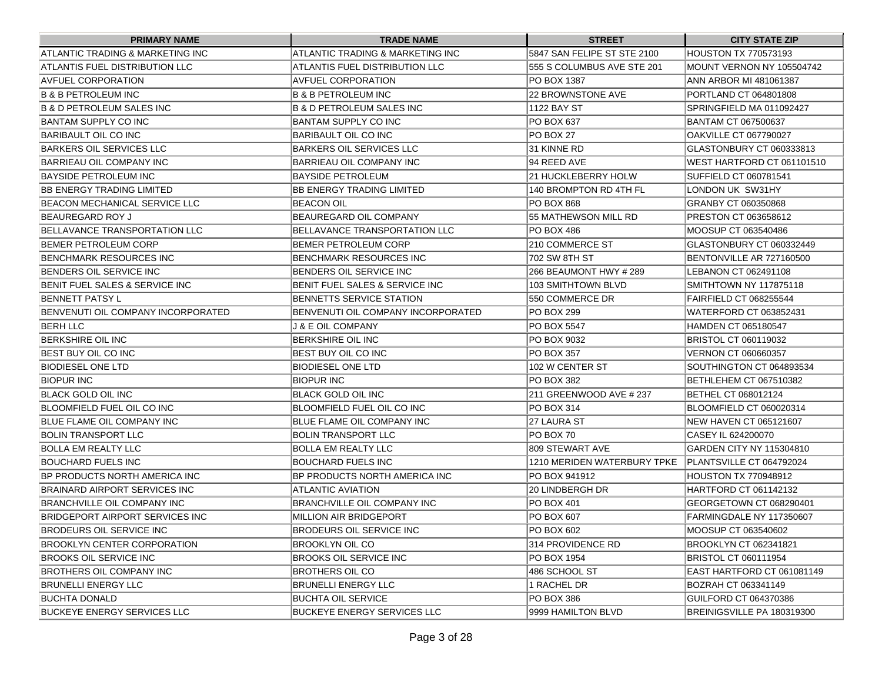| PRIMARY NAME | TRADE NAME | STREET | CITY STATE ZIP |
| --- | --- | --- | --- |
| ATLANTIC TRADING & MARKETING INC | ATLANTIC TRADING & MARKETING INC | 5847 SAN FELIPE ST STE 2100 | HOUSTON TX 770573193 |
| ATLANTIS FUEL DISTRIBUTION LLC | ATLANTIS FUEL DISTRIBUTION LLC | 555 S COLUMBUS AVE STE 201 | MOUNT VERNON NY 105504742 |
| AVFUEL CORPORATION | AVFUEL CORPORATION | PO BOX 1387 | ANN ARBOR MI 481061387 |
| B & B PETROLEUM INC | B & B PETROLEUM INC | 22 BROWNSTONE AVE | PORTLAND CT 064801808 |
| B & D PETROLEUM SALES INC | B & D PETROLEUM SALES INC | 1122 BAY ST | SPRINGFIELD MA 011092427 |
| BANTAM SUPPLY CO INC | BANTAM SUPPLY CO INC | PO BOX 637 | BANTAM CT 067500637 |
| BARIBAULT OIL CO INC | BARIBAULT OIL CO INC | PO BOX 27 | OAKVILLE CT 067790027 |
| BARKERS OIL SERVICES LLC | BARKERS OIL SERVICES LLC | 31 KINNE RD | GLASTONBURY CT 060333813 |
| BARRIEAU OIL COMPANY INC | BARRIEAU OIL COMPANY INC | 94 REED AVE | WEST HARTFORD CT 061101510 |
| BAYSIDE PETROLEUM INC | BAYSIDE PETROLEUM | 21 HUCKLEBERRY HOLW | SUFFIELD CT 060781541 |
| BB ENERGY TRADING LIMITED | BB ENERGY TRADING LIMITED | 140 BROMPTON RD 4TH FL | LONDON UK SW31HY |
| BEACON MECHANICAL SERVICE LLC | BEACON OIL | PO BOX 868 | GRANBY CT 060350868 |
| BEAUREGARD ROY J | BEAUREGARD OIL COMPANY | 55 MATHEWSON MILL RD | PRESTON CT 063658612 |
| BELLAVANCE TRANSPORTATION LLC | BELLAVANCE TRANSPORTATION LLC | PO BOX 486 | MOOSUP CT 063540486 |
| BEMER PETROLEUM CORP | BEMER PETROLEUM CORP | 210 COMMERCE ST | GLASTONBURY CT 060332449 |
| BENCHMARK RESOURCES INC | BENCHMARK RESOURCES INC | 702 SW 8TH ST | BENTONVILLE AR 727160500 |
| BENDERS OIL SERVICE INC | BENDERS OIL SERVICE INC | 266 BEAUMONT HWY # 289 | LEBANON CT 062491108 |
| BENIT FUEL SALES & SERVICE INC | BENIT FUEL SALES & SERVICE INC | 103 SMITHTOWN BLVD | SMITHTOWN NY 117875118 |
| BENNETT PATSY L | BENNETTS SERVICE STATION | 550 COMMERCE DR | FAIRFIELD CT 068255544 |
| BENVENUTI OIL COMPANY INCORPORATED | BENVENUTI OIL COMPANY INCORPORATED | PO BOX 299 | WATERFORD CT 063852431 |
| BERH LLC | J & E OIL COMPANY | PO BOX 5547 | HAMDEN CT 065180547 |
| BERKSHIRE OIL INC | BERKSHIRE OIL INC | PO BOX 9032 | BRISTOL CT 060119032 |
| BEST BUY OIL CO INC | BEST BUY OIL CO INC | PO BOX 357 | VERNON CT 060660357 |
| BIODIESEL ONE LTD | BIODIESEL ONE LTD | 102 W CENTER ST | SOUTHINGTON CT 064893534 |
| BIOPUR INC | BIOPUR INC | PO BOX 382 | BETHLEHEM CT 067510382 |
| BLACK GOLD OIL INC | BLACK GOLD OIL INC | 211 GREENWOOD AVE # 237 | BETHEL CT 068012124 |
| BLOOMFIELD FUEL OIL CO INC | BLOOMFIELD FUEL OIL CO INC | PO BOX 314 | BLOOMFIELD CT 060020314 |
| BLUE FLAME OIL COMPANY INC | BLUE FLAME OIL COMPANY INC | 27 LAURA ST | NEW HAVEN CT 065121607 |
| BOLIN TRANSPORT LLC | BOLIN TRANSPORT LLC | PO BOX 70 | CASEY IL 624200070 |
| BOLLA EM REALTY LLC | BOLLA EM REALTY LLC | 809 STEWART AVE | GARDEN CITY NY 115304810 |
| BOUCHARD FUELS INC | BOUCHARD FUELS INC | 1210 MERIDEN WATERBURY TPKE | PLANTSVILLE CT 064792024 |
| BP PRODUCTS NORTH AMERICA INC | BP PRODUCTS NORTH AMERICA INC | PO BOX 941912 | HOUSTON TX 770948912 |
| BRAINARD AIRPORT SERVICES INC | ATLANTIC AVIATION | 20 LINDBERGH DR | HARTFORD CT 061142132 |
| BRANCHVILLE OIL COMPANY INC | BRANCHVILLE OIL COMPANY INC | PO BOX 401 | GEORGETOWN CT 068290401 |
| BRIDGEPORT AIRPORT SERVICES INC | MILLION AIR BRIDGEPORT | PO BOX 607 | FARMINGDALE NY 117350607 |
| BRODEURS OIL SERVICE INC | BRODEURS OIL SERVICE INC | PO BOX 602 | MOOSUP CT 063540602 |
| BROOKLYN CENTER CORPORATION | BROOKLYN OIL CO | 314 PROVIDENCE RD | BROOKLYN CT 062341821 |
| BROOKS OIL SERVICE INC | BROOKS OIL SERVICE INC | PO BOX 1954 | BRISTOL CT 060111954 |
| BROTHERS OIL COMPANY INC | BROTHERS OIL CO | 486 SCHOOL ST | EAST HARTFORD CT 061081149 |
| BRUNELLI ENERGY LLC | BRUNELLI ENERGY LLC | 1 RACHEL DR | BOZRAH CT 063341149 |
| BUCHTA DONALD | BUCHTA OIL SERVICE | PO BOX 386 | GUILFORD CT 064370386 |
| BUCKEYE ENERGY SERVICES LLC | BUCKEYE ENERGY SERVICES LLC | 9999 HAMILTON BLVD | BREINIGSVILLE PA 180319300 |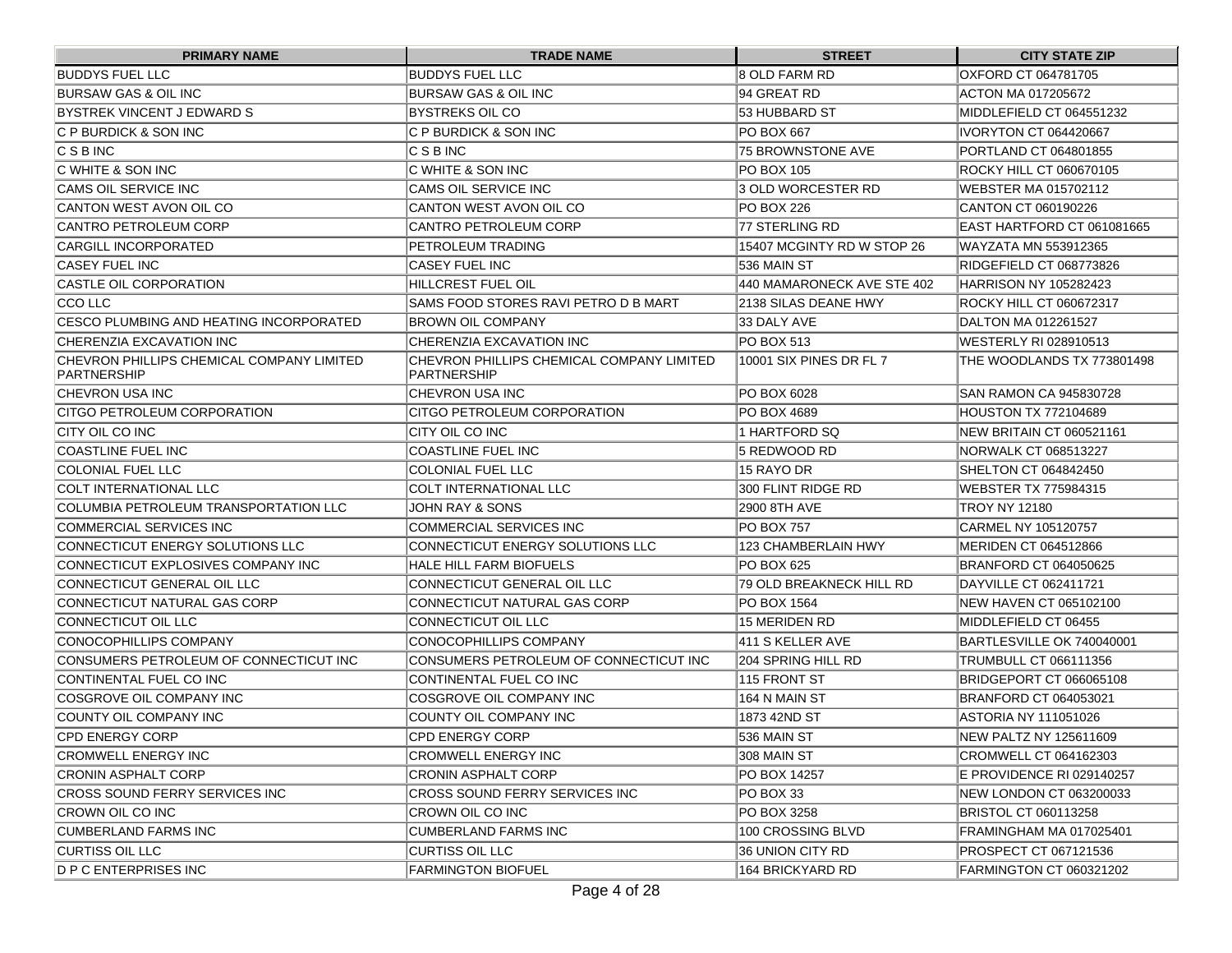| PRIMARY NAME | TRADE NAME | STREET | CITY STATE ZIP |
| --- | --- | --- | --- |
| BUDDYS FUEL LLC | BUDDYS FUEL LLC | 8 OLD FARM RD | OXFORD CT 064781705 |
| BURSAW GAS & OIL INC | BURSAW GAS & OIL INC | 94 GREAT RD | ACTON MA 017205672 |
| BYSTREK VINCENT J EDWARD S | BYSTREKS OIL CO | 53 HUBBARD ST | MIDDLEFIELD CT 064551232 |
| C P BURDICK & SON INC | C P BURDICK & SON INC | PO BOX 667 | IVORYTON CT 064420667 |
| C S B INC | C S B INC | 75 BROWNSTONE AVE | PORTLAND CT 064801855 |
| C WHITE & SON INC | C WHITE & SON INC | PO BOX 105 | ROCKY HILL CT 060670105 |
| CAMS OIL SERVICE INC | CAMS OIL SERVICE INC | 3 OLD WORCESTER RD | WEBSTER MA 015702112 |
| CANTON WEST AVON OIL CO | CANTON WEST AVON OIL CO | PO BOX 226 | CANTON CT 060190226 |
| CANTRO PETROLEUM CORP | CANTRO PETROLEUM CORP | 77 STERLING RD | EAST HARTFORD CT 061081665 |
| CARGILL INCORPORATED | PETROLEUM TRADING | 15407 MCGINTY RD W STOP 26 | WAYZATA MN 553912365 |
| CASEY FUEL INC | CASEY FUEL INC | 536 MAIN ST | RIDGEFIELD CT 068773826 |
| CASTLE OIL CORPORATION | HILLCREST FUEL OIL | 440 MAMARONECK AVE STE 402 | HARRISON NY 105282423 |
| CCO LLC | SAMS FOOD STORES RAVI PETRO D B MART | 2138 SILAS DEANE HWY | ROCKY HILL CT 060672317 |
| CESCO PLUMBING AND HEATING INCORPORATED | BROWN OIL COMPANY | 33 DALY AVE | DALTON MA 012261527 |
| CHERENZIA EXCAVATION INC | CHERENZIA EXCAVATION INC | PO BOX 513 | WESTERLY RI 028910513 |
| CHEVRON PHILLIPS CHEMICAL COMPANY LIMITED PARTNERSHIP | CHEVRON PHILLIPS CHEMICAL COMPANY LIMITED PARTNERSHIP | 10001 SIX PINES DR FL 7 | THE WOODLANDS TX 773801498 |
| CHEVRON USA INC | CHEVRON USA INC | PO BOX 6028 | SAN RAMON CA 945830728 |
| CITGO PETROLEUM CORPORATION | CITGO PETROLEUM CORPORATION | PO BOX 4689 | HOUSTON TX 772104689 |
| CITY OIL CO INC | CITY OIL CO INC | 1 HARTFORD SQ | NEW BRITAIN CT 060521161 |
| COASTLINE FUEL INC | COASTLINE FUEL INC | 5 REDWOOD RD | NORWALK CT 068513227 |
| COLONIAL FUEL LLC | COLONIAL FUEL LLC | 15 RAYO DR | SHELTON CT 064842450 |
| COLT INTERNATIONAL LLC | COLT INTERNATIONAL LLC | 300 FLINT RIDGE RD | WEBSTER TX 775984315 |
| COLUMBIA PETROLEUM TRANSPORTATION LLC | JOHN RAY & SONS | 2900 8TH AVE | TROY NY 12180 |
| COMMERCIAL SERVICES INC | COMMERCIAL SERVICES INC | PO BOX 757 | CARMEL NY 105120757 |
| CONNECTICUT ENERGY SOLUTIONS LLC | CONNECTICUT ENERGY SOLUTIONS LLC | 123 CHAMBERLAIN HWY | MERIDEN CT 064512866 |
| CONNECTICUT EXPLOSIVES COMPANY INC | HALE HILL FARM BIOFUELS | PO BOX 625 | BRANFORD CT 064050625 |
| CONNECTICUT GENERAL OIL LLC | CONNECTICUT GENERAL OIL LLC | 79 OLD BREAKNECK HILL RD | DAYVILLE CT 062411721 |
| CONNECTICUT NATURAL GAS CORP | CONNECTICUT NATURAL GAS CORP | PO BOX 1564 | NEW HAVEN CT 065102100 |
| CONNECTICUT OIL LLC | CONNECTICUT OIL LLC | 15 MERIDEN RD | MIDDLEFIELD CT 06455 |
| CONOCOPHILLIPS COMPANY | CONOCOPHILLIPS COMPANY | 411 S KELLER AVE | BARTLESVILLE OK 740040001 |
| CONSUMERS PETROLEUM OF CONNECTICUT INC | CONSUMERS PETROLEUM OF CONNECTICUT INC | 204 SPRING HILL RD | TRUMBULL CT 066111356 |
| CONTINENTAL FUEL CO INC | CONTINENTAL FUEL CO INC | 115 FRONT ST | BRIDGEPORT CT 066065108 |
| COSGROVE OIL COMPANY INC | COSGROVE OIL COMPANY INC | 164 N MAIN ST | BRANFORD CT 064053021 |
| COUNTY OIL COMPANY INC | COUNTY OIL COMPANY INC | 1873 42ND ST | ASTORIA NY 111051026 |
| CPD ENERGY CORP | CPD ENERGY CORP | 536 MAIN ST | NEW PALTZ NY 125611609 |
| CROMWELL ENERGY INC | CROMWELL ENERGY INC | 308 MAIN ST | CROMWELL CT 064162303 |
| CRONIN ASPHALT CORP | CRONIN ASPHALT CORP | PO BOX 14257 | E PROVIDENCE RI 029140257 |
| CROSS SOUND FERRY SERVICES INC | CROSS SOUND FERRY SERVICES INC | PO BOX 33 | NEW LONDON CT 063200033 |
| CROWN OIL CO INC | CROWN OIL CO INC | PO BOX 3258 | BRISTOL CT 060113258 |
| CUMBERLAND FARMS INC | CUMBERLAND FARMS INC | 100 CROSSING BLVD | FRAMINGHAM MA 017025401 |
| CURTISS OIL LLC | CURTISS OIL LLC | 36 UNION CITY RD | PROSPECT CT 067121536 |
| D P C ENTERPRISES INC | FARMINGTON BIOFUEL | 164 BRICKYARD RD | FARMINGTON CT 060321202 |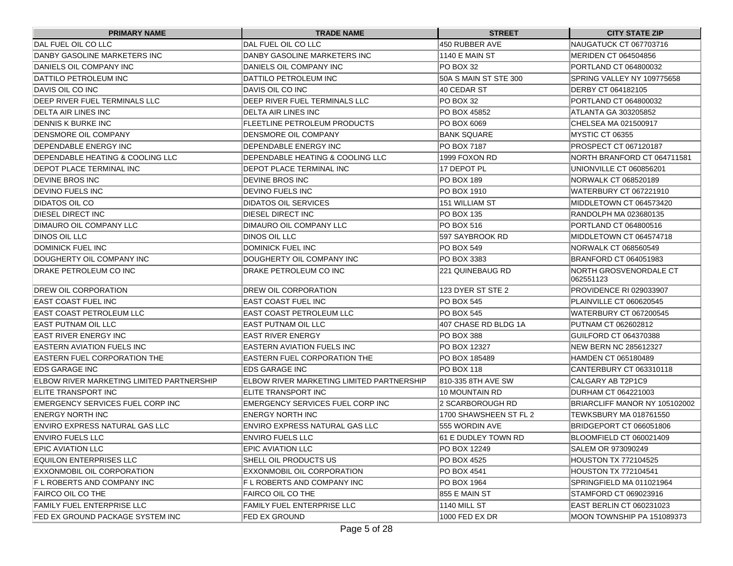| PRIMARY NAME | TRADE NAME | STREET | CITY STATE ZIP |
| --- | --- | --- | --- |
| DAL FUEL OIL CO LLC | DAL FUEL OIL CO LLC | 450 RUBBER AVE | NAUGATUCK CT 067703716 |
| DANBY GASOLINE MARKETERS INC | DANBY GASOLINE MARKETERS INC | 1140 E MAIN ST | MERIDEN CT 064504856 |
| DANIELS OIL COMPANY INC | DANIELS OIL COMPANY INC | PO BOX 32 | PORTLAND CT 064800032 |
| DATTILO PETROLEUM INC | DATTILO PETROLEUM INC | 50A S MAIN ST STE 300 | SPRING VALLEY NY 109775658 |
| DAVIS OIL CO INC | DAVIS OIL CO INC | 40 CEDAR ST | DERBY CT 064182105 |
| DEEP RIVER FUEL TERMINALS LLC | DEEP RIVER FUEL TERMINALS LLC | PO BOX 32 | PORTLAND CT 064800032 |
| DELTA AIR LINES INC | DELTA AIR LINES INC | PO BOX 45852 | ATLANTA GA 303205852 |
| DENNIS K BURKE INC | FLEETLINE PETROLEUM PRODUCTS | PO BOX 6069 | CHELSEA MA 021500917 |
| DENSMORE OIL COMPANY | DENSMORE OIL COMPANY | BANK SQUARE | MYSTIC CT 06355 |
| DEPENDABLE ENERGY INC | DEPENDABLE ENERGY INC | PO BOX 7187 | PROSPECT CT 067120187 |
| DEPENDABLE HEATING & COOLING LLC | DEPENDABLE HEATING & COOLING LLC | 1999 FOXON RD | NORTH BRANFORD CT 064711581 |
| DEPOT PLACE TERMINAL INC | DEPOT PLACE TERMINAL INC | 17 DEPOT PL | UNIONVILLE CT 060856201 |
| DEVINE BROS INC | DEVINE BROS INC | PO BOX 189 | NORWALK CT 068520189 |
| DEVINO FUELS INC | DEVINO FUELS INC | PO BOX 1910 | WATERBURY CT 067221910 |
| DIDATOS OIL CO | DIDATOS OIL SERVICES | 151 WILLIAM ST | MIDDLETOWN CT 064573420 |
| DIESEL DIRECT INC | DIESEL DIRECT INC | PO BOX 135 | RANDOLPH MA 023680135 |
| DIMAURO OIL COMPANY LLC | DIMAURO OIL COMPANY LLC | PO BOX 516 | PORTLAND CT 064800516 |
| DINOS OIL LLC | DINOS OIL LLC | 597 SAYBROOK RD | MIDDLETOWN CT 064574718 |
| DOMINICK FUEL INC | DOMINICK FUEL INC | PO BOX 549 | NORWALK CT 068560549 |
| DOUGHERTY OIL COMPANY INC | DOUGHERTY OIL COMPANY INC | PO BOX 3383 | BRANFORD CT 064051983 |
| DRAKE PETROLEUM CO INC | DRAKE PETROLEUM CO INC | 221 QUINEBAUG RD | NORTH GROSVENORDALE CT 062551123 |
| DREW OIL CORPORATION | DREW OIL CORPORATION | 123 DYER ST STE 2 | PROVIDENCE RI 029033907 |
| EAST COAST FUEL INC | EAST COAST FUEL INC | PO BOX 545 | PLAINVILLE CT 060620545 |
| EAST COAST PETROLEUM LLC | EAST COAST PETROLEUM LLC | PO BOX 545 | WATERBURY CT 067200545 |
| EAST PUTNAM OIL LLC | EAST PUTNAM OIL LLC | 407 CHASE RD BLDG 1A | PUTNAM CT 062602812 |
| EAST RIVER ENERGY INC | EAST RIVER ENERGY | PO BOX 388 | GUILFORD CT 064370388 |
| EASTERN AVIATION FUELS INC | EASTERN AVIATION FUELS INC | PO BOX 12327 | NEW BERN NC 285612327 |
| EASTERN FUEL CORPORATION THE | EASTERN FUEL CORPORATION THE | PO BOX 185489 | HAMDEN CT 065180489 |
| EDS GARAGE INC | EDS GARAGE INC | PO BOX 118 | CANTERBURY CT 063310118 |
| ELBOW RIVER MARKETING LIMITED PARTNERSHIP | ELBOW RIVER MARKETING LIMITED PARTNERSHIP | 810-335 8TH AVE SW | CALGARY AB T2P1C9 |
| ELITE TRANSPORT INC | ELITE TRANSPORT INC | 10 MOUNTAIN RD | DURHAM CT 064221003 |
| EMERGENCY SERVICES FUEL CORP INC | EMERGENCY SERVICES FUEL CORP INC | 2 SCARBOROUGH RD | BRIARCLIFF MANOR NY 105102002 |
| ENERGY NORTH INC | ENERGY NORTH INC | 1700 SHAWSHEEN ST FL 2 | TEWKSBURY MA 018761550 |
| ENVIRO EXPRESS NATURAL GAS LLC | ENVIRO EXPRESS NATURAL GAS LLC | 555 WORDIN AVE | BRIDGEPORT CT 066051806 |
| ENVIRO FUELS LLC | ENVIRO FUELS LLC | 61 E DUDLEY TOWN RD | BLOOMFIELD CT 060021409 |
| EPIC AVIATION LLC | EPIC AVIATION LLC | PO BOX 12249 | SALEM OR 973090249 |
| EQUILON ENTERPRISES LLC | SHELL OIL PRODUCTS US | PO BOX 4525 | HOUSTON TX 772104525 |
| EXXONMOBIL OIL CORPORATION | EXXONMOBIL OIL CORPORATION | PO BOX 4541 | HOUSTON TX 772104541 |
| F L ROBERTS AND COMPANY INC | F L ROBERTS AND COMPANY INC | PO BOX 1964 | SPRINGFIELD MA 011021964 |
| FAIRCO OIL CO THE | FAIRCO OIL CO THE | 855 E MAIN ST | STAMFORD CT 069023916 |
| FAMILY FUEL ENTERPRISE LLC | FAMILY FUEL ENTERPRISE LLC | 1140 MILL ST | EAST BERLIN CT 060231023 |
| FED EX GROUND PACKAGE SYSTEM INC | FED EX GROUND | 1000 FED EX DR | MOON TOWNSHIP PA 151089373 |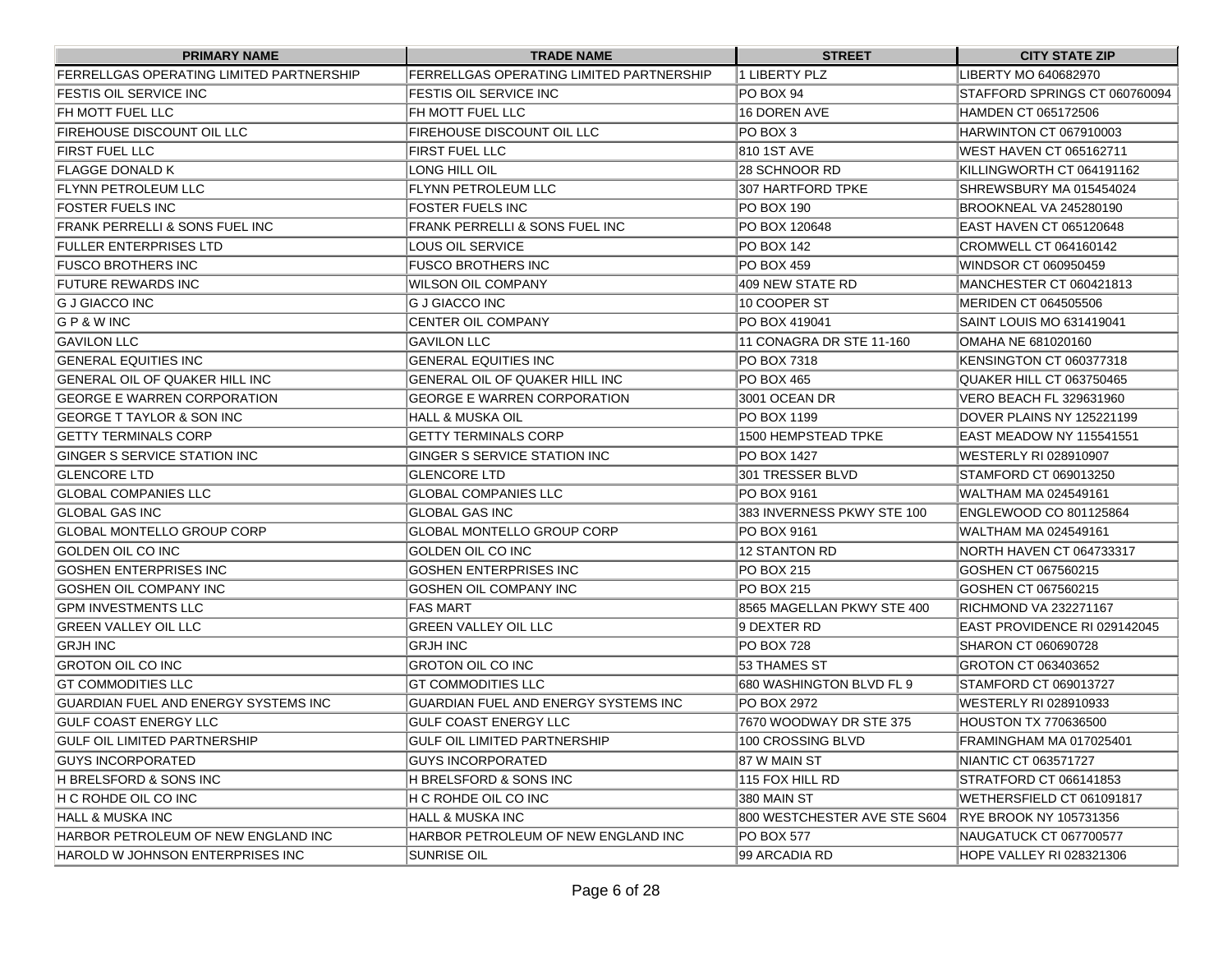| PRIMARY NAME | TRADE NAME | STREET | CITY STATE ZIP |
|---|---|---|---|
| FERRELLGAS OPERATING LIMITED PARTNERSHIP | FERRELLGAS OPERATING LIMITED PARTNERSHIP | 1 LIBERTY PLZ | LIBERTY MO 640682970 |
| FESTIS OIL SERVICE INC | FESTIS OIL SERVICE INC | PO BOX 94 | STAFFORD SPRINGS CT 060760094 |
| FH MOTT FUEL LLC | FH MOTT FUEL LLC | 16 DOREN AVE | HAMDEN CT 065172506 |
| FIREHOUSE DISCOUNT OIL LLC | FIREHOUSE DISCOUNT OIL LLC | PO BOX 3 | HARWINTON CT 067910003 |
| FIRST FUEL LLC | FIRST FUEL LLC | 810 1ST AVE | WEST HAVEN CT 065162711 |
| FLAGGE DONALD K | LONG HILL OIL | 28 SCHNOOR RD | KILLINGWORTH CT 064191162 |
| FLYNN PETROLEUM LLC | FLYNN PETROLEUM LLC | 307 HARTFORD TPKE | SHREWSBURY MA 015454024 |
| FOSTER FUELS INC | FOSTER FUELS INC | PO BOX 190 | BROOKNEAL VA 245280190 |
| FRANK PERRELLI & SONS FUEL INC | FRANK PERRELLI & SONS FUEL INC | PO BOX 120648 | EAST HAVEN CT 065120648 |
| FULLER ENTERPRISES LTD | LOUS OIL SERVICE | PO BOX 142 | CROMWELL CT 064160142 |
| FUSCO BROTHERS INC | FUSCO BROTHERS INC | PO BOX 459 | WINDSOR CT 060950459 |
| FUTURE REWARDS INC | WILSON OIL COMPANY | 409 NEW STATE RD | MANCHESTER CT 060421813 |
| G J GIACCO INC | G J GIACCO INC | 10 COOPER ST | MERIDEN CT 064505506 |
| G P & W INC | CENTER OIL COMPANY | PO BOX 419041 | SAINT LOUIS MO 631419041 |
| GAVILON LLC | GAVILON LLC | 11 CONAGRA DR STE 11-160 | OMAHA NE 681020160 |
| GENERAL EQUITIES INC | GENERAL EQUITIES INC | PO BOX 7318 | KENSINGTON CT 060377318 |
| GENERAL OIL OF QUAKER HILL INC | GENERAL OIL OF QUAKER HILL INC | PO BOX 465 | QUAKER HILL CT 063750465 |
| GEORGE E WARREN CORPORATION | GEORGE E WARREN CORPORATION | 3001 OCEAN DR | VERO BEACH FL 329631960 |
| GEORGE T TAYLOR & SON INC | HALL & MUSKA OIL | PO BOX 1199 | DOVER PLAINS NY 125221199 |
| GETTY TERMINALS CORP | GETTY TERMINALS CORP | 1500 HEMPSTEAD TPKE | EAST MEADOW NY 115541551 |
| GINGER S SERVICE STATION INC | GINGER S SERVICE STATION INC | PO BOX 1427 | WESTERLY RI 028910907 |
| GLENCORE LTD | GLENCORE LTD | 301 TRESSER BLVD | STAMFORD CT 069013250 |
| GLOBAL COMPANIES LLC | GLOBAL COMPANIES LLC | PO BOX 9161 | WALTHAM MA 024549161 |
| GLOBAL GAS INC | GLOBAL GAS INC | 383 INVERNESS PKWY STE 100 | ENGLEWOOD CO 801125864 |
| GLOBAL MONTELLO GROUP CORP | GLOBAL MONTELLO GROUP CORP | PO BOX 9161 | WALTHAM MA 024549161 |
| GOLDEN OIL CO INC | GOLDEN OIL CO INC | 12 STANTON RD | NORTH HAVEN CT 064733317 |
| GOSHEN ENTERPRISES INC | GOSHEN ENTERPRISES INC | PO BOX 215 | GOSHEN CT 067560215 |
| GOSHEN OIL COMPANY INC | GOSHEN OIL COMPANY INC | PO BOX 215 | GOSHEN CT 067560215 |
| GPM INVESTMENTS LLC | FAS MART | 8565 MAGELLAN PKWY STE 400 | RICHMOND VA 232271167 |
| GREEN VALLEY OIL LLC | GREEN VALLEY OIL LLC | 9 DEXTER RD | EAST PROVIDENCE RI 029142045 |
| GRJH INC | GRJH INC | PO BOX 728 | SHARON CT 060690728 |
| GROTON OIL CO INC | GROTON OIL CO INC | 53 THAMES ST | GROTON CT 063403652 |
| GT COMMODITIES LLC | GT COMMODITIES LLC | 680 WASHINGTON BLVD FL 9 | STAMFORD CT 069013727 |
| GUARDIAN FUEL AND ENERGY SYSTEMS INC | GUARDIAN FUEL AND ENERGY SYSTEMS INC | PO BOX 2972 | WESTERLY RI 028910933 |
| GULF COAST ENERGY LLC | GULF COAST ENERGY LLC | 7670 WOODWAY DR STE 375 | HOUSTON TX 770636500 |
| GULF OIL LIMITED PARTNERSHIP | GULF OIL LIMITED PARTNERSHIP | 100 CROSSING BLVD | FRAMINGHAM MA 017025401 |
| GUYS INCORPORATED | GUYS INCORPORATED | 87 W MAIN ST | NIANTIC CT 063571727 |
| H BRELSFORD & SONS INC | H BRELSFORD & SONS INC | 115 FOX HILL RD | STRATFORD CT 066141853 |
| H C ROHDE OIL CO INC | H C ROHDE OIL CO INC | 380 MAIN ST | WETHERSFIELD CT 061091817 |
| HALL & MUSKA INC | HALL & MUSKA INC | 800 WESTCHESTER AVE STE S604 | RYE BROOK NY 105731356 |
| HARBOR PETROLEUM OF NEW ENGLAND INC | HARBOR PETROLEUM OF NEW ENGLAND INC | PO BOX 577 | NAUGATUCK CT 067700577 |
| HAROLD W JOHNSON ENTERPRISES INC | SUNRISE OIL | 99 ARCADIA RD | HOPE VALLEY RI 028321306 |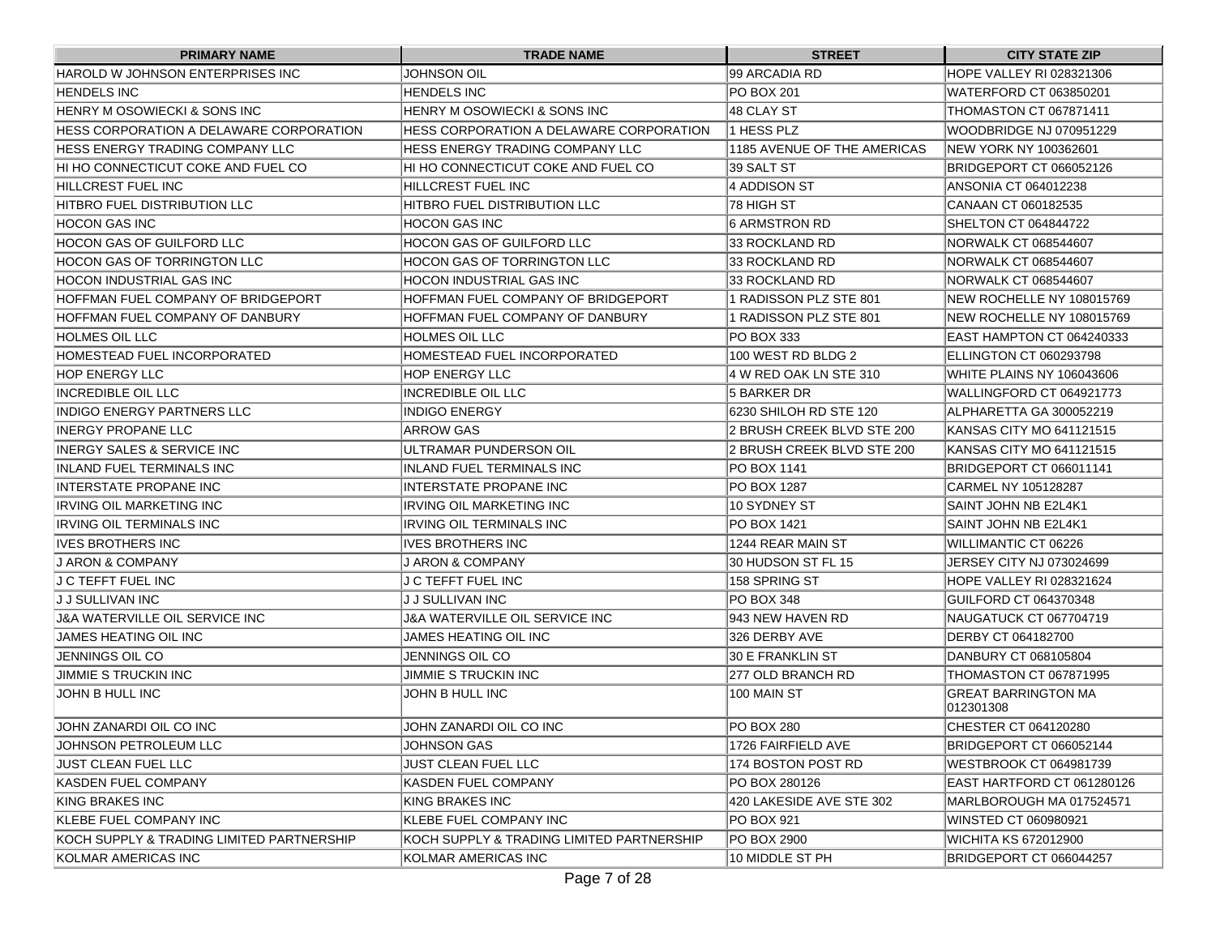| PRIMARY NAME | TRADE NAME | STREET | CITY STATE ZIP |
|---|---|---|---|
| HAROLD W JOHNSON ENTERPRISES INC | JOHNSON OIL | 99 ARCADIA RD | HOPE VALLEY RI 028321306 |
| HENDELS INC | HENDELS INC | PO BOX 201 | WATERFORD CT 063850201 |
| HENRY M OSOWIECKI & SONS INC | HENRY M OSOWIECKI & SONS INC | 48 CLAY ST | THOMASTON CT 067871411 |
| HESS CORPORATION A DELAWARE CORPORATION | HESS CORPORATION A DELAWARE CORPORATION | 1 HESS PLZ | WOODBRIDGE NJ 070951229 |
| HESS ENERGY TRADING COMPANY LLC | HESS ENERGY TRADING COMPANY LLC | 1185 AVENUE OF THE AMERICAS | NEW YORK NY 100362601 |
| HI HO CONNECTICUT COKE AND FUEL CO | HI HO CONNECTICUT COKE AND FUEL CO | 39 SALT ST | BRIDGEPORT CT 066052126 |
| HILLCREST FUEL INC | HILLCREST FUEL INC | 4 ADDISON ST | ANSONIA CT 064012238 |
| HITBRO FUEL DISTRIBUTION LLC | HITBRO FUEL DISTRIBUTION LLC | 78 HIGH ST | CANAAN CT 060182535 |
| HOCON GAS INC | HOCON GAS INC | 6 ARMSTRON RD | SHELTON CT 064844722 |
| HOCON GAS OF GUILFORD LLC | HOCON GAS OF GUILFORD LLC | 33 ROCKLAND RD | NORWALK CT 068544607 |
| HOCON GAS OF TORRINGTON LLC | HOCON GAS OF TORRINGTON LLC | 33 ROCKLAND RD | NORWALK CT 068544607 |
| HOCON INDUSTRIAL GAS INC | HOCON INDUSTRIAL GAS INC | 33 ROCKLAND RD | NORWALK CT 068544607 |
| HOFFMAN FUEL COMPANY OF BRIDGEPORT | HOFFMAN FUEL COMPANY OF BRIDGEPORT | 1 RADISSON PLZ STE 801 | NEW ROCHELLE NY 108015769 |
| HOFFMAN FUEL COMPANY OF DANBURY | HOFFMAN FUEL COMPANY OF DANBURY | 1 RADISSON PLZ STE 801 | NEW ROCHELLE NY 108015769 |
| HOLMES OIL LLC | HOLMES OIL LLC | PO BOX 333 | EAST HAMPTON CT 064240333 |
| HOMESTEAD FUEL INCORPORATED | HOMESTEAD FUEL INCORPORATED | 100 WEST RD BLDG 2 | ELLINGTON CT 060293798 |
| HOP ENERGY LLC | HOP ENERGY LLC | 4 W RED OAK LN STE 310 | WHITE PLAINS NY 106043606 |
| INCREDIBLE OIL LLC | INCREDIBLE OIL LLC | 5 BARKER DR | WALLINGFORD CT 064921773 |
| INDIGO ENERGY PARTNERS LLC | INDIGO ENERGY | 6230 SHILOH RD STE 120 | ALPHARETTA GA 300052219 |
| INERGY PROPANE LLC | ARROW GAS | 2 BRUSH CREEK BLVD STE 200 | KANSAS CITY MO 641121515 |
| INERGY SALES & SERVICE INC | ULTRAMAR PUNDERSON OIL | 2 BRUSH CREEK BLVD STE 200 | KANSAS CITY MO 641121515 |
| INLAND FUEL TERMINALS INC | INLAND FUEL TERMINALS INC | PO BOX 1141 | BRIDGEPORT CT 066011141 |
| INTERSTATE PROPANE INC | INTERSTATE PROPANE INC | PO BOX 1287 | CARMEL NY 105128287 |
| IRVING OIL MARKETING INC | IRVING OIL MARKETING INC | 10 SYDNEY ST | SAINT JOHN NB E2L4K1 |
| IRVING OIL TERMINALS INC | IRVING OIL TERMINALS INC | PO BOX 1421 | SAINT JOHN NB E2L4K1 |
| IVES BROTHERS INC | IVES BROTHERS INC | 1244 REAR MAIN ST | WILLIMANTIC CT 06226 |
| J ARON & COMPANY | J ARON & COMPANY | 30 HUDSON ST FL 15 | JERSEY CITY NJ 073024699 |
| J C TEFFT FUEL INC | J C TEFFT FUEL INC | 158 SPRING ST | HOPE VALLEY RI 028321624 |
| J J SULLIVAN INC | J J SULLIVAN INC | PO BOX 348 | GUILFORD CT 064370348 |
| J&A WATERVILLE OIL SERVICE INC | J&A WATERVILLE OIL SERVICE INC | 943 NEW HAVEN RD | NAUGATUCK CT 067704719 |
| JAMES HEATING OIL INC | JAMES HEATING OIL INC | 326 DERBY AVE | DERBY CT 064182700 |
| JENNINGS OIL CO | JENNINGS OIL CO | 30 E FRANKLIN ST | DANBURY CT 068105804 |
| JIMMIE S TRUCKIN INC | JIMMIE S TRUCKIN INC | 277 OLD BRANCH RD | THOMASTON CT 067871995 |
| JOHN B HULL INC | JOHN B HULL INC | 100 MAIN ST | GREAT BARRINGTON MA 012301308 |
| JOHN ZANARDI OIL CO INC | JOHN ZANARDI OIL CO INC | PO BOX 280 | CHESTER CT 064120280 |
| JOHNSON PETROLEUM LLC | JOHNSON GAS | 1726 FAIRFIELD AVE | BRIDGEPORT CT 066052144 |
| JUST CLEAN FUEL LLC | JUST CLEAN FUEL LLC | 174 BOSTON POST RD | WESTBROOK CT 064981739 |
| KASDEN FUEL COMPANY | KASDEN FUEL COMPANY | PO BOX 280126 | EAST HARTFORD CT 061280126 |
| KING BRAKES INC | KING BRAKES INC | 420 LAKESIDE AVE STE 302 | MARLBOROUGH MA 017524571 |
| KLEBE FUEL COMPANY INC | KLEBE FUEL COMPANY INC | PO BOX 921 | WINSTED CT 060980921 |
| KOCH SUPPLY & TRADING LIMITED PARTNERSHIP | KOCH SUPPLY & TRADING LIMITED PARTNERSHIP | PO BOX 2900 | WICHITA KS 672012900 |
| KOLMAR AMERICAS INC | KOLMAR AMERICAS INC | 10 MIDDLE ST PH | BRIDGEPORT CT 066044257 |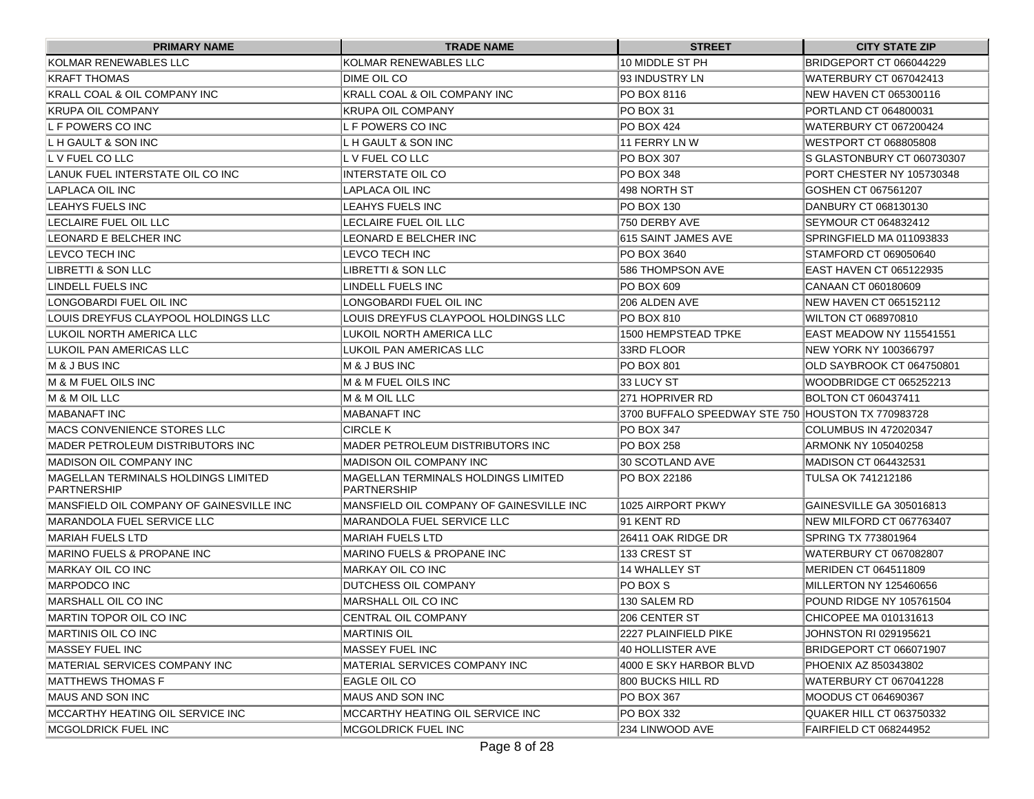| PRIMARY NAME | TRADE NAME | STREET | CITY STATE ZIP |
| --- | --- | --- | --- |
| KOLMAR RENEWABLES LLC | KOLMAR RENEWABLES LLC | 10 MIDDLE ST PH | BRIDGEPORT CT 066044229 |
| KRAFT THOMAS | DIME OIL CO | 93 INDUSTRY LN | WATERBURY CT 067042413 |
| KRALL COAL & OIL COMPANY INC | KRALL COAL & OIL COMPANY INC | PO BOX 8116 | NEW HAVEN CT 065300116 |
| KRUPA OIL COMPANY | KRUPA OIL COMPANY | PO BOX 31 | PORTLAND CT 064800031 |
| L F POWERS CO INC | L F POWERS CO INC | PO BOX 424 | WATERBURY CT 067200424 |
| L H GAULT & SON INC | L H GAULT & SON INC | 11 FERRY LN W | WESTPORT CT 068805808 |
| L V FUEL CO LLC | L V FUEL CO LLC | PO BOX 307 | S GLASTONBURY CT 060730307 |
| LANUK FUEL INTERSTATE OIL CO INC | INTERSTATE OIL CO | PO BOX 348 | PORT CHESTER NY 105730348 |
| LAPLACA OIL INC | LAPLACA OIL INC | 498 NORTH ST | GOSHEN CT 067561207 |
| LEAHYS FUELS INC | LEAHYS FUELS INC | PO BOX 130 | DANBURY CT 068130130 |
| LECLAIRE FUEL OIL LLC | LECLAIRE FUEL OIL LLC | 750 DERBY AVE | SEYMOUR CT 064832412 |
| LEONARD E BELCHER INC | LEONARD E BELCHER INC | 615 SAINT JAMES AVE | SPRINGFIELD MA 011093833 |
| LEVCO TECH INC | LEVCO TECH INC | PO BOX 3640 | STAMFORD CT 069050640 |
| LIBRETTI & SON LLC | LIBRETTI & SON LLC | 586 THOMPSON AVE | EAST HAVEN CT 065122935 |
| LINDELL FUELS INC | LINDELL FUELS INC | PO BOX 609 | CANAAN CT 060180609 |
| LONGOBARDI FUEL OIL INC | LONGOBARDI FUEL OIL INC | 206 ALDEN AVE | NEW HAVEN CT 065152112 |
| LOUIS DREYFUS CLAYPOOL HOLDINGS LLC | LOUIS DREYFUS CLAYPOOL HOLDINGS LLC | PO BOX 810 | WILTON CT 068970810 |
| LUKOIL NORTH AMERICA LLC | LUKOIL NORTH AMERICA LLC | 1500 HEMPSTEAD TPKE | EAST MEADOW NY 115541551 |
| LUKOIL PAN AMERICAS LLC | LUKOIL PAN AMERICAS LLC | 33RD FLOOR | NEW YORK NY 100366797 |
| M & J BUS INC | M & J BUS INC | PO BOX 801 | OLD SAYBROOK CT 064750801 |
| M & M FUEL OILS INC | M & M FUEL OILS INC | 33 LUCY ST | WOODBRIDGE CT 065252213 |
| M & M OIL LLC | M & M OIL LLC | 271 HOPRIVER RD | BOLTON CT 060437411 |
| MABANAFT INC | MABANAFT INC | 3700 BUFFALO SPEEDWAY STE 750 | HOUSTON TX 770983728 |
| MACS CONVENIENCE STORES LLC | CIRCLE K | PO BOX 347 | COLUMBUS IN 472020347 |
| MADER PETROLEUM DISTRIBUTORS INC | MADER PETROLEUM DISTRIBUTORS INC | PO BOX 258 | ARMONK NY 105040258 |
| MADISON OIL COMPANY INC | MADISON OIL COMPANY INC | 30 SCOTLAND AVE | MADISON CT 064432531 |
| MAGELLAN TERMINALS HOLDINGS LIMITED PARTNERSHIP | MAGELLAN TERMINALS HOLDINGS LIMITED PARTNERSHIP | PO BOX 22186 | TULSA OK 741212186 |
| MANSFIELD OIL COMPANY OF GAINESVILLE INC | MANSFIELD OIL COMPANY OF GAINESVILLE INC | 1025 AIRPORT PKWY | GAINESVILLE GA 305016813 |
| MARANDOLA FUEL SERVICE LLC | MARANDOLA FUEL SERVICE LLC | 91 KENT RD | NEW MILFORD CT 067763407 |
| MARIAH FUELS LTD | MARIAH FUELS LTD | 26411 OAK RIDGE DR | SPRING TX 773801964 |
| MARINO FUELS & PROPANE INC | MARINO FUELS & PROPANE INC | 133 CREST ST | WATERBURY CT 067082807 |
| MARKAY OIL CO INC | MARKAY OIL CO INC | 14 WHALLEY ST | MERIDEN CT 064511809 |
| MARPODCO INC | DUTCHESS OIL COMPANY | PO BOX S | MILLERTON NY 125460656 |
| MARSHALL OIL CO INC | MARSHALL OIL CO INC | 130 SALEM RD | POUND RIDGE NY 105761504 |
| MARTIN TOPOR OIL CO INC | CENTRAL OIL COMPANY | 206 CENTER ST | CHICOPEE MA 010131613 |
| MARTINIS OIL CO INC | MARTINIS OIL | 2227 PLAINFIELD PIKE | JOHNSTON RI 029195621 |
| MASSEY FUEL INC | MASSEY FUEL INC | 40 HOLLISTER AVE | BRIDGEPORT CT 066071907 |
| MATERIAL SERVICES COMPANY INC | MATERIAL SERVICES COMPANY INC | 4000 E SKY HARBOR BLVD | PHOENIX AZ 850343802 |
| MATTHEWS THOMAS F | EAGLE OIL CO | 800 BUCKS HILL RD | WATERBURY CT 067041228 |
| MAUS AND SON INC | MAUS AND SON INC | PO BOX 367 | MOODUS CT 064690367 |
| MCCARTHY HEATING OIL SERVICE INC | MCCARTHY HEATING OIL SERVICE INC | PO BOX 332 | QUAKER HILL CT 063750332 |
| MCGOLDRICK FUEL INC | MCGOLDRICK FUEL INC | 234 LINWOOD AVE | FAIRFIELD CT 068244952 |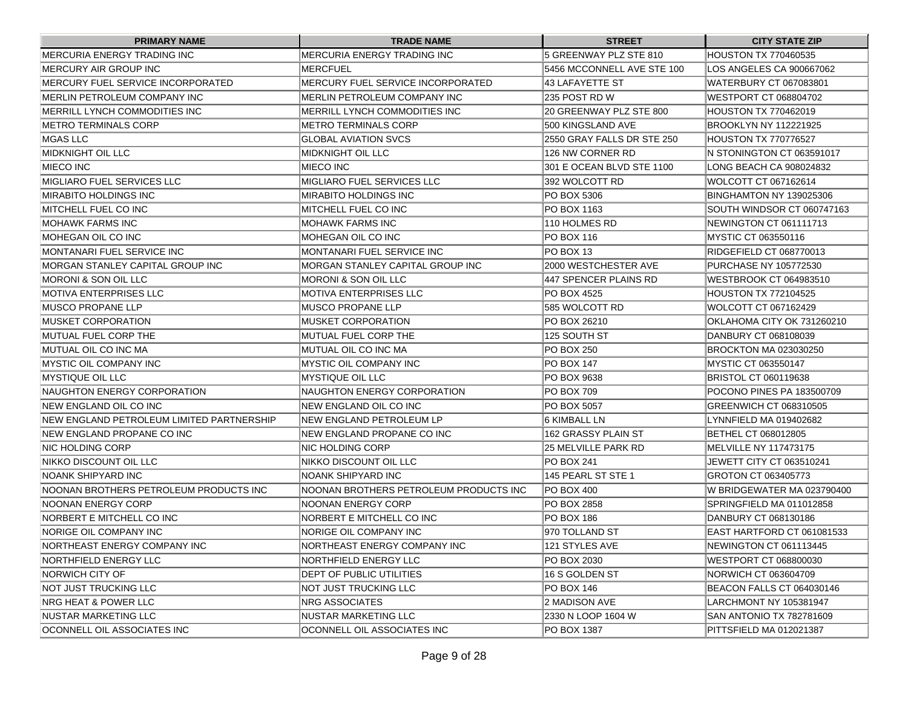| PRIMARY NAME | TRADE NAME | STREET | CITY STATE ZIP |
|---|---|---|---|
| MERCURIA ENERGY TRADING INC | MERCURIA ENERGY TRADING INC | 5 GREENWAY PLZ STE 810 | HOUSTON TX 770460535 |
| MERCURY AIR GROUP INC | MERCFUEL | 5456 MCCONNELL AVE STE 100 | LOS ANGELES CA 900667062 |
| MERCURY FUEL SERVICE INCORPORATED | MERCURY FUEL SERVICE INCORPORATED | 43 LAFAYETTE ST | WATERBURY CT 067083801 |
| MERLIN PETROLEUM COMPANY INC | MERLIN PETROLEUM COMPANY INC | 235 POST RD W | WESTPORT CT 068804702 |
| MERRILL LYNCH COMMODITIES INC | MERRILL LYNCH COMMODITIES INC | 20 GREENWAY PLZ STE 800 | HOUSTON TX 770462019 |
| METRO TERMINALS CORP | METRO TERMINALS CORP | 500 KINGSLAND AVE | BROOKLYN NY 112221925 |
| MGAS LLC | GLOBAL AVIATION SVCS | 2550 GRAY FALLS DR STE 250 | HOUSTON TX 770776527 |
| MIDKNIGHT OIL LLC | MIDKNIGHT OIL LLC | 126 NW CORNER RD | N STONINGTON CT 063591017 |
| MIECO INC | MIECO INC | 301 E OCEAN BLVD STE 1100 | LONG BEACH CA 908024832 |
| MIGLIARO FUEL SERVICES LLC | MIGLIARO FUEL SERVICES LLC | 392 WOLCOTT RD | WOLCOTT CT 067162614 |
| MIRABITO HOLDINGS INC | MIRABITO HOLDINGS INC | PO BOX 5306 | BINGHAMTON NY 139025306 |
| MITCHELL FUEL CO INC | MITCHELL FUEL CO INC | PO BOX 1163 | SOUTH WINDSOR CT 060747163 |
| MOHAWK FARMS INC | MOHAWK FARMS INC | 110 HOLMES RD | NEWINGTON CT 061111713 |
| MOHEGAN OIL CO INC | MOHEGAN OIL CO INC | PO BOX 116 | MYSTIC CT 063550116 |
| MONTANARI FUEL SERVICE INC | MONTANARI FUEL SERVICE INC | PO BOX 13 | RIDGEFIELD CT 068770013 |
| MORGAN STANLEY CAPITAL GROUP INC | MORGAN STANLEY CAPITAL GROUP INC | 2000 WESTCHESTER AVE | PURCHASE NY 105772530 |
| MORONI & SON OIL LLC | MORONI & SON OIL LLC | 447 SPENCER PLAINS RD | WESTBROOK CT 064983510 |
| MOTIVA ENTERPRISES LLC | MOTIVA ENTERPRISES LLC | PO BOX 4525 | HOUSTON TX 772104525 |
| MUSCO PROPANE LLP | MUSCO PROPANE LLP | 585 WOLCOTT RD | WOLCOTT CT 067162429 |
| MUSKET CORPORATION | MUSKET CORPORATION | PO BOX 26210 | OKLAHOMA CITY OK 731260210 |
| MUTUAL FUEL CORP THE | MUTUAL FUEL CORP THE | 125 SOUTH ST | DANBURY CT 068108039 |
| MUTUAL OIL CO INC MA | MUTUAL OIL CO INC MA | PO BOX 250 | BROCKTON MA 023030250 |
| MYSTIC OIL COMPANY INC | MYSTIC OIL COMPANY INC | PO BOX 147 | MYSTIC CT 063550147 |
| MYSTIQUE OIL LLC | MYSTIQUE OIL LLC | PO BOX 9638 | BRISTOL CT 060119638 |
| NAUGHTON ENERGY CORPORATION | NAUGHTON ENERGY CORPORATION | PO BOX 709 | POCONO PINES PA 183500709 |
| NEW ENGLAND OIL CO INC | NEW ENGLAND OIL CO INC | PO BOX 5057 | GREENWICH CT 068310505 |
| NEW ENGLAND PETROLEUM LIMITED PARTNERSHIP | NEW ENGLAND PETROLEUM LP | 6 KIMBALL LN | LYNNFIELD MA 019402682 |
| NEW ENGLAND PROPANE CO INC | NEW ENGLAND PROPANE CO INC | 162 GRASSY PLAIN ST | BETHEL CT 068012805 |
| NIC HOLDING CORP | NIC HOLDING CORP | 25 MELVILLE PARK RD | MELVILLE NY 117473175 |
| NIKKO DISCOUNT OIL LLC | NIKKO DISCOUNT OIL LLC | PO BOX 241 | JEWETT CITY CT 063510241 |
| NOANK SHIPYARD INC | NOANK SHIPYARD INC | 145 PEARL ST STE 1 | GROTON CT 063405773 |
| NOONAN BROTHERS PETROLEUM PRODUCTS INC | NOONAN BROTHERS PETROLEUM PRODUCTS INC | PO BOX 400 | W BRIDGEWATER MA 023790400 |
| NOONAN ENERGY CORP | NOONAN ENERGY CORP | PO BOX 2858 | SPRINGFIELD MA 011012858 |
| NORBERT E MITCHELL CO INC | NORBERT E MITCHELL CO INC | PO BOX 186 | DANBURY CT 068130186 |
| NORIGE OIL COMPANY INC | NORIGE OIL COMPANY INC | 970 TOLLAND ST | EAST HARTFORD CT 061081533 |
| NORTHEAST ENERGY COMPANY INC | NORTHEAST ENERGY COMPANY INC | 121 STYLES AVE | NEWINGTON CT 061113445 |
| NORTHFIELD ENERGY LLC | NORTHFIELD ENERGY LLC | PO BOX 2030 | WESTPORT CT 068800030 |
| NORWICH CITY OF | DEPT OF PUBLIC UTILITIES | 16 S GOLDEN ST | NORWICH CT 063604709 |
| NOT JUST TRUCKING LLC | NOT JUST TRUCKING LLC | PO BOX 146 | BEACON FALLS CT 064030146 |
| NRG HEAT & POWER LLC | NRG ASSOCIATES | 2 MADISON AVE | LARCHMONT NY 105381947 |
| NUSTAR MARKETING LLC | NUSTAR MARKETING LLC | 2330 N LOOP 1604 W | SAN ANTONIO TX 782781609 |
| OCONNELL OIL ASSOCIATES INC | OCONNELL OIL ASSOCIATES INC | PO BOX 1387 | PITTSFIELD MA 012021387 |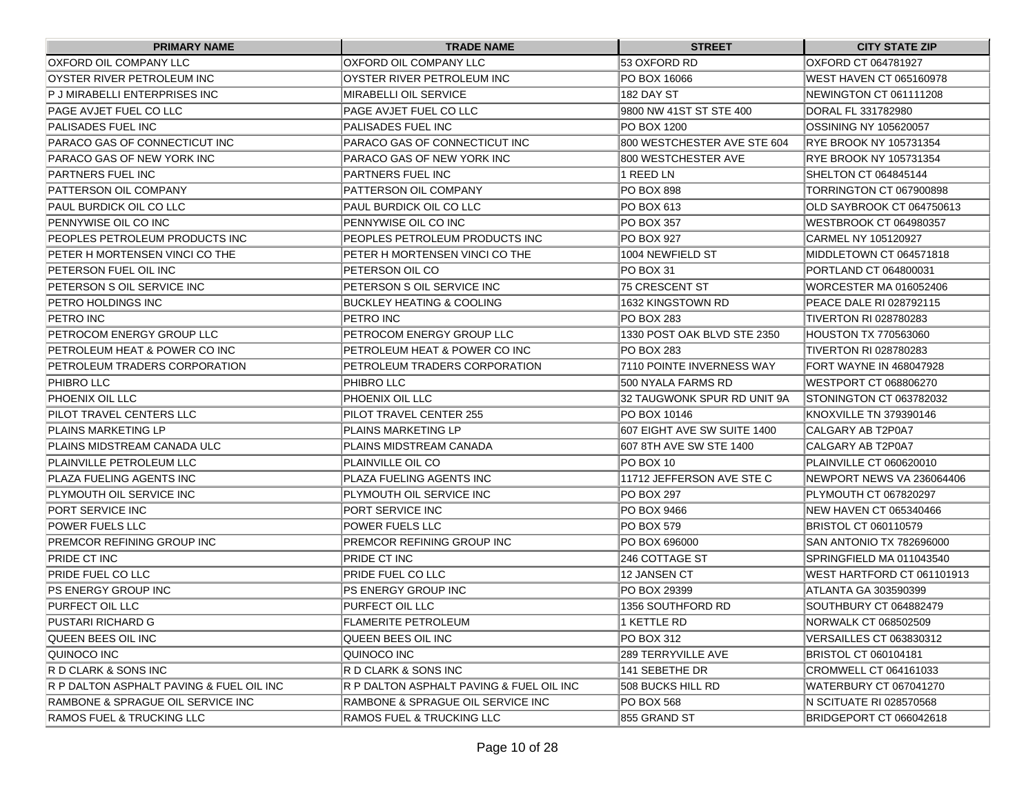| PRIMARY NAME | TRADE NAME | STREET | CITY STATE ZIP |
|---|---|---|---|
| OXFORD OIL COMPANY LLC | OXFORD OIL COMPANY LLC | 53 OXFORD RD | OXFORD CT 064781927 |
| OYSTER RIVER PETROLEUM INC | OYSTER RIVER PETROLEUM INC | PO BOX 16066 | WEST HAVEN CT 065160978 |
| P J MIRABELLI ENTERPRISES INC | MIRABELLI OIL SERVICE | 182 DAY ST | NEWINGTON CT 061111208 |
| PAGE AVJET FUEL CO LLC | PAGE AVJET FUEL CO LLC | 9800 NW 41ST ST STE 400 | DORAL FL 331782980 |
| PALISADES FUEL INC | PALISADES FUEL INC | PO BOX 1200 | OSSINING NY 105620057 |
| PARACO GAS OF CONNECTICUT INC | PARACO GAS OF CONNECTICUT INC | 800 WESTCHESTER AVE STE 604 | RYE BROOK NY 105731354 |
| PARACO GAS OF NEW YORK INC | PARACO GAS OF NEW YORK INC | 800 WESTCHESTER AVE | RYE BROOK NY 105731354 |
| PARTNERS FUEL INC | PARTNERS FUEL INC | 1 REED LN | SHELTON CT 064845144 |
| PATTERSON OIL COMPANY | PATTERSON OIL COMPANY | PO BOX 898 | TORRINGTON CT 067900898 |
| PAUL BURDICK OIL CO LLC | PAUL BURDICK OIL CO LLC | PO BOX 613 | OLD SAYBROOK CT 064750613 |
| PENNYWISE OIL CO INC | PENNYWISE OIL CO INC | PO BOX 357 | WESTBROOK CT 064980357 |
| PEOPLES PETROLEUM PRODUCTS INC | PEOPLES PETROLEUM PRODUCTS INC | PO BOX 927 | CARMEL NY 105120927 |
| PETER H MORTENSEN VINCI CO THE | PETER H MORTENSEN VINCI CO THE | 1004 NEWFIELD ST | MIDDLETOWN CT 064571818 |
| PETERSON FUEL OIL INC | PETERSON OIL CO | PO BOX 31 | PORTLAND CT 064800031 |
| PETERSON S OIL SERVICE INC | PETERSON S OIL SERVICE INC | 75 CRESCENT ST | WORCESTER MA 016052406 |
| PETRO HOLDINGS INC | BUCKLEY HEATING & COOLING | 1632 KINGSTOWN RD | PEACE DALE RI 028792115 |
| PETRO INC | PETRO INC | PO BOX 283 | TIVERTON RI 028780283 |
| PETROCOM ENERGY GROUP LLC | PETROCOM ENERGY GROUP LLC | 1330 POST OAK BLVD STE 2350 | HOUSTON TX 770563060 |
| PETROLEUM HEAT & POWER CO INC | PETROLEUM HEAT & POWER CO INC | PO BOX 283 | TIVERTON RI 028780283 |
| PETROLEUM TRADERS CORPORATION | PETROLEUM TRADERS CORPORATION | 7110 POINTE INVERNESS WAY | FORT WAYNE IN 468047928 |
| PHIBRO LLC | PHIBRO LLC | 500 NYALA FARMS RD | WESTPORT CT 068806270 |
| PHOENIX OIL LLC | PHOENIX OIL LLC | 32 TAUGWONK SPUR RD UNIT 9A | STONINGTON CT 063782032 |
| PILOT TRAVEL CENTERS LLC | PILOT TRAVEL CENTER 255 | PO BOX 10146 | KNOXVILLE TN 379390146 |
| PLAINS MARKETING LP | PLAINS MARKETING LP | 607 EIGHT AVE SW SUITE 1400 | CALGARY AB T2P0A7 |
| PLAINS MIDSTREAM CANADA ULC | PLAINS MIDSTREAM CANADA | 607 8TH AVE SW STE 1400 | CALGARY AB T2P0A7 |
| PLAINVILLE PETROLEUM LLC | PLAINVILLE OIL CO | PO BOX 10 | PLAINVILLE CT 060620010 |
| PLAZA FUELING AGENTS INC | PLAZA FUELING AGENTS INC | 11712 JEFFERSON AVE STE C | NEWPORT NEWS VA 236064406 |
| PLYMOUTH OIL SERVICE INC | PLYMOUTH OIL SERVICE INC | PO BOX 297 | PLYMOUTH CT 067820297 |
| PORT SERVICE INC | PORT SERVICE INC | PO BOX 9466 | NEW HAVEN CT 065340466 |
| POWER FUELS LLC | POWER FUELS LLC | PO BOX 579 | BRISTOL CT 060110579 |
| PREMCOR REFINING GROUP INC | PREMCOR REFINING GROUP INC | PO BOX 696000 | SAN ANTONIO TX 782696000 |
| PRIDE CT INC | PRIDE CT INC | 246 COTTAGE ST | SPRINGFIELD MA 011043540 |
| PRIDE FUEL CO LLC | PRIDE FUEL CO LLC | 12 JANSEN CT | WEST HARTFORD CT 061101913 |
| PS ENERGY GROUP INC | PS ENERGY GROUP INC | PO BOX 29399 | ATLANTA GA 303590399 |
| PURFECT OIL LLC | PURFECT OIL LLC | 1356 SOUTHFORD RD | SOUTHBURY CT 064882479 |
| PUSTARI RICHARD G | FLAMERITE PETROLEUM | 1 KETTLE RD | NORWALK CT 068502509 |
| QUEEN BEES OIL INC | QUEEN BEES OIL INC | PO BOX 312 | VERSAILLES CT 063830312 |
| QUINOCO INC | QUINOCO INC | 289 TERRYVILLE AVE | BRISTOL CT 060104181 |
| R D CLARK & SONS INC | R D CLARK & SONS INC | 141 SEBETHE DR | CROMWELL CT 064161033 |
| R P DALTON ASPHALT PAVING & FUEL OIL INC | R P DALTON ASPHALT PAVING & FUEL OIL INC | 508 BUCKS HILL RD | WATERBURY CT 067041270 |
| RAMBONE & SPRAGUE OIL SERVICE INC | RAMBONE & SPRAGUE OIL SERVICE INC | PO BOX 568 | N SCITUATE RI 028570568 |
| RAMOS FUEL & TRUCKING LLC | RAMOS FUEL & TRUCKING LLC | 855 GRAND ST | BRIDGEPORT CT 066042618 |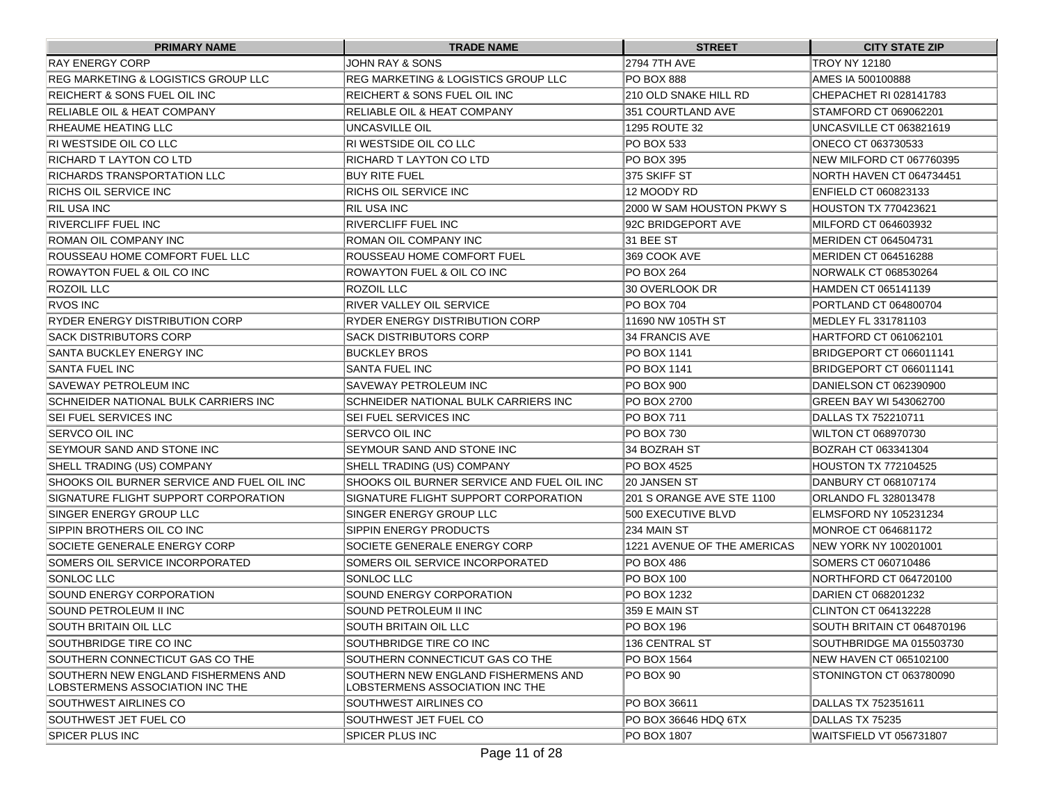| PRIMARY NAME | TRADE NAME | STREET | CITY STATE ZIP |
|---|---|---|---|
| RAY ENERGY CORP | JOHN RAY & SONS | 2794 7TH AVE | TROY NY 12180 |
| REG MARKETING & LOGISTICS GROUP LLC | REG MARKETING & LOGISTICS GROUP LLC | PO BOX 888 | AMES IA 500100888 |
| REICHERT & SONS FUEL OIL INC | REICHERT & SONS FUEL OIL INC | 210 OLD SNAKE HILL RD | CHEPACHET RI 028141783 |
| RELIABLE OIL & HEAT COMPANY | RELIABLE OIL & HEAT COMPANY | 351 COURTLAND AVE | STAMFORD CT 069062201 |
| RHEAUME HEATING LLC | UNCASVILLE OIL | 1295 ROUTE 32 | UNCASVILLE CT 063821619 |
| RI WESTSIDE OIL CO LLC | RI WESTSIDE OIL CO LLC | PO BOX 533 | ONECO CT 063730533 |
| RICHARD T LAYTON CO LTD | RICHARD T LAYTON CO LTD | PO BOX 395 | NEW MILFORD CT 067760395 |
| RICHARDS TRANSPORTATION LLC | BUY RITE FUEL | 375 SKIFF ST | NORTH HAVEN CT 064734451 |
| RICHS OIL SERVICE INC | RICHS OIL SERVICE INC | 12 MOODY RD | ENFIELD CT 060823133 |
| RIL USA INC | RIL USA INC | 2000 W SAM HOUSTON PKWY S | HOUSTON TX 770423621 |
| RIVERCLIFF FUEL INC | RIVERCLIFF FUEL INC | 92C BRIDGEPORT AVE | MILFORD CT 064603932 |
| ROMAN OIL COMPANY INC | ROMAN OIL COMPANY INC | 31 BEE ST | MERIDEN CT 064504731 |
| ROUSSEAU HOME COMFORT FUEL LLC | ROUSSEAU HOME COMFORT FUEL | 369 COOK AVE | MERIDEN CT 064516288 |
| ROWAYTON FUEL & OIL CO INC | ROWAYTON FUEL & OIL CO INC | PO BOX 264 | NORWALK CT 068530264 |
| ROZOIL LLC | ROZOIL LLC | 30 OVERLOOK DR | HAMDEN CT 065141139 |
| RVOS INC | RIVER VALLEY OIL SERVICE | PO BOX 704 | PORTLAND CT 064800704 |
| RYDER ENERGY DISTRIBUTION CORP | RYDER ENERGY DISTRIBUTION CORP | 11690 NW 105TH ST | MEDLEY FL 331781103 |
| SACK DISTRIBUTORS CORP | SACK DISTRIBUTORS CORP | 34 FRANCIS AVE | HARTFORD CT 061062101 |
| SANTA BUCKLEY ENERGY INC | BUCKLEY BROS | PO BOX 1141 | BRIDGEPORT CT 066011141 |
| SANTA FUEL INC | SANTA FUEL INC | PO BOX 1141 | BRIDGEPORT CT 066011141 |
| SAVEWAY PETROLEUM INC | SAVEWAY PETROLEUM INC | PO BOX 900 | DANIELSON CT 062390900 |
| SCHNEIDER NATIONAL BULK CARRIERS INC | SCHNEIDER NATIONAL BULK CARRIERS INC | PO BOX 2700 | GREEN BAY WI 543062700 |
| SEI FUEL SERVICES INC | SEI FUEL SERVICES INC | PO BOX 711 | DALLAS TX 752210711 |
| SERVCO OIL INC | SERVCO OIL INC | PO BOX 730 | WILTON CT 068970730 |
| SEYMOUR SAND AND STONE INC | SEYMOUR SAND AND STONE INC | 34 BOZRAH ST | BOZRAH CT 063341304 |
| SHELL TRADING (US) COMPANY | SHELL TRADING (US) COMPANY | PO BOX 4525 | HOUSTON TX 772104525 |
| SHOOKS OIL BURNER SERVICE AND FUEL OIL INC | SHOOKS OIL BURNER SERVICE AND FUEL OIL INC | 20 JANSEN ST | DANBURY CT 068107174 |
| SIGNATURE FLIGHT SUPPORT CORPORATION | SIGNATURE FLIGHT SUPPORT CORPORATION | 201 S ORANGE AVE STE 1100 | ORLANDO FL 328013478 |
| SINGER ENERGY GROUP LLC | SINGER ENERGY GROUP LLC | 500 EXECUTIVE BLVD | ELMSFORD NY 105231234 |
| SIPPIN BROTHERS OIL CO INC | SIPPIN ENERGY PRODUCTS | 234 MAIN ST | MONROE CT 064681172 |
| SOCIETE GENERALE ENERGY CORP | SOCIETE GENERALE ENERGY CORP | 1221 AVENUE OF THE AMERICAS | NEW YORK NY 100201001 |
| SOMERS OIL SERVICE INCORPORATED | SOMERS OIL SERVICE INCORPORATED | PO BOX 486 | SOMERS CT 060710486 |
| SONLOC LLC | SONLOC LLC | PO BOX 100 | NORTHFORD CT 064720100 |
| SOUND ENERGY CORPORATION | SOUND ENERGY CORPORATION | PO BOX 1232 | DARIEN CT 068201232 |
| SOUND PETROLEUM II INC | SOUND PETROLEUM II INC | 359 E MAIN ST | CLINTON CT 064132228 |
| SOUTH BRITAIN OIL LLC | SOUTH BRITAIN OIL LLC | PO BOX 196 | SOUTH BRITAIN CT 064870196 |
| SOUTHBRIDGE TIRE CO INC | SOUTHBRIDGE TIRE CO INC | 136 CENTRAL ST | SOUTHBRIDGE MA 015503730 |
| SOUTHERN CONNECTICUT GAS CO THE | SOUTHERN CONNECTICUT GAS CO THE | PO BOX 1564 | NEW HAVEN CT 065102100 |
| SOUTHERN NEW ENGLAND FISHERMENS AND LOBSTERMENS ASSOCIATION INC THE | SOUTHERN NEW ENGLAND FISHERMENS AND LOBSTERMENS ASSOCIATION INC THE | PO BOX 90 | STONINGTON CT 063780090 |
| SOUTHWEST AIRLINES CO | SOUTHWEST AIRLINES CO | PO BOX 36611 | DALLAS TX 752351611 |
| SOUTHWEST JET FUEL CO | SOUTHWEST JET FUEL CO | PO BOX 36646 HDQ 6TX | DALLAS TX 75235 |
| SPICER PLUS INC | SPICER PLUS INC | PO BOX 1807 | WAITSFIELD VT 056731807 |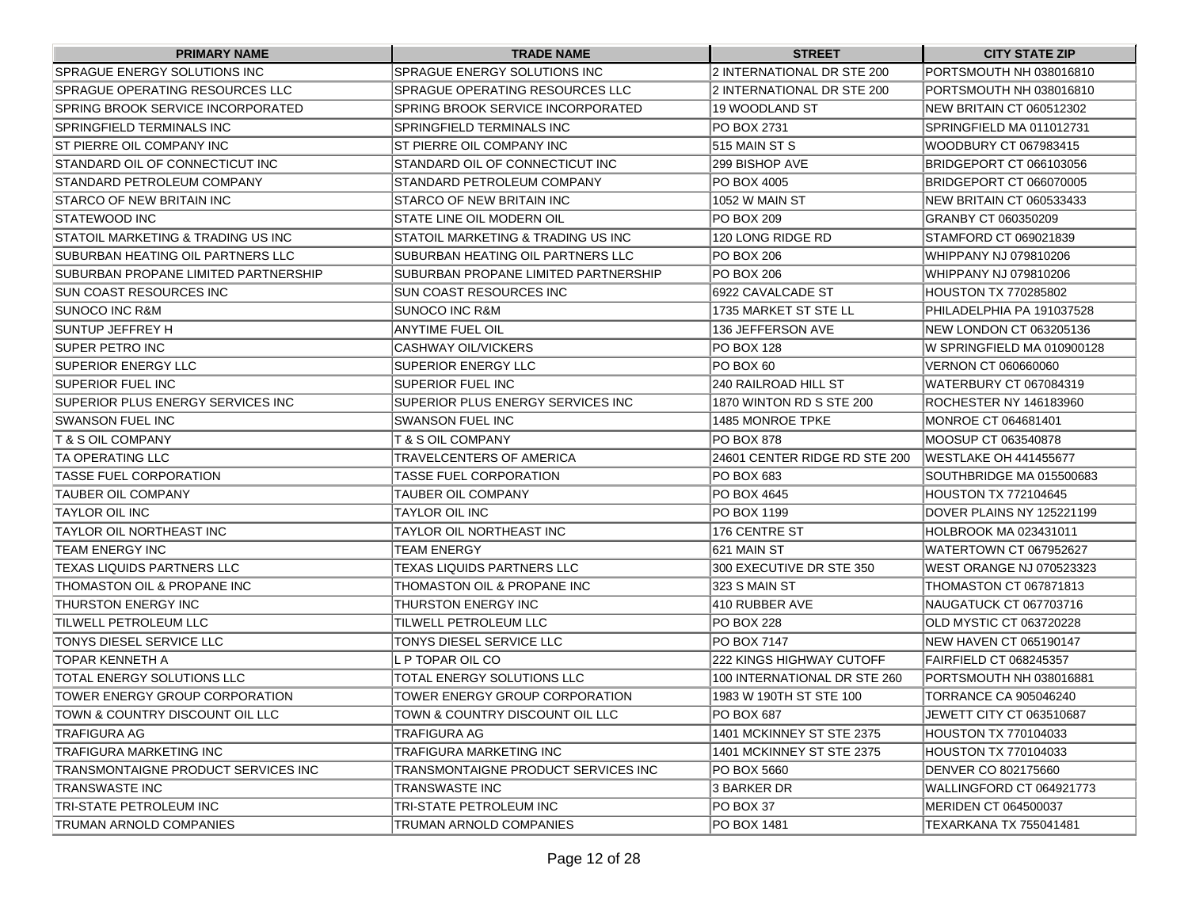| PRIMARY NAME | TRADE NAME | STREET | CITY STATE ZIP |
| --- | --- | --- | --- |
| SPRAGUE ENERGY SOLUTIONS INC | SPRAGUE ENERGY SOLUTIONS INC | 2 INTERNATIONAL DR STE 200 | PORTSMOUTH NH 038016810 |
| SPRAGUE OPERATING RESOURCES LLC | SPRAGUE OPERATING RESOURCES LLC | 2 INTERNATIONAL DR STE 200 | PORTSMOUTH NH 038016810 |
| SPRING BROOK SERVICE INCORPORATED | SPRING BROOK SERVICE INCORPORATED | 19 WOODLAND ST | NEW BRITAIN CT 060512302 |
| SPRINGFIELD TERMINALS INC | SPRINGFIELD TERMINALS INC | PO BOX 2731 | SPRINGFIELD MA 011012731 |
| ST PIERRE OIL COMPANY INC | ST PIERRE OIL COMPANY INC | 515 MAIN ST S | WOODBURY CT 067983415 |
| STANDARD OIL OF CONNECTICUT INC | STANDARD OIL OF CONNECTICUT INC | 299 BISHOP AVE | BRIDGEPORT CT 066103056 |
| STANDARD PETROLEUM COMPANY | STANDARD PETROLEUM COMPANY | PO BOX 4005 | BRIDGEPORT CT 066070005 |
| STARCO OF NEW BRITAIN INC | STARCO OF NEW BRITAIN INC | 1052 W MAIN ST | NEW BRITAIN CT 060533433 |
| STATEWOOD INC | STATE LINE OIL MODERN OIL | PO BOX 209 | GRANBY CT 060350209 |
| STATOIL MARKETING & TRADING US INC | STATOIL MARKETING & TRADING US INC | 120 LONG RIDGE RD | STAMFORD CT 069021839 |
| SUBURBAN HEATING OIL PARTNERS LLC | SUBURBAN HEATING OIL PARTNERS LLC | PO BOX 206 | WHIPPANY NJ 079810206 |
| SUBURBAN PROPANE LIMITED PARTNERSHIP | SUBURBAN PROPANE LIMITED PARTNERSHIP | PO BOX 206 | WHIPPANY NJ 079810206 |
| SUN COAST RESOURCES INC | SUN COAST RESOURCES INC | 6922 CAVALCADE ST | HOUSTON TX 770285802 |
| SUNOCO INC R&M | SUNOCO INC R&M | 1735 MARKET ST STE LL | PHILADELPHIA PA 191037528 |
| SUNTUP JEFFREY H | ANYTIME FUEL OIL | 136 JEFFERSON AVE | NEW LONDON CT 063205136 |
| SUPER PETRO INC | CASHWAY OIL/VICKERS | PO BOX 128 | W SPRINGFIELD MA 010900128 |
| SUPERIOR ENERGY LLC | SUPERIOR ENERGY LLC | PO BOX 60 | VERNON CT 060660060 |
| SUPERIOR FUEL INC | SUPERIOR FUEL INC | 240 RAILROAD HILL ST | WATERBURY CT 067084319 |
| SUPERIOR PLUS ENERGY SERVICES INC | SUPERIOR PLUS ENERGY SERVICES INC | 1870 WINTON RD S STE 200 | ROCHESTER NY 146183960 |
| SWANSON FUEL INC | SWANSON FUEL INC | 1485 MONROE TPKE | MONROE CT 064681401 |
| T & S OIL COMPANY | T & S OIL COMPANY | PO BOX 878 | MOOSUP CT 063540878 |
| TA OPERATING LLC | TRAVELCENTERS OF AMERICA | 24601 CENTER RIDGE RD STE 200 | WESTLAKE OH 441455677 |
| TASSE FUEL CORPORATION | TASSE FUEL CORPORATION | PO BOX 683 | SOUTHBRIDGE MA 015500683 |
| TAUBER OIL COMPANY | TAUBER OIL COMPANY | PO BOX 4645 | HOUSTON TX 772104645 |
| TAYLOR OIL INC | TAYLOR OIL INC | PO BOX 1199 | DOVER PLAINS NY 125221199 |
| TAYLOR OIL NORTHEAST INC | TAYLOR OIL NORTHEAST INC | 176 CENTRE ST | HOLBROOK MA 023431011 |
| TEAM ENERGY INC | TEAM ENERGY | 621 MAIN ST | WATERTOWN CT 067952627 |
| TEXAS LIQUIDS PARTNERS LLC | TEXAS LIQUIDS PARTNERS LLC | 300 EXECUTIVE DR STE 350 | WEST ORANGE NJ 070523323 |
| THOMASTON OIL & PROPANE INC | THOMASTON OIL & PROPANE INC | 323 S MAIN ST | THOMASTON CT 067871813 |
| THURSTON ENERGY INC | THURSTON ENERGY INC | 410 RUBBER AVE | NAUGATUCK CT 067703716 |
| TILWELL PETROLEUM LLC | TILWELL PETROLEUM LLC | PO BOX 228 | OLD MYSTIC CT 063720228 |
| TONYS DIESEL SERVICE LLC | TONYS DIESEL SERVICE LLC | PO BOX 7147 | NEW HAVEN CT 065190147 |
| TOPAR KENNETH A | L P TOPAR OIL CO | 222 KINGS HIGHWAY CUTOFF | FAIRFIELD CT 068245357 |
| TOTAL ENERGY SOLUTIONS LLC | TOTAL ENERGY SOLUTIONS LLC | 100 INTERNATIONAL DR STE 260 | PORTSMOUTH NH 038016881 |
| TOWER ENERGY GROUP CORPORATION | TOWER ENERGY GROUP CORPORATION | 1983 W 190TH ST STE 100 | TORRANCE CA 905046240 |
| TOWN & COUNTRY DISCOUNT OIL LLC | TOWN & COUNTRY DISCOUNT OIL LLC | PO BOX 687 | JEWETT CITY CT 063510687 |
| TRAFIGURA AG | TRAFIGURA AG | 1401 MCKINNEY ST STE 2375 | HOUSTON TX 770104033 |
| TRAFIGURA MARKETING INC | TRAFIGURA MARKETING INC | 1401 MCKINNEY ST STE 2375 | HOUSTON TX 770104033 |
| TRANSMONTAIGNE PRODUCT SERVICES INC | TRANSMONTAIGNE PRODUCT SERVICES INC | PO BOX 5660 | DENVER CO 802175660 |
| TRANSWASTE INC | TRANSWASTE INC | 3 BARKER DR | WALLINGFORD CT 064921773 |
| TRI-STATE PETROLEUM INC | TRI-STATE PETROLEUM INC | PO BOX 37 | MERIDEN CT 064500037 |
| TRUMAN ARNOLD COMPANIES | TRUMAN ARNOLD COMPANIES | PO BOX 1481 | TEXARKANA TX 755041481 |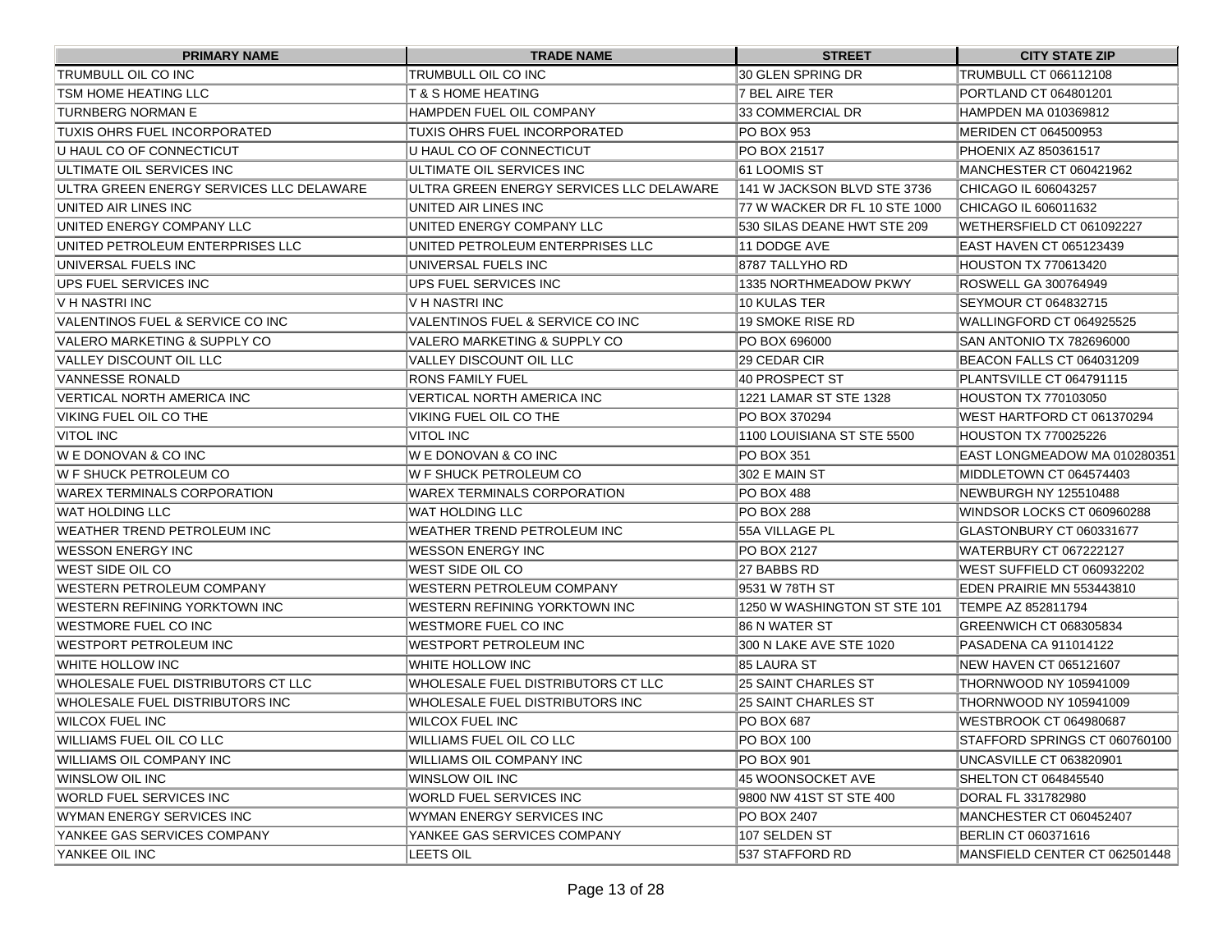| PRIMARY NAME | TRADE NAME | STREET | CITY STATE ZIP |
|---|---|---|---|
| TRUMBULL OIL CO INC | TRUMBULL OIL CO INC | 30 GLEN SPRING DR | TRUMBULL CT 066112108 |
| TSM HOME HEATING LLC | T & S HOME HEATING | 7 BEL AIRE TER | PORTLAND CT 064801201 |
| TURNBERG NORMAN E | HAMPDEN FUEL OIL COMPANY | 33 COMMERCIAL DR | HAMPDEN MA 010369812 |
| TUXIS OHRS FUEL INCORPORATED | TUXIS OHRS FUEL INCORPORATED | PO BOX 953 | MERIDEN CT 064500953 |
| U HAUL CO OF CONNECTICUT | U HAUL CO OF CONNECTICUT | PO BOX 21517 | PHOENIX AZ 850361517 |
| ULTIMATE OIL SERVICES INC | ULTIMATE OIL SERVICES INC | 61 LOOMIS ST | MANCHESTER CT 060421962 |
| ULTRA GREEN ENERGY SERVICES LLC DELAWARE | ULTRA GREEN ENERGY SERVICES LLC DELAWARE | 141 W JACKSON BLVD STE 3736 | CHICAGO IL 606043257 |
| UNITED AIR LINES INC | UNITED AIR LINES INC | 77 W WACKER DR FL 10 STE 1000 | CHICAGO IL 606011632 |
| UNITED ENERGY COMPANY LLC | UNITED ENERGY COMPANY LLC | 530 SILAS DEANE HWT STE 209 | WETHERSFIELD CT 061092227 |
| UNITED PETROLEUM ENTERPRISES LLC | UNITED PETROLEUM ENTERPRISES LLC | 11 DODGE AVE | EAST HAVEN CT 065123439 |
| UNIVERSAL FUELS INC | UNIVERSAL FUELS INC | 8787 TALLYHO RD | HOUSTON TX 770613420 |
| UPS FUEL SERVICES INC | UPS FUEL SERVICES INC | 1335 NORTHMEADOW PKWY | ROSWELL GA 300764949 |
| V H NASTRI INC | V H NASTRI INC | 10 KULAS TER | SEYMOUR CT 064832715 |
| VALENTINOS FUEL & SERVICE CO INC | VALENTINOS FUEL & SERVICE CO INC | 19 SMOKE RISE RD | WALLINGFORD CT 064925525 |
| VALERO MARKETING & SUPPLY CO | VALERO MARKETING & SUPPLY CO | PO BOX 696000 | SAN ANTONIO TX 782696000 |
| VALLEY DISCOUNT OIL LLC | VALLEY DISCOUNT OIL LLC | 29 CEDAR CIR | BEACON FALLS CT 064031209 |
| VANNESSE RONALD | RONS FAMILY FUEL | 40 PROSPECT ST | PLANTSVILLE CT 064791115 |
| VERTICAL NORTH AMERICA INC | VERTICAL NORTH AMERICA INC | 1221 LAMAR ST STE 1328 | HOUSTON TX 770103050 |
| VIKING FUEL OIL CO THE | VIKING FUEL OIL CO THE | PO BOX 370294 | WEST HARTFORD CT 061370294 |
| VITOL INC | VITOL INC | 1100 LOUISIANA ST STE 5500 | HOUSTON TX 770025226 |
| W E DONOVAN & CO INC | W E DONOVAN & CO INC | PO BOX 351 | EAST LONGMEADOW MA 010280351 |
| W F SHUCK PETROLEUM CO | W F SHUCK PETROLEUM CO | 302 E MAIN ST | MIDDLETOWN CT 064574403 |
| WAREX TERMINALS CORPORATION | WAREX TERMINALS CORPORATION | PO BOX 488 | NEWBURGH NY 125510488 |
| WAT HOLDING LLC | WAT HOLDING LLC | PO BOX 288 | WINDSOR LOCKS CT 060960288 |
| WEATHER TREND PETROLEUM INC | WEATHER TREND PETROLEUM INC | 55A VILLAGE PL | GLASTONBURY CT 060331677 |
| WESSON ENERGY INC | WESSON ENERGY INC | PO BOX 2127 | WATERBURY CT 067222127 |
| WEST SIDE OIL CO | WEST SIDE OIL CO | 27 BABBS RD | WEST SUFFIELD CT 060932202 |
| WESTERN PETROLEUM COMPANY | WESTERN PETROLEUM COMPANY | 9531 W 78TH ST | EDEN PRAIRIE MN 553443810 |
| WESTERN REFINING YORKTOWN INC | WESTERN REFINING YORKTOWN INC | 1250 W WASHINGTON ST STE 101 | TEMPE AZ 852811794 |
| WESTMORE FUEL CO INC | WESTMORE FUEL CO INC | 86 N WATER ST | GREENWICH CT 068305834 |
| WESTPORT PETROLEUM INC | WESTPORT PETROLEUM INC | 300 N LAKE AVE STE 1020 | PASADENA CA 911014122 |
| WHITE HOLLOW INC | WHITE HOLLOW INC | 85 LAURA ST | NEW HAVEN CT 065121607 |
| WHOLESALE FUEL DISTRIBUTORS CT LLC | WHOLESALE FUEL DISTRIBUTORS CT LLC | 25 SAINT CHARLES ST | THORNWOOD NY 105941009 |
| WHOLESALE FUEL DISTRIBUTORS INC | WHOLESALE FUEL DISTRIBUTORS INC | 25 SAINT CHARLES ST | THORNWOOD NY 105941009 |
| WILCOX FUEL INC | WILCOX FUEL INC | PO BOX 687 | WESTBROOK CT 064980687 |
| WILLIAMS FUEL OIL CO LLC | WILLIAMS FUEL OIL CO LLC | PO BOX 100 | STAFFORD SPRINGS CT 060760100 |
| WILLIAMS OIL COMPANY INC | WILLIAMS OIL COMPANY INC | PO BOX 901 | UNCASVILLE CT 063820901 |
| WINSLOW OIL INC | WINSLOW OIL INC | 45 WOONSOCKET AVE | SHELTON CT 064845540 |
| WORLD FUEL SERVICES INC | WORLD FUEL SERVICES INC | 9800 NW 41ST ST STE 400 | DORAL FL 331782980 |
| WYMAN ENERGY SERVICES INC | WYMAN ENERGY SERVICES INC | PO BOX 2407 | MANCHESTER CT 060452407 |
| YANKEE GAS SERVICES COMPANY | YANKEE GAS SERVICES COMPANY | 107 SELDEN ST | BERLIN CT 060371616 |
| YANKEE OIL INC | LEETS OIL | 537 STAFFORD RD | MANSFIELD CENTER CT 062501448 |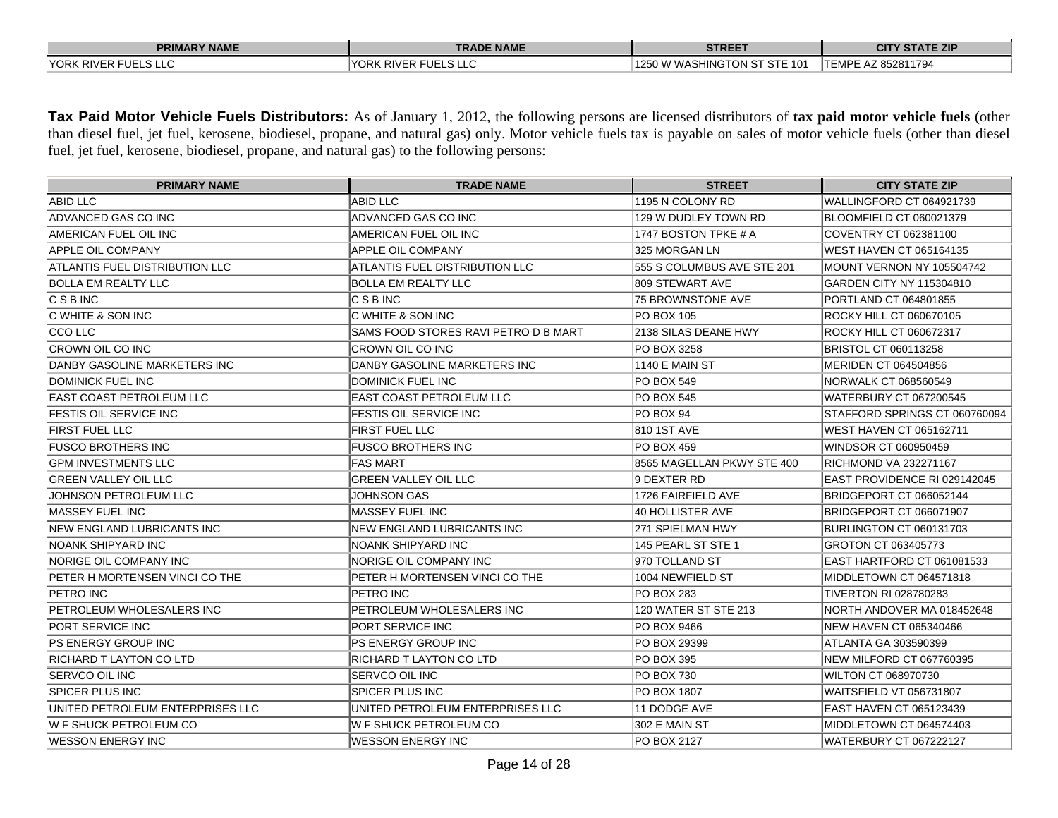| PRIMARY NAME | TRADE NAME | STREET | CITY STATE ZIP |
|---|---|---|---|
| YORK RIVER FUELS LLC | YORK RIVER FUELS LLC | 1250 W WASHINGTON ST STE 101 | TEMPE AZ 852811794 |

**Tax Paid Motor Vehicle Fuels Distributors:** As of January 1, 2012, the following persons are licensed distributors of **tax paid motor vehicle fuels** (other than diesel fuel, jet fuel, kerosene, biodiesel, propane, and natural gas) only. Motor vehicle fuels tax is payable on sales of motor vehicle fuels (other than diesel fuel, jet fuel, kerosene, biodiesel, propane, and natural gas) to the following persons:

| PRIMARY NAME | TRADE NAME | STREET | CITY STATE ZIP |
|---|---|---|---|
| ABID LLC | ABID LLC | 1195 N COLONY RD | WALLINGFORD CT 064921739 |
| ADVANCED GAS CO INC | ADVANCED GAS CO INC | 129 W DUDLEY TOWN RD | BLOOMFIELD CT 060021379 |
| AMERICAN FUEL OIL INC | AMERICAN FUEL OIL INC | 1747 BOSTON TPKE # A | COVENTRY CT 062381100 |
| APPLE OIL COMPANY | APPLE OIL COMPANY | 325 MORGAN LN | WEST HAVEN CT 065164135 |
| ATLANTIS FUEL DISTRIBUTION LLC | ATLANTIS FUEL DISTRIBUTION LLC | 555 S COLUMBUS AVE STE 201 | MOUNT VERNON NY 105504742 |
| BOLLA EM REALTY LLC | BOLLA EM REALTY LLC | 809 STEWART AVE | GARDEN CITY NY 115304810 |
| C S B INC | C S B INC | 75 BROWNSTONE AVE | PORTLAND CT 064801855 |
| C WHITE & SON INC | C WHITE & SON INC | PO BOX 105 | ROCKY HILL CT 060670105 |
| CCO LLC | SAMS FOOD STORES RAVI PETRO D B MART | 2138 SILAS DEANE HWY | ROCKY HILL CT 060672317 |
| CROWN OIL CO INC | CROWN OIL CO INC | PO BOX 3258 | BRISTOL CT 060113258 |
| DANBY GASOLINE MARKETERS INC | DANBY GASOLINE MARKETERS INC | 1140 E MAIN ST | MERIDEN CT 064504856 |
| DOMINICK FUEL INC | DOMINICK FUEL INC | PO BOX 549 | NORWALK CT 068560549 |
| EAST COAST PETROLEUM LLC | EAST COAST PETROLEUM LLC | PO BOX 545 | WATERBURY CT 067200545 |
| FESTIS OIL SERVICE INC | FESTIS OIL SERVICE INC | PO BOX 94 | STAFFORD SPRINGS CT 060760094 |
| FIRST FUEL LLC | FIRST FUEL LLC | 810 1ST AVE | WEST HAVEN CT 065162711 |
| FUSCO BROTHERS INC | FUSCO BROTHERS INC | PO BOX 459 | WINDSOR CT 060950459 |
| GPM INVESTMENTS LLC | FAS MART | 8565 MAGELLAN PKWY STE 400 | RICHMOND VA 232271167 |
| GREEN VALLEY OIL LLC | GREEN VALLEY OIL LLC | 9 DEXTER RD | EAST PROVIDENCE RI 029142045 |
| JOHNSON PETROLEUM LLC | JOHNSON GAS | 1726 FAIRFIELD AVE | BRIDGEPORT CT 066052144 |
| MASSEY FUEL INC | MASSEY FUEL INC | 40 HOLLISTER AVE | BRIDGEPORT CT 066071907 |
| NEW ENGLAND LUBRICANTS INC | NEW ENGLAND LUBRICANTS INC | 271 SPIELMAN HWY | BURLINGTON CT 060131703 |
| NOANK SHIPYARD INC | NOANK SHIPYARD INC | 145 PEARL ST STE 1 | GROTON CT 063405773 |
| NORIGE OIL COMPANY INC | NORIGE OIL COMPANY INC | 970 TOLLAND ST | EAST HARTFORD CT 061081533 |
| PETER H MORTENSEN VINCI CO THE | PETER H MORTENSEN VINCI CO THE | 1004 NEWFIELD ST | MIDDLETOWN CT 064571818 |
| PETRO INC | PETRO INC | PO BOX 283 | TIVERTON RI 028780283 |
| PETROLEUM WHOLESALERS INC | PETROLEUM WHOLESALERS INC | 120 WATER ST STE 213 | NORTH ANDOVER MA 018452648 |
| PORT SERVICE INC | PORT SERVICE INC | PO BOX 9466 | NEW HAVEN CT 065340466 |
| PS ENERGY GROUP INC | PS ENERGY GROUP INC | PO BOX 29399 | ATLANTA GA 303590399 |
| RICHARD T LAYTON CO LTD | RICHARD T LAYTON CO LTD | PO BOX 395 | NEW MILFORD CT 067760395 |
| SERVCO OIL INC | SERVCO OIL INC | PO BOX 730 | WILTON CT 068970730 |
| SPICER PLUS INC | SPICER PLUS INC | PO BOX 1807 | WAITSFIELD VT 056731807 |
| UNITED PETROLEUM ENTERPRISES LLC | UNITED PETROLEUM ENTERPRISES LLC | 11 DODGE AVE | EAST HAVEN CT 065123439 |
| W F SHUCK PETROLEUM CO | W F SHUCK PETROLEUM CO | 302 E MAIN ST | MIDDLETOWN CT 064574403 |
| WESSON ENERGY INC | WESSON ENERGY INC | PO BOX 2127 | WATERBURY CT 067222127 |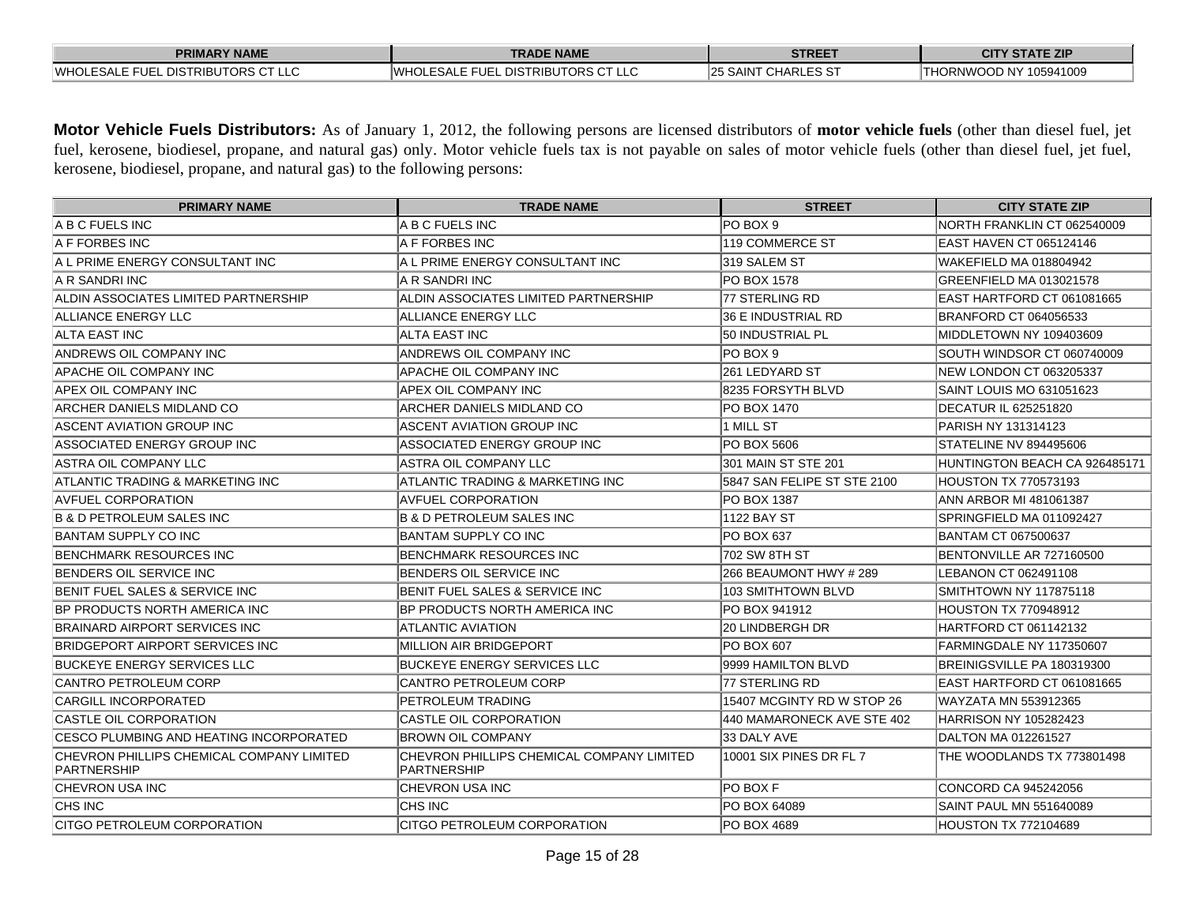| PRIMARY NAME | TRADE NAME | STREET | CITY STATE ZIP |
|---|---|---|---|
| WHOLESALE FUEL DISTRIBUTORS CT LLC | WHOLESALE FUEL DISTRIBUTORS CT LLC | 25 SAINT CHARLES ST | THORNWOOD NY 105941009 |

**Motor Vehicle Fuels Distributors:** As of January 1, 2012, the following persons are licensed distributors of **motor vehicle fuels** (other than diesel fuel, jet fuel, kerosene, biodiesel, propane, and natural gas) only. Motor vehicle fuels tax is not payable on sales of motor vehicle fuels (other than diesel fuel, jet fuel, kerosene, biodiesel, propane, and natural gas) to the following persons:

| PRIMARY NAME | TRADE NAME | STREET | CITY STATE ZIP |
|---|---|---|---|
| A B C FUELS INC | A B C FUELS INC | PO BOX 9 | NORTH FRANKLIN CT 062540009 |
| A F FORBES INC | A F FORBES INC | 119 COMMERCE ST | EAST HAVEN CT 065124146 |
| A L PRIME ENERGY CONSULTANT INC | A L PRIME ENERGY CONSULTANT INC | 319 SALEM ST | WAKEFIELD MA 018804942 |
| A R SANDRI INC | A R SANDRI INC | PO BOX 1578 | GREENFIELD MA 013021578 |
| ALDIN ASSOCIATES LIMITED PARTNERSHIP | ALDIN ASSOCIATES LIMITED PARTNERSHIP | 77 STERLING RD | EAST HARTFORD CT 061081665 |
| ALLIANCE ENERGY LLC | ALLIANCE ENERGY LLC | 36 E INDUSTRIAL RD | BRANFORD CT 064056533 |
| ALTA EAST INC | ALTA EAST INC | 50 INDUSTRIAL PL | MIDDLETOWN NY 109403609 |
| ANDREWS OIL COMPANY INC | ANDREWS OIL COMPANY INC | PO BOX 9 | SOUTH WINDSOR CT 060740009 |
| APACHE OIL COMPANY INC | APACHE OIL COMPANY INC | 261 LEDYARD ST | NEW LONDON CT 063205337 |
| APEX OIL COMPANY INC | APEX OIL COMPANY INC | 8235 FORSYTH BLVD | SAINT LOUIS MO 631051623 |
| ARCHER DANIELS MIDLAND CO | ARCHER DANIELS MIDLAND CO | PO BOX 1470 | DECATUR IL 625251820 |
| ASCENT AVIATION GROUP INC | ASCENT AVIATION GROUP INC | 1 MILL ST | PARISH NY 131314123 |
| ASSOCIATED ENERGY GROUP INC | ASSOCIATED ENERGY GROUP INC | PO BOX 5606 | STATELINE NV 894495606 |
| ASTRA OIL COMPANY LLC | ASTRA OIL COMPANY LLC | 301 MAIN ST STE 201 | HUNTINGTON BEACH CA 926485171 |
| ATLANTIC TRADING & MARKETING INC | ATLANTIC TRADING & MARKETING INC | 5847 SAN FELIPE ST STE 2100 | HOUSTON TX 770573193 |
| AVFUEL CORPORATION | AVFUEL CORPORATION | PO BOX 1387 | ANN ARBOR MI 481061387 |
| B & D PETROLEUM SALES INC | B & D PETROLEUM SALES INC | 1122 BAY ST | SPRINGFIELD MA 011092427 |
| BANTAM SUPPLY CO INC | BANTAM SUPPLY CO INC | PO BOX 637 | BANTAM CT 067500637 |
| BENCHMARK RESOURCES INC | BENCHMARK RESOURCES INC | 702 SW 8TH ST | BENTONVILLE AR 727160500 |
| BENDERS OIL SERVICE INC | BENDERS OIL SERVICE INC | 266 BEAUMONT HWY # 289 | LEBANON CT 062491108 |
| BENIT FUEL SALES & SERVICE INC | BENIT FUEL SALES & SERVICE INC | 103 SMITHTOWN BLVD | SMITHTOWN NY 117875118 |
| BP PRODUCTS NORTH AMERICA INC | BP PRODUCTS NORTH AMERICA INC | PO BOX 941912 | HOUSTON TX 770948912 |
| BRAINARD AIRPORT SERVICES INC | ATLANTIC AVIATION | 20 LINDBERGH DR | HARTFORD CT 061142132 |
| BRIDGEPORT AIRPORT SERVICES INC | MILLION AIR BRIDGEPORT | PO BOX 607 | FARMINGDALE NY 117350607 |
| BUCKEYE ENERGY SERVICES LLC | BUCKEYE ENERGY SERVICES LLC | 9999 HAMILTON BLVD | BREINIGSVILLE PA 180319300 |
| CANTRO PETROLEUM CORP | CANTRO PETROLEUM CORP | 77 STERLING RD | EAST HARTFORD CT 061081665 |
| CARGILL INCORPORATED | PETROLEUM TRADING | 15407 MCGINTY RD W STOP 26 | WAYZATA MN 553912365 |
| CASTLE OIL CORPORATION | CASTLE OIL CORPORATION | 440 MAMARONECK AVE STE 402 | HARRISON NY 105282423 |
| CESCO PLUMBING AND HEATING INCORPORATED | BROWN OIL COMPANY | 33 DALY AVE | DALTON MA 012261527 |
| CHEVRON PHILLIPS CHEMICAL COMPANY LIMITED PARTNERSHIP | CHEVRON PHILLIPS CHEMICAL COMPANY LIMITED PARTNERSHIP | 10001 SIX PINES DR FL 7 | THE WOODLANDS TX 773801498 |
| CHEVRON USA INC | CHEVRON USA INC | PO BOX F | CONCORD CA 945242056 |
| CHS INC | CHS INC | PO BOX 64089 | SAINT PAUL MN 551640089 |
| CITGO PETROLEUM CORPORATION | CITGO PETROLEUM CORPORATION | PO BOX 4689 | HOUSTON TX 772104689 |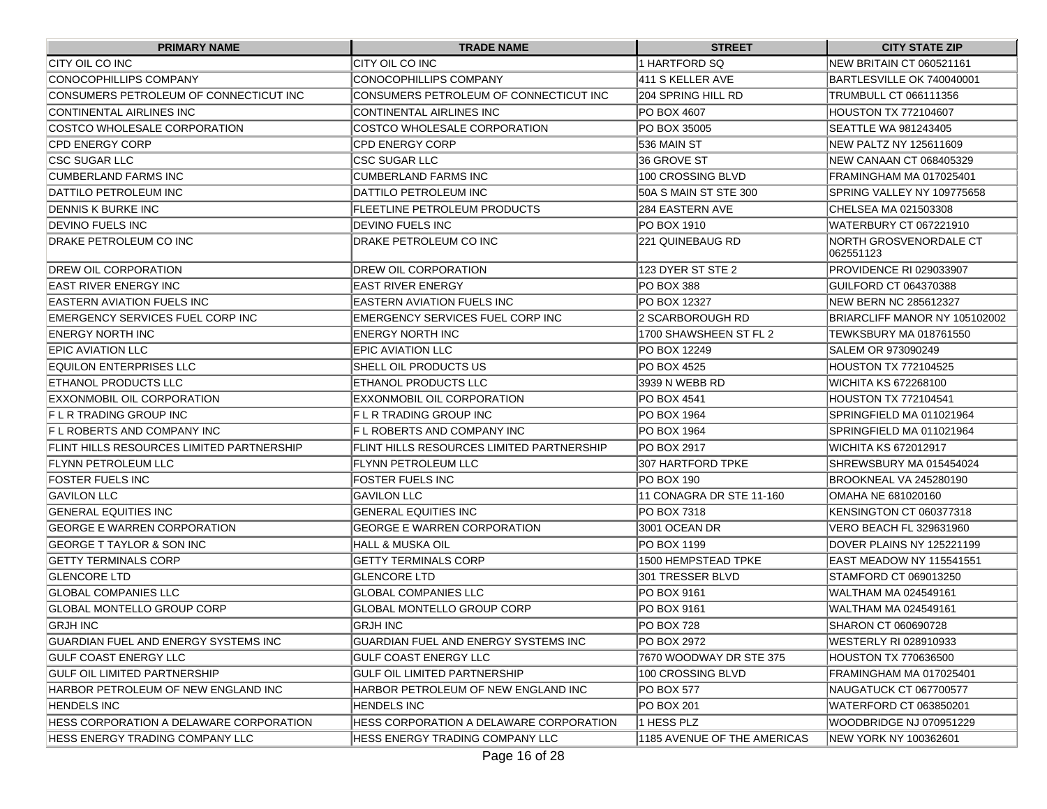| PRIMARY NAME | TRADE NAME | STREET | CITY STATE ZIP |
|---|---|---|---|
| CITY OIL CO INC | CITY OIL CO INC | 1 HARTFORD SQ | NEW BRITAIN CT 060521161 |
| CONOCOPHILLIPS COMPANY | CONOCOPHILLIPS COMPANY | 411 S KELLER AVE | BARTLESVILLE OK 740040001 |
| CONSUMERS PETROLEUM OF CONNECTICUT INC | CONSUMERS PETROLEUM OF CONNECTICUT INC | 204 SPRING HILL RD | TRUMBULL CT 066111356 |
| CONTINENTAL AIRLINES INC | CONTINENTAL AIRLINES INC | PO BOX 4607 | HOUSTON TX 772104607 |
| COSTCO WHOLESALE CORPORATION | COSTCO WHOLESALE CORPORATION | PO BOX 35005 | SEATTLE WA 981243405 |
| CPD ENERGY CORP | CPD ENERGY CORP | 536 MAIN ST | NEW PALTZ NY 125611609 |
| CSC SUGAR LLC | CSC SUGAR LLC | 36 GROVE ST | NEW CANAAN CT 068405329 |
| CUMBERLAND FARMS INC | CUMBERLAND FARMS INC | 100 CROSSING BLVD | FRAMINGHAM MA 017025401 |
| DATTILO PETROLEUM INC | DATTILO PETROLEUM INC | 50A S MAIN ST STE 300 | SPRING VALLEY NY 109775658 |
| DENNIS K BURKE INC | FLEETLINE PETROLEUM PRODUCTS | 284 EASTERN AVE | CHELSEA MA 021503308 |
| DEVINO FUELS INC | DEVINO FUELS INC | PO BOX 1910 | WATERBURY CT 067221910 |
| DRAKE PETROLEUM CO INC | DRAKE PETROLEUM CO INC | 221 QUINEBAUG RD | NORTH GROSVENORDALE CT 062551123 |
| DREW OIL CORPORATION | DREW OIL CORPORATION | 123 DYER ST STE 2 | PROVIDENCE RI 029033907 |
| EAST RIVER ENERGY INC | EAST RIVER ENERGY | PO BOX 388 | GUILFORD CT 064370388 |
| EASTERN AVIATION FUELS INC | EASTERN AVIATION FUELS INC | PO BOX 12327 | NEW BERN NC 285612327 |
| EMERGENCY SERVICES FUEL CORP INC | EMERGENCY SERVICES FUEL CORP INC | 2 SCARBOROUGH RD | BRIARCLIFF MANOR NY 105102002 |
| ENERGY NORTH INC | ENERGY NORTH INC | 1700 SHAWSHEEN ST FL 2 | TEWKSBURY MA 018761550 |
| EPIC AVIATION LLC | EPIC AVIATION LLC | PO BOX 12249 | SALEM OR 973090249 |
| EQUILON ENTERPRISES LLC | SHELL OIL PRODUCTS US | PO BOX 4525 | HOUSTON TX 772104525 |
| ETHANOL PRODUCTS LLC | ETHANOL PRODUCTS LLC | 3939 N WEBB RD | WICHITA KS 672268100 |
| EXXONMOBIL OIL CORPORATION | EXXONMOBIL OIL CORPORATION | PO BOX 4541 | HOUSTON TX 772104541 |
| F L R TRADING GROUP INC | F L R TRADING GROUP INC | PO BOX 1964 | SPRINGFIELD MA 011021964 |
| F L ROBERTS AND COMPANY INC | F L ROBERTS AND COMPANY INC | PO BOX 1964 | SPRINGFIELD MA 011021964 |
| FLINT HILLS RESOURCES LIMITED PARTNERSHIP | FLINT HILLS RESOURCES LIMITED PARTNERSHIP | PO BOX 2917 | WICHITA KS 672012917 |
| FLYNN PETROLEUM LLC | FLYNN PETROLEUM LLC | 307 HARTFORD TPKE | SHREWSBURY MA 015454024 |
| FOSTER FUELS INC | FOSTER FUELS INC | PO BOX 190 | BROOKNEAL VA 245280190 |
| GAVILON LLC | GAVILON LLC | 11 CONAGRA DR STE 11-160 | OMAHA NE 681020160 |
| GENERAL EQUITIES INC | GENERAL EQUITIES INC | PO BOX 7318 | KENSINGTON CT 060377318 |
| GEORGE E WARREN CORPORATION | GEORGE E WARREN CORPORATION | 3001 OCEAN DR | VERO BEACH FL 329631960 |
| GEORGE T TAYLOR & SON INC | HALL & MUSKA OIL | PO BOX 1199 | DOVER PLAINS NY 125221199 |
| GETTY TERMINALS CORP | GETTY TERMINALS CORP | 1500 HEMPSTEAD TPKE | EAST MEADOW NY 115541551 |
| GLENCORE LTD | GLENCORE LTD | 301 TRESSER BLVD | STAMFORD CT 069013250 |
| GLOBAL COMPANIES LLC | GLOBAL COMPANIES LLC | PO BOX 9161 | WALTHAM MA 024549161 |
| GLOBAL MONTELLO GROUP CORP | GLOBAL MONTELLO GROUP CORP | PO BOX 9161 | WALTHAM MA 024549161 |
| GRJH INC | GRJH INC | PO BOX 728 | SHARON CT 060690728 |
| GUARDIAN FUEL AND ENERGY SYSTEMS INC | GUARDIAN FUEL AND ENERGY SYSTEMS INC | PO BOX 2972 | WESTERLY RI 028910933 |
| GULF COAST ENERGY LLC | GULF COAST ENERGY LLC | 7670 WOODWAY DR STE 375 | HOUSTON TX 770636500 |
| GULF OIL LIMITED PARTNERSHIP | GULF OIL LIMITED PARTNERSHIP | 100 CROSSING BLVD | FRAMINGHAM MA 017025401 |
| HARBOR PETROLEUM OF NEW ENGLAND INC | HARBOR PETROLEUM OF NEW ENGLAND INC | PO BOX 577 | NAUGATUCK CT 067700577 |
| HENDELS INC | HENDELS INC | PO BOX 201 | WATERFORD CT 063850201 |
| HESS CORPORATION A DELAWARE CORPORATION | HESS CORPORATION A DELAWARE CORPORATION | 1 HESS PLZ | WOODBRIDGE NJ 070951229 |
| HESS ENERGY TRADING COMPANY LLC | HESS ENERGY TRADING COMPANY LLC | 1185 AVENUE OF THE AMERICAS | NEW YORK NY 100362601 |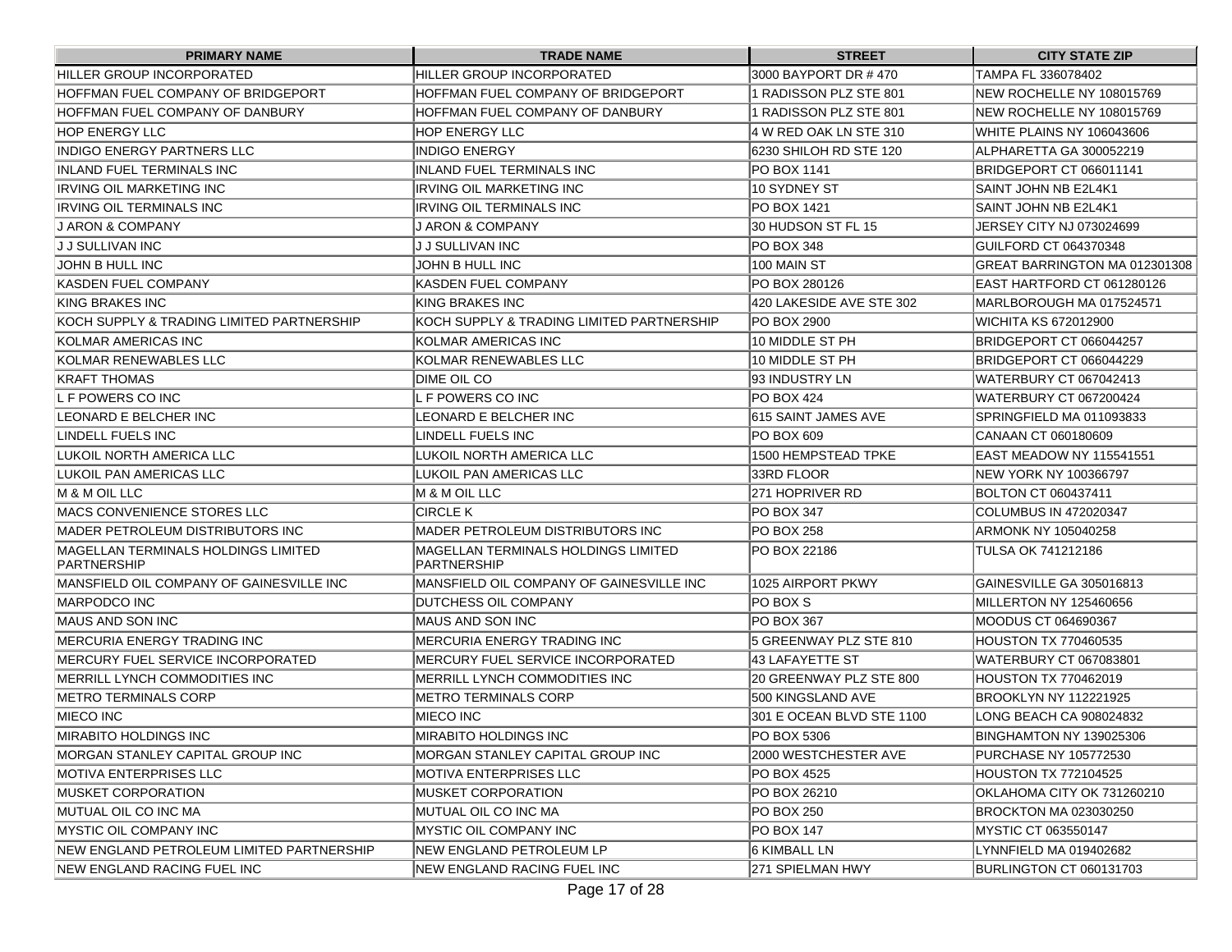| PRIMARY NAME | TRADE NAME | STREET | CITY STATE ZIP |
| --- | --- | --- | --- |
| HILLER GROUP INCORPORATED | HILLER GROUP INCORPORATED | 3000 BAYPORT DR # 470 | TAMPA FL 336078402 |
| HOFFMAN FUEL COMPANY OF BRIDGEPORT | HOFFMAN FUEL COMPANY OF BRIDGEPORT | 1 RADISSON PLZ STE 801 | NEW ROCHELLE NY 108015769 |
| HOFFMAN FUEL COMPANY OF DANBURY | HOFFMAN FUEL COMPANY OF DANBURY | 1 RADISSON PLZ STE 801 | NEW ROCHELLE NY 108015769 |
| HOP ENERGY LLC | HOP ENERGY LLC | 4 W RED OAK LN STE 310 | WHITE PLAINS NY 106043606 |
| INDIGO ENERGY PARTNERS LLC | INDIGO ENERGY | 6230 SHILOH RD STE 120 | ALPHARETTA GA 300052219 |
| INLAND FUEL TERMINALS INC | INLAND FUEL TERMINALS INC | PO BOX 1141 | BRIDGEPORT CT 066011141 |
| IRVING OIL MARKETING INC | IRVING OIL MARKETING INC | 10 SYDNEY ST | SAINT JOHN NB E2L4K1 |
| IRVING OIL TERMINALS INC | IRVING OIL TERMINALS INC | PO BOX 1421 | SAINT JOHN NB E2L4K1 |
| J ARON & COMPANY | J ARON & COMPANY | 30 HUDSON ST FL 15 | JERSEY CITY NJ 073024699 |
| J J SULLIVAN INC | J J SULLIVAN INC | PO BOX 348 | GUILFORD CT 064370348 |
| JOHN B HULL INC | JOHN B HULL INC | 100 MAIN ST | GREAT BARRINGTON MA 012301308 |
| KASDEN FUEL COMPANY | KASDEN FUEL COMPANY | PO BOX 280126 | EAST HARTFORD CT 061280126 |
| KING BRAKES INC | KING BRAKES INC | 420 LAKESIDE AVE STE 302 | MARLBOROUGH MA 017524571 |
| KOCH SUPPLY & TRADING LIMITED PARTNERSHIP | KOCH SUPPLY & TRADING LIMITED PARTNERSHIP | PO BOX 2900 | WICHITA KS 672012900 |
| KOLMAR AMERICAS INC | KOLMAR AMERICAS INC | 10 MIDDLE ST PH | BRIDGEPORT CT 066044257 |
| KOLMAR RENEWABLES LLC | KOLMAR RENEWABLES LLC | 10 MIDDLE ST PH | BRIDGEPORT CT 066044229 |
| KRAFT THOMAS | DIME OIL CO | 93 INDUSTRY LN | WATERBURY CT 067042413 |
| L F POWERS CO INC | L F POWERS CO INC | PO BOX 424 | WATERBURY CT 067200424 |
| LEONARD E BELCHER INC | LEONARD E BELCHER INC | 615 SAINT JAMES AVE | SPRINGFIELD MA 011093833 |
| LINDELL FUELS INC | LINDELL FUELS INC | PO BOX 609 | CANAAN CT 060180609 |
| LUKOIL NORTH AMERICA LLC | LUKOIL NORTH AMERICA LLC | 1500 HEMPSTEAD TPKE | EAST MEADOW NY 115541551 |
| LUKOIL PAN AMERICAS LLC | LUKOIL PAN AMERICAS LLC | 33RD FLOOR | NEW YORK NY 100366797 |
| M & M OIL LLC | M & M OIL LLC | 271 HOPRIVER RD | BOLTON CT 060437411 |
| MACS CONVENIENCE STORES LLC | CIRCLE K | PO BOX 347 | COLUMBUS IN 472020347 |
| MADER PETROLEUM DISTRIBUTORS INC | MADER PETROLEUM DISTRIBUTORS INC | PO BOX 258 | ARMONK NY 105040258 |
| MAGELLAN TERMINALS HOLDINGS LIMITED PARTNERSHIP | MAGELLAN TERMINALS HOLDINGS LIMITED PARTNERSHIP | PO BOX 22186 | TULSA OK 741212186 |
| MANSFIELD OIL COMPANY OF GAINESVILLE INC | MANSFIELD OIL COMPANY OF GAINESVILLE INC | 1025 AIRPORT PKWY | GAINESVILLE GA 305016813 |
| MARPODCO INC | DUTCHESS OIL COMPANY | PO BOX S | MILLERTON NY 125460656 |
| MAUS AND SON INC | MAUS AND SON INC | PO BOX 367 | MOODUS CT 064690367 |
| MERCURIA ENERGY TRADING INC | MERCURIA ENERGY TRADING INC | 5 GREENWAY PLZ STE 810 | HOUSTON TX 770460535 |
| MERCURY FUEL SERVICE INCORPORATED | MERCURY FUEL SERVICE INCORPORATED | 43 LAFAYETTE ST | WATERBURY CT 067083801 |
| MERRILL LYNCH COMMODITIES INC | MERRILL LYNCH COMMODITIES INC | 20 GREENWAY PLZ STE 800 | HOUSTON TX 770462019 |
| METRO TERMINALS CORP | METRO TERMINALS CORP | 500 KINGSLAND AVE | BROOKLYN NY 112221925 |
| MIECO INC | MIECO INC | 301 E OCEAN BLVD STE 1100 | LONG BEACH CA 908024832 |
| MIRABITO HOLDINGS INC | MIRABITO HOLDINGS INC | PO BOX 5306 | BINGHAMTON NY 139025306 |
| MORGAN STANLEY CAPITAL GROUP INC | MORGAN STANLEY CAPITAL GROUP INC | 2000 WESTCHESTER AVE | PURCHASE NY 105772530 |
| MOTIVA ENTERPRISES LLC | MOTIVA ENTERPRISES LLC | PO BOX 4525 | HOUSTON TX 772104525 |
| MUSKET CORPORATION | MUSKET CORPORATION | PO BOX 26210 | OKLAHOMA CITY OK 731260210 |
| MUTUAL OIL CO INC MA | MUTUAL OIL CO INC MA | PO BOX 250 | BROCKTON MA 023030250 |
| MYSTIC OIL COMPANY INC | MYSTIC OIL COMPANY INC | PO BOX 147 | MYSTIC CT 063550147 |
| NEW ENGLAND PETROLEUM LIMITED PARTNERSHIP | NEW ENGLAND PETROLEUM LP | 6 KIMBALL LN | LYNNFIELD MA 019402682 |
| NEW ENGLAND RACING FUEL INC | NEW ENGLAND RACING FUEL INC | 271 SPIELMAN HWY | BURLINGTON CT 060131703 |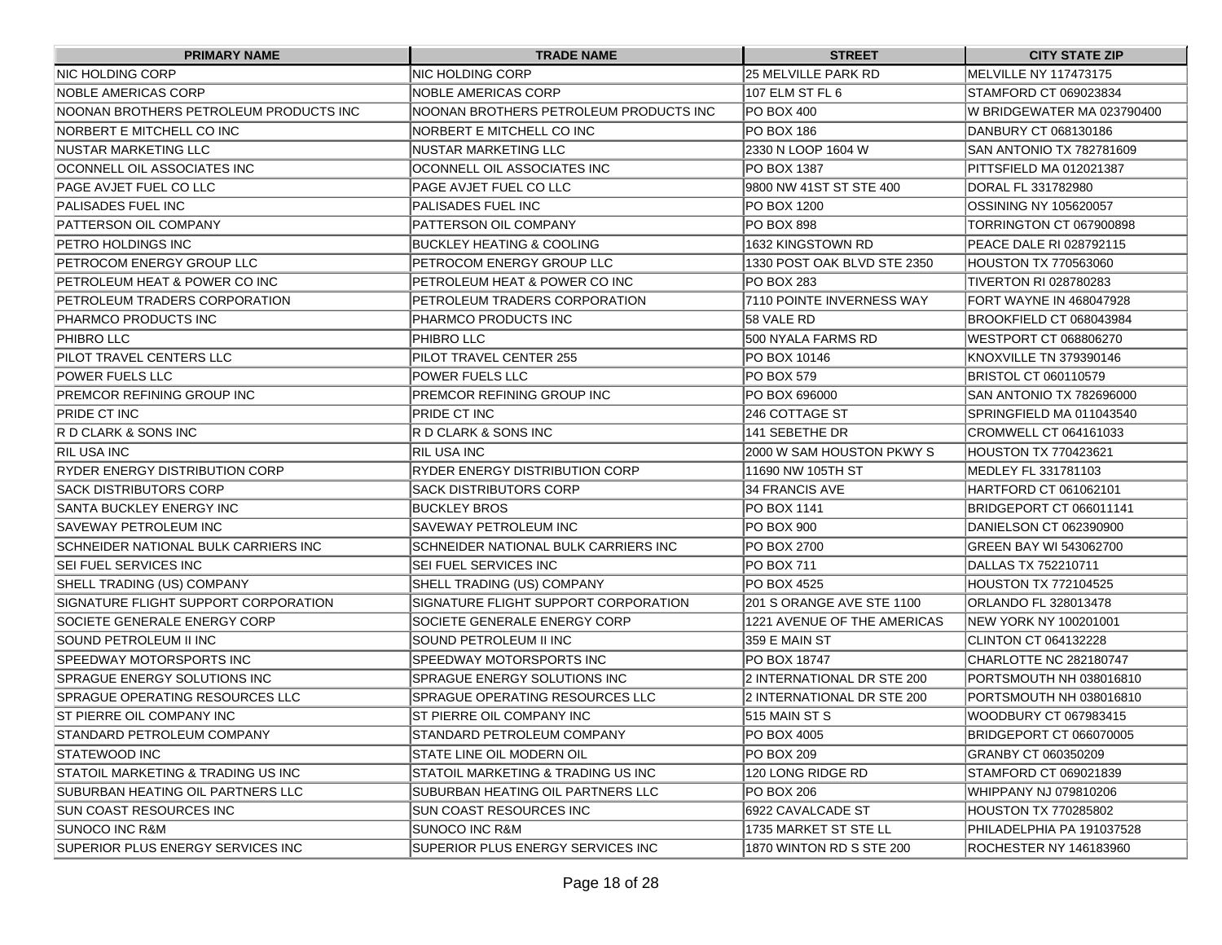| PRIMARY NAME | TRADE NAME | STREET | CITY STATE ZIP |
| --- | --- | --- | --- |
| NIC HOLDING CORP | NIC HOLDING CORP | 25 MELVILLE PARK RD | MELVILLE NY 117473175 |
| NOBLE AMERICAS CORP | NOBLE AMERICAS CORP | 107 ELM ST FL 6 | STAMFORD CT 069023834 |
| NOONAN BROTHERS PETROLEUM PRODUCTS INC | NOONAN BROTHERS PETROLEUM PRODUCTS INC | PO BOX 400 | W BRIDGEWATER MA 023790400 |
| NORBERT E MITCHELL CO INC | NORBERT E MITCHELL CO INC | PO BOX 186 | DANBURY CT 068130186 |
| NUSTAR MARKETING LLC | NUSTAR MARKETING LLC | 2330 N LOOP 1604 W | SAN ANTONIO TX 782781609 |
| OCONNELL OIL ASSOCIATES INC | OCONNELL OIL ASSOCIATES INC | PO BOX 1387 | PITTSFIELD MA 012021387 |
| PAGE AVJET FUEL CO LLC | PAGE AVJET FUEL CO LLC | 9800 NW 41ST ST STE 400 | DORAL FL 331782980 |
| PALISADES FUEL INC | PALISADES FUEL INC | PO BOX 1200 | OSSINING NY 105620057 |
| PATTERSON OIL COMPANY | PATTERSON OIL COMPANY | PO BOX 898 | TORRINGTON CT 067900898 |
| PETRO HOLDINGS INC | BUCKLEY HEATING & COOLING | 1632 KINGSTOWN RD | PEACE DALE RI 028792115 |
| PETROCOM ENERGY GROUP LLC | PETROCOM ENERGY GROUP LLC | 1330 POST OAK BLVD STE 2350 | HOUSTON TX 770563060 |
| PETROLEUM HEAT & POWER CO INC | PETROLEUM HEAT & POWER CO INC | PO BOX 283 | TIVERTON RI 028780283 |
| PETROLEUM TRADERS CORPORATION | PETROLEUM TRADERS CORPORATION | 7110 POINTE INVERNESS WAY | FORT WAYNE IN 468047928 |
| PHARMCO PRODUCTS INC | PHARMCO PRODUCTS INC | 58 VALE RD | BROOKFIELD CT 068043984 |
| PHIBRO LLC | PHIBRO LLC | 500 NYALA FARMS RD | WESTPORT CT 068806270 |
| PILOT TRAVEL CENTERS LLC | PILOT TRAVEL CENTER 255 | PO BOX 10146 | KNOXVILLE TN 379390146 |
| POWER FUELS LLC | POWER FUELS LLC | PO BOX 579 | BRISTOL CT 060110579 |
| PREMCOR REFINING GROUP INC | PREMCOR REFINING GROUP INC | PO BOX 696000 | SAN ANTONIO TX 782696000 |
| PRIDE CT INC | PRIDE CT INC | 246 COTTAGE ST | SPRINGFIELD MA 011043540 |
| R D CLARK & SONS INC | R D CLARK & SONS INC | 141 SEBETHE DR | CROMWELL CT 064161033 |
| RIL USA INC | RIL USA INC | 2000 W SAM HOUSTON PKWY S | HOUSTON TX 770423621 |
| RYDER ENERGY DISTRIBUTION CORP | RYDER ENERGY DISTRIBUTION CORP | 11690 NW 105TH ST | MEDLEY FL 331781103 |
| SACK DISTRIBUTORS CORP | SACK DISTRIBUTORS CORP | 34 FRANCIS AVE | HARTFORD CT 061062101 |
| SANTA BUCKLEY ENERGY INC | BUCKLEY BROS | PO BOX 1141 | BRIDGEPORT CT 066011141 |
| SAVEWAY PETROLEUM INC | SAVEWAY PETROLEUM INC | PO BOX 900 | DANIELSON CT 062390900 |
| SCHNEIDER NATIONAL BULK CARRIERS INC | SCHNEIDER NATIONAL BULK CARRIERS INC | PO BOX 2700 | GREEN BAY WI 543062700 |
| SEI FUEL SERVICES INC | SEI FUEL SERVICES INC | PO BOX 711 | DALLAS TX 752210711 |
| SHELL TRADING (US) COMPANY | SHELL TRADING (US) COMPANY | PO BOX 4525 | HOUSTON TX 772104525 |
| SIGNATURE FLIGHT SUPPORT CORPORATION | SIGNATURE FLIGHT SUPPORT CORPORATION | 201 S ORANGE AVE STE 1100 | ORLANDO FL 328013478 |
| SOCIETE GENERALE ENERGY CORP | SOCIETE GENERALE ENERGY CORP | 1221 AVENUE OF THE AMERICAS | NEW YORK NY 100201001 |
| SOUND PETROLEUM II INC | SOUND PETROLEUM II INC | 359 E MAIN ST | CLINTON CT 064132228 |
| SPEEDWAY MOTORSPORTS INC | SPEEDWAY MOTORSPORTS INC | PO BOX 18747 | CHARLOTTE NC 282180747 |
| SPRAGUE ENERGY SOLUTIONS INC | SPRAGUE ENERGY SOLUTIONS INC | 2 INTERNATIONAL DR STE 200 | PORTSMOUTH NH 038016810 |
| SPRAGUE OPERATING RESOURCES LLC | SPRAGUE OPERATING RESOURCES LLC | 2 INTERNATIONAL DR STE 200 | PORTSMOUTH NH 038016810 |
| ST PIERRE OIL COMPANY INC | ST PIERRE OIL COMPANY INC | 515 MAIN ST S | WOODBURY CT 067983415 |
| STANDARD PETROLEUM COMPANY | STANDARD PETROLEUM COMPANY | PO BOX 4005 | BRIDGEPORT CT 066070005 |
| STATEWOOD INC | STATE LINE OIL MODERN OIL | PO BOX 209 | GRANBY CT 060350209 |
| STATOIL MARKETING & TRADING US INC | STATOIL MARKETING & TRADING US INC | 120 LONG RIDGE RD | STAMFORD CT 069021839 |
| SUBURBAN HEATING OIL PARTNERS LLC | SUBURBAN HEATING OIL PARTNERS LLC | PO BOX 206 | WHIPPANY NJ 079810206 |
| SUN COAST RESOURCES INC | SUN COAST RESOURCES INC | 6922 CAVALCADE ST | HOUSTON TX 770285802 |
| SUNOCO INC R&M | SUNOCO INC R&M | 1735 MARKET ST STE LL | PHILADELPHIA PA 191037528 |
| SUPERIOR PLUS ENERGY SERVICES INC | SUPERIOR PLUS ENERGY SERVICES INC | 1870 WINTON RD S STE 200 | ROCHESTER NY 146183960 |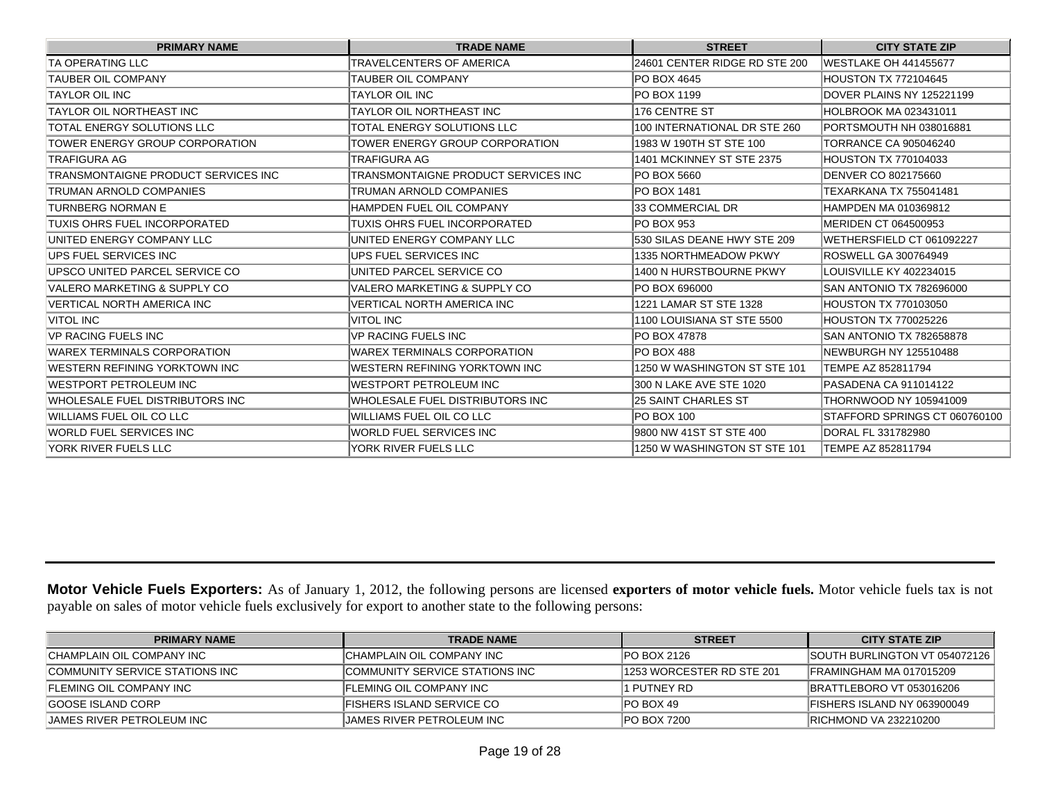| PRIMARY NAME | TRADE NAME | STREET | CITY STATE ZIP |
|---|---|---|---|
| TA OPERATING LLC | TRAVELCENTERS OF AMERICA | 24601 CENTER RIDGE RD STE 200 | WESTLAKE OH 441455677 |
| TAUBER OIL COMPANY | TAUBER OIL COMPANY | PO BOX 4645 | HOUSTON TX 772104645 |
| TAYLOR OIL INC | TAYLOR OIL INC | PO BOX 1199 | DOVER PLAINS NY 125221199 |
| TAYLOR OIL NORTHEAST INC | TAYLOR OIL NORTHEAST INC | 176 CENTRE ST | HOLBROOK MA 023431011 |
| TOTAL ENERGY SOLUTIONS LLC | TOTAL ENERGY SOLUTIONS LLC | 100 INTERNATIONAL DR STE 260 | PORTSMOUTH NH 038016881 |
| TOWER ENERGY GROUP CORPORATION | TOWER ENERGY GROUP CORPORATION | 1983 W 190TH ST STE 100 | TORRANCE CA 905046240 |
| TRAFIGURA AG | TRAFIGURA AG | 1401 MCKINNEY ST STE 2375 | HOUSTON TX 770104033 |
| TRANSMONTAIGNE PRODUCT SERVICES INC | TRANSMONTAIGNE PRODUCT SERVICES INC | PO BOX 5660 | DENVER CO 802175660 |
| TRUMAN ARNOLD COMPANIES | TRUMAN ARNOLD COMPANIES | PO BOX 1481 | TEXARKANA TX 755041481 |
| TURNBERG NORMAN E | HAMPDEN FUEL OIL COMPANY | 33 COMMERCIAL DR | HAMPDEN MA 010369812 |
| TUXIS OHRS FUEL INCORPORATED | TUXIS OHRS FUEL INCORPORATED | PO BOX 953 | MERIDEN CT 064500953 |
| UNITED ENERGY COMPANY LLC | UNITED ENERGY COMPANY LLC | 530 SILAS DEANE HWY STE 209 | WETHERSFIELD CT 061092227 |
| UPS FUEL SERVICES INC | UPS FUEL SERVICES INC | 1335 NORTHMEADOW PKWY | ROSWELL GA 300764949 |
| UPSCO UNITED PARCEL SERVICE CO | UNITED PARCEL SERVICE CO | 1400 N HURSTBOURNE PKWY | LOUISVILLE KY 402234015 |
| VALERO MARKETING & SUPPLY CO | VALERO MARKETING & SUPPLY CO | PO BOX 696000 | SAN ANTONIO TX 782696000 |
| VERTICAL NORTH AMERICA INC | VERTICAL NORTH AMERICA INC | 1221 LAMAR ST STE 1328 | HOUSTON TX 770103050 |
| VITOL INC | VITOL INC | 1100 LOUISIANA ST STE 5500 | HOUSTON TX 770025226 |
| VP RACING FUELS INC | VP RACING FUELS INC | PO BOX 47878 | SAN ANTONIO TX 782658878 |
| WAREX TERMINALS CORPORATION | WAREX TERMINALS CORPORATION | PO BOX 488 | NEWBURGH NY 125510488 |
| WESTERN REFINING YORKTOWN INC | WESTERN REFINING YORKTOWN INC | 1250 W WASHINGTON ST STE 101 | TEMPE AZ 852811794 |
| WESTPORT PETROLEUM INC | WESTPORT PETROLEUM INC | 300 N LAKE AVE STE 1020 | PASADENA CA 911014122 |
| WHOLESALE FUEL DISTRIBUTORS INC | WHOLESALE FUEL DISTRIBUTORS INC | 25 SAINT CHARLES ST | THORNWOOD NY 105941009 |
| WILLIAMS FUEL OIL CO LLC | WILLIAMS FUEL OIL CO LLC | PO BOX 100 | STAFFORD SPRINGS CT 060760100 |
| WORLD FUEL SERVICES INC | WORLD FUEL SERVICES INC | 9800 NW 41ST ST STE 400 | DORAL FL 331782980 |
| YORK RIVER FUELS LLC | YORK RIVER FUELS LLC | 1250 W WASHINGTON ST STE 101 | TEMPE AZ 852811794 |

**Motor Vehicle Fuels Exporters:** As of January 1, 2012, the following persons are licensed **exporters of motor vehicle fuels.** Motor vehicle fuels tax is not payable on sales of motor vehicle fuels exclusively for export to another state to the following persons:

| PRIMARY NAME | TRADE NAME | STREET | CITY STATE ZIP |
|---|---|---|---|
| CHAMPLAIN OIL COMPANY INC | CHAMPLAIN OIL COMPANY INC | PO BOX 2126 | SOUTH BURLINGTON VT 054072126 |
| COMMUNITY SERVICE STATIONS INC | COMMUNITY SERVICE STATIONS INC | 1253 WORCESTER RD STE 201 | FRAMINGHAM MA 017015209 |
| FLEMING OIL COMPANY INC | FLEMING OIL COMPANY INC | 1 PUTNEY RD | BRATTLEBORO VT 053016206 |
| GOOSE ISLAND CORP | FISHERS ISLAND SERVICE CO | PO BOX 49 | FISHERS ISLAND NY 063900049 |
| JAMES RIVER PETROLEUM INC | JAMES RIVER PETROLEUM INC | PO BOX 7200 | RICHMOND VA 232210200 |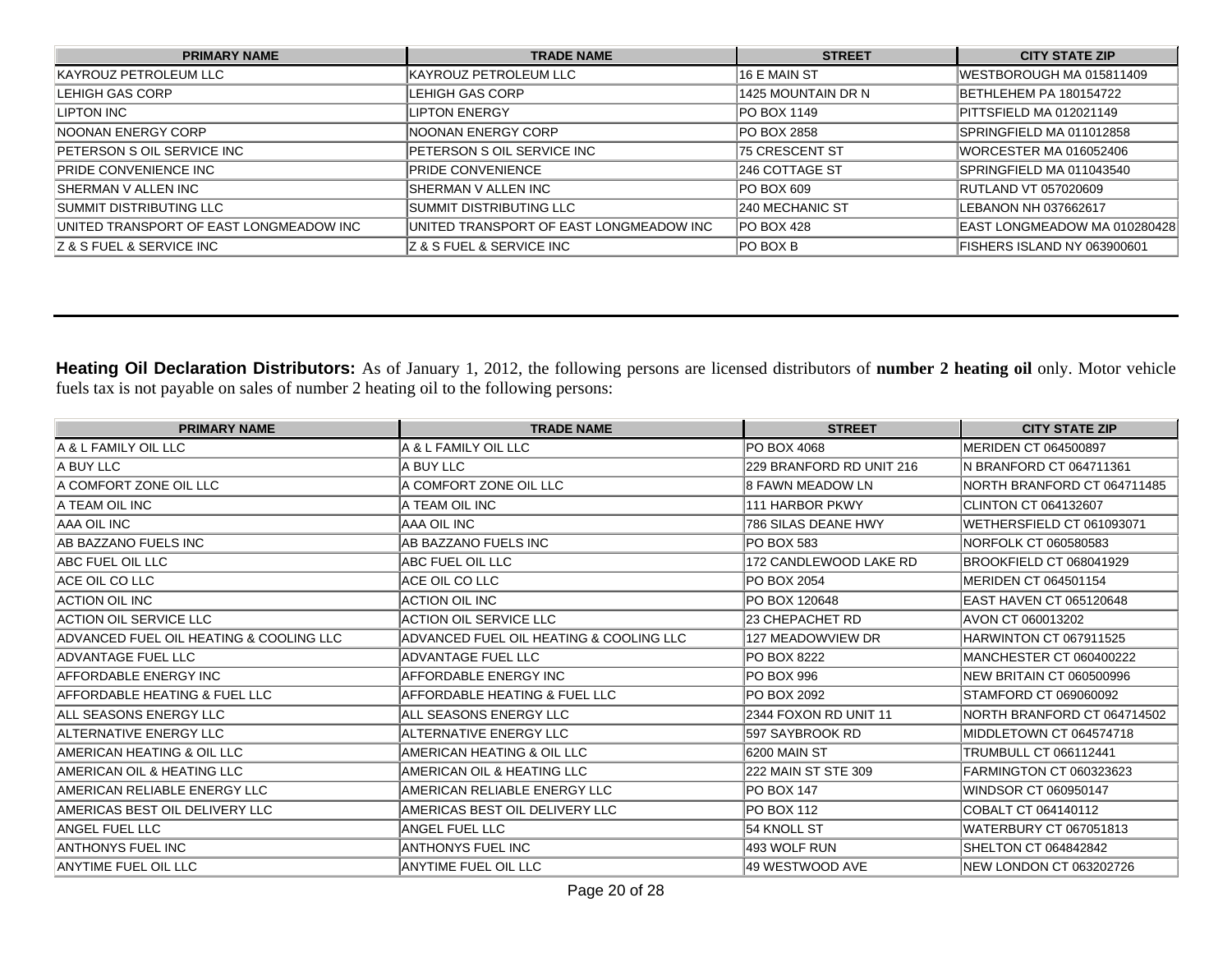| PRIMARY NAME | TRADE NAME | STREET | CITY STATE ZIP |
|---|---|---|---|
| KAYROUZ PETROLEUM LLC | KAYROUZ PETROLEUM LLC | 16 E MAIN ST | WESTBOROUGH MA 015811409 |
| LEHIGH GAS CORP | LEHIGH GAS CORP | 1425 MOUNTAIN DR N | BETHLEHEM PA 180154722 |
| LIPTON INC | LIPTON ENERGY | PO BOX 1149 | PITTSFIELD MA 012021149 |
| NOONAN ENERGY CORP | NOONAN ENERGY CORP | PO BOX 2858 | SPRINGFIELD MA 011012858 |
| PETERSON S OIL SERVICE INC | PETERSON S OIL SERVICE INC | 75 CRESCENT ST | WORCESTER MA 016052406 |
| PRIDE CONVENIENCE INC | PRIDE CONVENIENCE | 246 COTTAGE ST | SPRINGFIELD MA 011043540 |
| SHERMAN V ALLEN INC | SHERMAN V ALLEN INC | PO BOX 609 | RUTLAND VT 057020609 |
| SUMMIT DISTRIBUTING LLC | SUMMIT DISTRIBUTING LLC | 240 MECHANIC ST | LEBANON NH 037662617 |
| UNITED TRANSPORT OF EAST LONGMEADOW INC | UNITED TRANSPORT OF EAST LONGMEADOW INC | PO BOX 428 | EAST LONGMEADOW MA 010280428 |
| Z & S FUEL & SERVICE INC | Z & S FUEL & SERVICE INC | PO BOX B | FISHERS ISLAND NY 063900601 |

**Heating Oil Declaration Distributors:** As of January 1, 2012, the following persons are licensed distributors of **number 2 heating oil** only. Motor vehicle fuels tax is not payable on sales of number 2 heating oil to the following persons:

| PRIMARY NAME | TRADE NAME | STREET | CITY STATE ZIP |
|---|---|---|---|
| A & L FAMILY OIL LLC | A & L FAMILY OIL LLC | PO BOX 4068 | MERIDEN CT 064500897 |
| A BUY LLC | A BUY LLC | 229 BRANFORD RD UNIT 216 | N BRANFORD CT 064711361 |
| A COMFORT ZONE OIL LLC | A COMFORT ZONE OIL LLC | 8 FAWN MEADOW LN | NORTH BRANFORD CT 064711485 |
| A TEAM OIL INC | A TEAM OIL INC | 111 HARBOR PKWY | CLINTON CT 064132607 |
| AAA OIL INC | AAA OIL INC | 786 SILAS DEANE HWY | WETHERSFIELD CT 061093071 |
| AB BAZZANO FUELS INC | AB BAZZANO FUELS INC | PO BOX 583 | NORFOLK CT 060580583 |
| ABC FUEL OIL LLC | ABC FUEL OIL LLC | 172 CANDLEWOOD LAKE RD | BROOKFIELD CT 068041929 |
| ACE OIL CO LLC | ACE OIL CO LLC | PO BOX 2054 | MERIDEN CT 064501154 |
| ACTION OIL INC | ACTION OIL INC | PO BOX 120648 | EAST HAVEN CT 065120648 |
| ACTION OIL SERVICE LLC | ACTION OIL SERVICE LLC | 23 CHEPACHET RD | AVON CT 060013202 |
| ADVANCED FUEL OIL HEATING & COOLING LLC | ADVANCED FUEL OIL HEATING & COOLING LLC | 127 MEADOWVIEW DR | HARWINTON CT 067911525 |
| ADVANTAGE FUEL LLC | ADVANTAGE FUEL LLC | PO BOX 8222 | MANCHESTER CT 060400222 |
| AFFORDABLE ENERGY INC | AFFORDABLE ENERGY INC | PO BOX 996 | NEW BRITAIN CT 060500996 |
| AFFORDABLE HEATING & FUEL LLC | AFFORDABLE HEATING & FUEL LLC | PO BOX 2092 | STAMFORD CT 069060092 |
| ALL SEASONS ENERGY LLC | ALL SEASONS ENERGY LLC | 2344 FOXON RD UNIT 11 | NORTH BRANFORD CT 064714502 |
| ALTERNATIVE ENERGY LLC | ALTERNATIVE ENERGY LLC | 597 SAYBROOK RD | MIDDLETOWN CT 064574718 |
| AMERICAN HEATING & OIL LLC | AMERICAN HEATING & OIL LLC | 6200 MAIN ST | TRUMBULL CT 066112441 |
| AMERICAN OIL & HEATING LLC | AMERICAN OIL & HEATING LLC | 222 MAIN ST STE 309 | FARMINGTON CT 060323623 |
| AMERICAN RELIABLE ENERGY LLC | AMERICAN RELIABLE ENERGY LLC | PO BOX 147 | WINDSOR CT 060950147 |
| AMERICAS BEST OIL DELIVERY LLC | AMERICAS BEST OIL DELIVERY LLC | PO BOX 112 | COBALT CT 064140112 |
| ANGEL FUEL LLC | ANGEL FUEL LLC | 54 KNOLL ST | WATERBURY CT 067051813 |
| ANTHONYS FUEL INC | ANTHONYS FUEL INC | 493 WOLF RUN | SHELTON CT 064842842 |
| ANYTIME FUEL OIL LLC | ANYTIME FUEL OIL LLC | 49 WESTWOOD AVE | NEW LONDON CT 063202726 |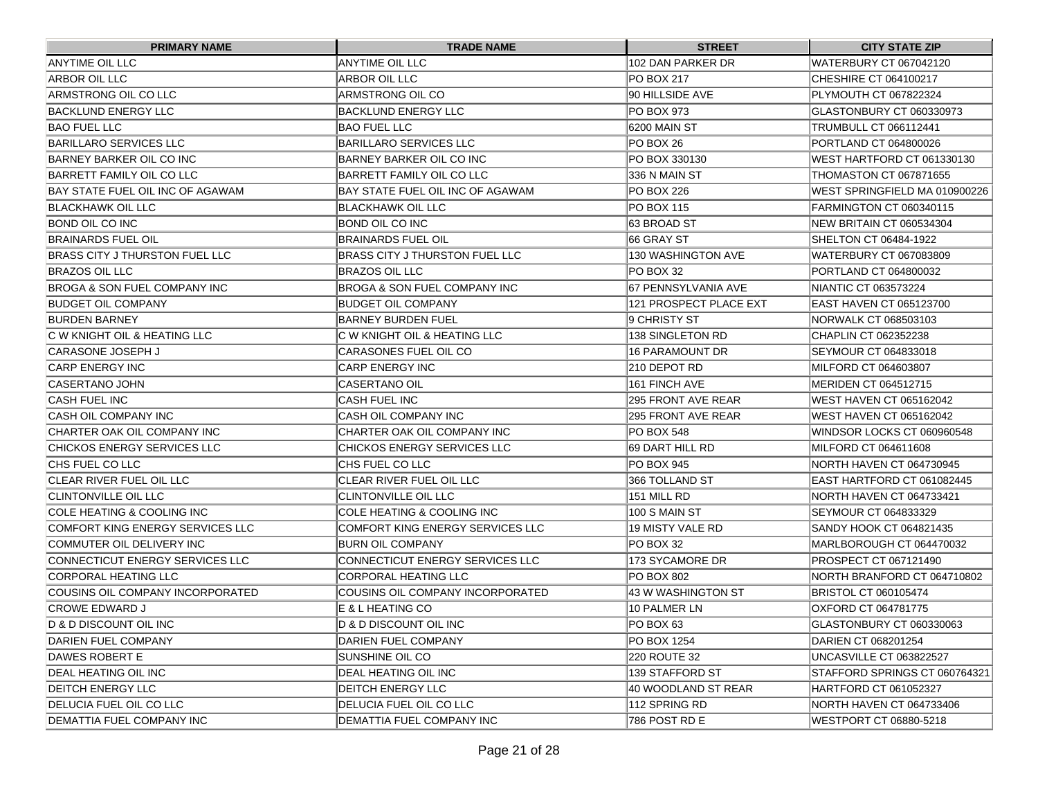| PRIMARY NAME | TRADE NAME | STREET | CITY STATE ZIP |
|---|---|---|---|
| ANYTIME OIL LLC | ANYTIME OIL LLC | 102 DAN PARKER DR | WATERBURY CT 067042120 |
| ARBOR OIL LLC | ARBOR OIL LLC | PO BOX 217 | CHESHIRE CT 064100217 |
| ARMSTRONG OIL CO LLC | ARMSTRONG OIL CO | 90 HILLSIDE AVE | PLYMOUTH CT 067822324 |
| BACKLUND ENERGY LLC | BACKLUND ENERGY LLC | PO BOX 973 | GLASTONBURY CT 060330973 |
| BAO FUEL LLC | BAO FUEL LLC | 6200 MAIN ST | TRUMBULL CT 066112441 |
| BARILLARO SERVICES LLC | BARILLARO SERVICES LLC | PO BOX 26 | PORTLAND CT 064800026 |
| BARNEY BARKER OIL CO INC | BARNEY BARKER OIL CO INC | PO BOX 330130 | WEST HARTFORD CT 061330130 |
| BARRETT FAMILY OIL CO LLC | BARRETT FAMILY OIL CO LLC | 336 N MAIN ST | THOMASTON CT 067871655 |
| BAY STATE FUEL OIL INC OF AGAWAM | BAY STATE FUEL OIL INC OF AGAWAM | PO BOX 226 | WEST SPRINGFIELD MA 010900226 |
| BLACKHAWK OIL LLC | BLACKHAWK OIL LLC | PO BOX 115 | FARMINGTON CT 060340115 |
| BOND OIL CO INC | BOND OIL CO INC | 63 BROAD ST | NEW BRITAIN CT 060534304 |
| BRAINARDS FUEL OIL | BRAINARDS FUEL OIL | 66 GRAY ST | SHELTON CT 06484-1922 |
| BRASS CITY J THURSTON FUEL LLC | BRASS CITY J THURSTON FUEL LLC | 130 WASHINGTON AVE | WATERBURY CT 067083809 |
| BRAZOS OIL LLC | BRAZOS OIL LLC | PO BOX 32 | PORTLAND CT 064800032 |
| BROGA & SON FUEL COMPANY INC | BROGA & SON FUEL COMPANY INC | 67 PENNSYLVANIA AVE | NIANTIC CT 063573224 |
| BUDGET OIL COMPANY | BUDGET OIL COMPANY | 121 PROSPECT PLACE EXT | EAST HAVEN CT 065123700 |
| BURDEN BARNEY | BARNEY BURDEN FUEL | 9 CHRISTY ST | NORWALK CT 068503103 |
| C W KNIGHT OIL & HEATING LLC | C W KNIGHT OIL & HEATING LLC | 138 SINGLETON RD | CHAPLIN CT 062352238 |
| CARASONE JOSEPH J | CARASONES FUEL OIL CO | 16 PARAMOUNT DR | SEYMOUR CT 064833018 |
| CARP ENERGY INC | CARP ENERGY INC | 210 DEPOT RD | MILFORD CT 064603807 |
| CASERTANO JOHN | CASERTANO OIL | 161 FINCH AVE | MERIDEN CT 064512715 |
| CASH FUEL INC | CASH FUEL INC | 295 FRONT AVE REAR | WEST HAVEN CT 065162042 |
| CASH OIL COMPANY INC | CASH OIL COMPANY INC | 295 FRONT AVE REAR | WEST HAVEN CT 065162042 |
| CHARTER OAK OIL COMPANY INC | CHARTER OAK OIL COMPANY INC | PO BOX 548 | WINDSOR LOCKS CT 060960548 |
| CHICKOS ENERGY SERVICES LLC | CHICKOS ENERGY SERVICES LLC | 69 DART HILL RD | MILFORD CT 064611608 |
| CHS FUEL CO LLC | CHS FUEL CO LLC | PO BOX 945 | NORTH HAVEN CT 064730945 |
| CLEAR RIVER FUEL OIL LLC | CLEAR RIVER FUEL OIL LLC | 366 TOLLAND ST | EAST HARTFORD CT 061082445 |
| CLINTONVILLE OIL LLC | CLINTONVILLE OIL LLC | 151 MILL RD | NORTH HAVEN CT 064733421 |
| COLE HEATING & COOLING INC | COLE HEATING & COOLING INC | 100 S MAIN ST | SEYMOUR CT 064833329 |
| COMFORT KING ENERGY SERVICES LLC | COMFORT KING ENERGY SERVICES LLC | 19 MISTY VALE RD | SANDY HOOK CT 064821435 |
| COMMUTER OIL DELIVERY INC | BURN OIL COMPANY | PO BOX 32 | MARLBOROUGH CT 064470032 |
| CONNECTICUT ENERGY SERVICES LLC | CONNECTICUT ENERGY SERVICES LLC | 173 SYCAMORE DR | PROSPECT CT 067121490 |
| CORPORAL HEATING LLC | CORPORAL HEATING LLC | PO BOX 802 | NORTH BRANFORD CT 064710802 |
| COUSINS OIL COMPANY INCORPORATED | COUSINS OIL COMPANY INCORPORATED | 43 W WASHINGTON ST | BRISTOL CT 060105474 |
| CROWE EDWARD J | E & L HEATING CO | 10 PALMER LN | OXFORD CT 064781775 |
| D & D DISCOUNT OIL INC | D & D DISCOUNT OIL INC | PO BOX 63 | GLASTONBURY CT 060330063 |
| DARIEN FUEL COMPANY | DARIEN FUEL COMPANY | PO BOX 1254 | DARIEN CT 068201254 |
| DAWES ROBERT E | SUNSHINE OIL CO | 220 ROUTE 32 | UNCASVILLE CT 063822527 |
| DEAL HEATING OIL INC | DEAL HEATING OIL INC | 139 STAFFORD ST | STAFFORD SPRINGS CT 060764321 |
| DEITCH ENERGY LLC | DEITCH ENERGY LLC | 40 WOODLAND ST REAR | HARTFORD CT 061052327 |
| DELUCIA FUEL OIL CO LLC | DELUCIA FUEL OIL CO LLC | 112 SPRING RD | NORTH HAVEN CT 064733406 |
| DEMATTIA FUEL COMPANY INC | DEMATTIA FUEL COMPANY INC | 786 POST RD E | WESTPORT CT 06880-5218 |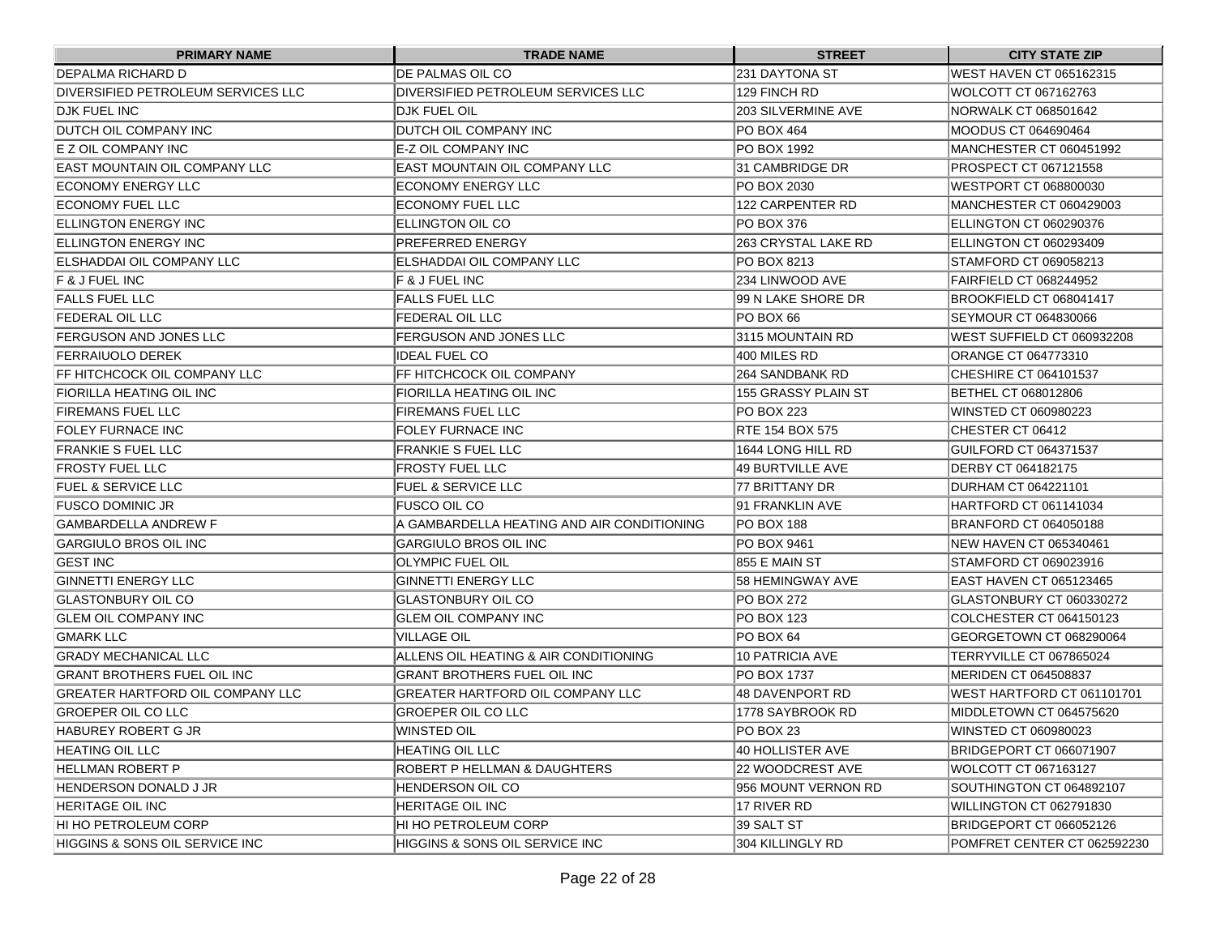| PRIMARY NAME | TRADE NAME | STREET | CITY STATE ZIP |
|---|---|---|---|
| DEPALMA RICHARD D | DE PALMAS OIL CO | 231 DAYTONA ST | WEST HAVEN CT 065162315 |
| DIVERSIFIED PETROLEUM SERVICES LLC | DIVERSIFIED PETROLEUM SERVICES LLC | 129 FINCH RD | WOLCOTT CT 067162763 |
| DJK FUEL INC | DJK FUEL OIL | 203 SILVERMINE AVE | NORWALK CT 068501642 |
| DUTCH OIL COMPANY INC | DUTCH OIL COMPANY INC | PO BOX 464 | MOODUS CT 064690464 |
| E Z OIL COMPANY INC | E-Z OIL COMPANY INC | PO BOX 1992 | MANCHESTER CT 060451992 |
| EAST MOUNTAIN OIL COMPANY LLC | EAST MOUNTAIN OIL COMPANY LLC | 31 CAMBRIDGE DR | PROSPECT CT 067121558 |
| ECONOMY ENERGY LLC | ECONOMY ENERGY LLC | PO BOX 2030 | WESTPORT CT 068800030 |
| ECONOMY FUEL LLC | ECONOMY FUEL LLC | 122 CARPENTER RD | MANCHESTER CT 060429003 |
| ELLINGTON ENERGY INC | ELLINGTON OIL CO | PO BOX 376 | ELLINGTON CT 060290376 |
| ELLINGTON ENERGY INC | PREFERRED ENERGY | 263 CRYSTAL LAKE RD | ELLINGTON CT 060293409 |
| ELSHADDAI OIL COMPANY LLC | ELSHADDAI OIL COMPANY LLC | PO BOX 8213 | STAMFORD CT 069058213 |
| F & J FUEL INC | F & J FUEL INC | 234 LINWOOD AVE | FAIRFIELD CT 068244952 |
| FALLS FUEL LLC | FALLS FUEL LLC | 99 N LAKE SHORE DR | BROOKFIELD CT 068041417 |
| FEDERAL OIL LLC | FEDERAL OIL LLC | PO BOX 66 | SEYMOUR CT 064830066 |
| FERGUSON AND JONES LLC | FERGUSON AND JONES LLC | 3115 MOUNTAIN RD | WEST SUFFIELD CT 060932208 |
| FERRAIUOLO DEREK | IDEAL FUEL CO | 400 MILES RD | ORANGE CT 064773310 |
| FF HITCHCOCK OIL COMPANY LLC | FF HITCHCOCK OIL COMPANY | 264 SANDBANK RD | CHESHIRE CT 064101537 |
| FIORILLA HEATING OIL INC | FIORILLA HEATING OIL INC | 155 GRASSY PLAIN ST | BETHEL CT 068012806 |
| FIREMANS FUEL LLC | FIREMANS FUEL LLC | PO BOX 223 | WINSTED CT 060980223 |
| FOLEY FURNACE INC | FOLEY FURNACE INC | RTE 154 BOX 575 | CHESTER CT 06412 |
| FRANKIE S FUEL LLC | FRANKIE S FUEL LLC | 1644 LONG HILL RD | GUILFORD CT 064371537 |
| FROSTY FUEL LLC | FROSTY FUEL LLC | 49 BURTVILLE AVE | DERBY CT 064182175 |
| FUEL & SERVICE LLC | FUEL & SERVICE LLC | 77 BRITTANY DR | DURHAM CT 064221101 |
| FUSCO DOMINIC JR | FUSCO OIL CO | 91 FRANKLIN AVE | HARTFORD CT 061141034 |
| GAMBARDELLA ANDREW F | A GAMBARDELLA HEATING AND AIR CONDITIONING | PO BOX 188 | BRANFORD CT 064050188 |
| GARGIULO BROS OIL INC | GARGIULO BROS OIL INC | PO BOX 9461 | NEW HAVEN CT 065340461 |
| GEST INC | OLYMPIC FUEL OIL | 855 E MAIN ST | STAMFORD CT 069023916 |
| GINNETTI ENERGY LLC | GINNETTI ENERGY LLC | 58 HEMINGWAY AVE | EAST HAVEN CT 065123465 |
| GLASTONBURY OIL CO | GLASTONBURY OIL CO | PO BOX 272 | GLASTONBURY CT 060330272 |
| GLEM OIL COMPANY INC | GLEM OIL COMPANY INC | PO BOX 123 | COLCHESTER CT 064150123 |
| GMARK LLC | VILLAGE OIL | PO BOX 64 | GEORGETOWN CT 068290064 |
| GRADY MECHANICAL LLC | ALLENS OIL HEATING & AIR CONDITIONING | 10 PATRICIA AVE | TERRYVILLE CT 067865024 |
| GRANT BROTHERS FUEL OIL INC | GRANT BROTHERS FUEL OIL INC | PO BOX 1737 | MERIDEN CT 064508837 |
| GREATER HARTFORD OIL COMPANY LLC | GREATER HARTFORD OIL COMPANY LLC | 48 DAVENPORT RD | WEST HARTFORD CT 061101701 |
| GROEPER OIL CO LLC | GROEPER OIL CO LLC | 1778 SAYBROOK RD | MIDDLETOWN CT 064575620 |
| HABUREY ROBERT G JR | WINSTED OIL | PO BOX 23 | WINSTED CT 060980023 |
| HEATING OIL LLC | HEATING OIL LLC | 40 HOLLISTER AVE | BRIDGEPORT CT 066071907 |
| HELLMAN ROBERT P | ROBERT P HELLMAN & DAUGHTERS | 22 WOODCREST AVE | WOLCOTT CT 067163127 |
| HENDERSON DONALD J JR | HENDERSON OIL CO | 956 MOUNT VERNON RD | SOUTHINGTON CT 064892107 |
| HERITAGE OIL INC | HERITAGE OIL INC | 17 RIVER RD | WILLINGTON CT 062791830 |
| HI HO PETROLEUM CORP | HI HO PETROLEUM CORP | 39 SALT ST | BRIDGEPORT CT 066052126 |
| HIGGINS & SONS OIL SERVICE INC | HIGGINS & SONS OIL SERVICE INC | 304 KILLINGLY RD | POMFRET CENTER CT 062592230 |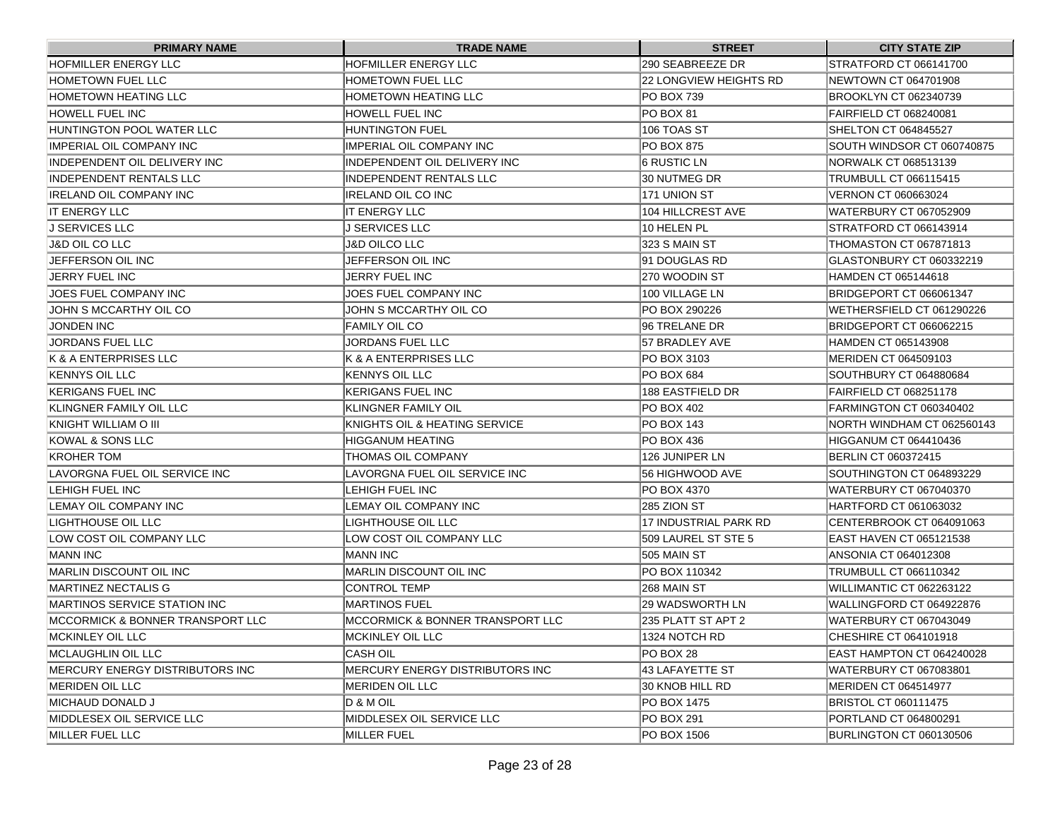| PRIMARY NAME | TRADE NAME | STREET | CITY STATE ZIP |
|---|---|---|---|
| HOFMILLER ENERGY LLC | HOFMILLER ENERGY LLC | 290 SEABREEZE DR | STRATFORD CT 066141700 |
| HOMETOWN FUEL LLC | HOMETOWN FUEL LLC | 22 LONGVIEW HEIGHTS RD | NEWTOWN CT 064701908 |
| HOMETOWN HEATING LLC | HOMETOWN HEATING LLC | PO BOX 739 | BROOKLYN CT 062340739 |
| HOWELL FUEL INC | HOWELL FUEL INC | PO BOX 81 | FAIRFIELD CT 068240081 |
| HUNTINGTON POOL WATER LLC | HUNTINGTON FUEL | 106 TOAS ST | SHELTON CT 064845527 |
| IMPERIAL OIL COMPANY INC | IMPERIAL OIL COMPANY INC | PO BOX 875 | SOUTH WINDSOR CT 060740875 |
| INDEPENDENT OIL DELIVERY INC | INDEPENDENT OIL DELIVERY INC | 6 RUSTIC LN | NORWALK CT 068513139 |
| INDEPENDENT RENTALS LLC | INDEPENDENT RENTALS LLC | 30 NUTMEG DR | TRUMBULL CT 066115415 |
| IRELAND OIL COMPANY INC | IRELAND OIL CO INC | 171 UNION ST | VERNON CT 060663024 |
| IT ENERGY LLC | IT ENERGY LLC | 104 HILLCREST AVE | WATERBURY CT 067052909 |
| J SERVICES LLC | J SERVICES LLC | 10 HELEN PL | STRATFORD CT 066143914 |
| J&D OIL CO LLC | J&D OILCO LLC | 323 S MAIN ST | THOMASTON CT 067871813 |
| JEFFERSON OIL INC | JEFFERSON OIL INC | 91 DOUGLAS RD | GLASTONBURY CT 060332219 |
| JERRY FUEL INC | JERRY FUEL INC | 270 WOODIN ST | HAMDEN CT 065144618 |
| JOES FUEL COMPANY INC | JOES FUEL COMPANY INC | 100 VILLAGE LN | BRIDGEPORT CT 066061347 |
| JOHN S MCCARTHY OIL CO | JOHN S MCCARTHY OIL CO | PO BOX 290226 | WETHERSFIELD CT 061290226 |
| JONDEN INC | FAMILY OIL CO | 96 TRELANE DR | BRIDGEPORT CT 066062215 |
| JORDANS FUEL LLC | JORDANS FUEL LLC | 57 BRADLEY AVE | HAMDEN CT 065143908 |
| K & A ENTERPRISES LLC | K & A ENTERPRISES LLC | PO BOX 3103 | MERIDEN CT 064509103 |
| KENNYS OIL LLC | KENNYS OIL LLC | PO BOX 684 | SOUTHBURY CT 064880684 |
| KERIGANS FUEL INC | KERIGANS FUEL INC | 188 EASTFIELD DR | FAIRFIELD CT 068251178 |
| KLINGNER FAMILY OIL LLC | KLINGNER FAMILY OIL | PO BOX 402 | FARMINGTON CT 060340402 |
| KNIGHT WILLIAM O III | KNIGHTS OIL & HEATING SERVICE | PO BOX 143 | NORTH WINDHAM CT 062560143 |
| KOWAL & SONS LLC | HIGGANUM HEATING | PO BOX 436 | HIGGANUM CT 064410436 |
| KROHER TOM | THOMAS OIL COMPANY | 126 JUNIPER LN | BERLIN CT 060372415 |
| LAVORGNA FUEL OIL SERVICE INC | LAVORGNA FUEL OIL SERVICE INC | 56 HIGHWOOD AVE | SOUTHINGTON CT 064893229 |
| LEHIGH FUEL INC | LEHIGH FUEL INC | PO BOX 4370 | WATERBURY CT 067040370 |
| LEMAY OIL COMPANY INC | LEMAY OIL COMPANY INC | 285 ZION ST | HARTFORD CT 061063032 |
| LIGHTHOUSE OIL LLC | LIGHTHOUSE OIL LLC | 17 INDUSTRIAL PARK RD | CENTERBROOK CT 064091063 |
| LOW COST OIL COMPANY LLC | LOW COST OIL COMPANY LLC | 509 LAUREL ST STE 5 | EAST HAVEN CT 065121538 |
| MANN INC | MANN INC | 505 MAIN ST | ANSONIA CT 064012308 |
| MARLIN DISCOUNT OIL INC | MARLIN DISCOUNT OIL INC | PO BOX 110342 | TRUMBULL CT 066110342 |
| MARTINEZ NECTALIS G | CONTROL TEMP | 268 MAIN ST | WILLIMANTIC CT 062263122 |
| MARTINOS SERVICE STATION INC | MARTINOS FUEL | 29 WADSWORTH LN | WALLINGFORD CT 064922876 |
| MCCORMICK & BONNER TRANSPORT LLC | MCCORMICK & BONNER TRANSPORT LLC | 235 PLATT ST APT 2 | WATERBURY CT 067043049 |
| MCKINLEY OIL LLC | MCKINLEY OIL LLC | 1324 NOTCH RD | CHESHIRE CT 064101918 |
| MCLAUGHLIN OIL LLC | CASH OIL | PO BOX 28 | EAST HAMPTON CT 064240028 |
| MERCURY ENERGY DISTRIBUTORS INC | MERCURY ENERGY DISTRIBUTORS INC | 43 LAFAYETTE ST | WATERBURY CT 067083801 |
| MERIDEN OIL LLC | MERIDEN OIL LLC | 30 KNOB HILL RD | MERIDEN CT 064514977 |
| MICHAUD DONALD J | D & M OIL | PO BOX 1475 | BRISTOL CT 060111475 |
| MIDDLESEX OIL SERVICE LLC | MIDDLESEX OIL SERVICE LLC | PO BOX 291 | PORTLAND CT 064800291 |
| MILLER FUEL LLC | MILLER FUEL | PO BOX 1506 | BURLINGTON CT 060130506 |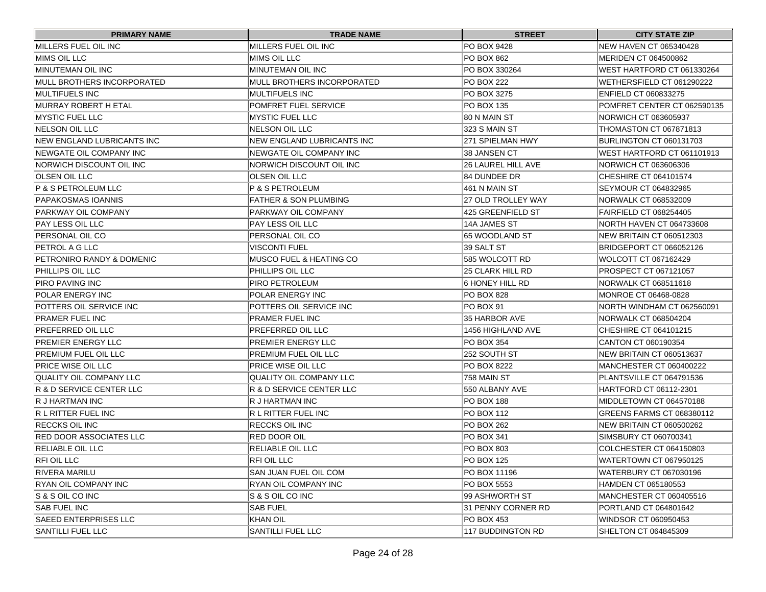| PRIMARY NAME | TRADE NAME | STREET | CITY STATE ZIP |
|---|---|---|---|
| MILLERS FUEL OIL INC | MILLERS FUEL OIL INC | PO BOX 9428 | NEW HAVEN CT 065340428 |
| MIMS OIL LLC | MIMS OIL LLC | PO BOX 862 | MERIDEN CT 064500862 |
| MINUTEMAN OIL INC | MINUTEMAN OIL INC | PO BOX 330264 | WEST HARTFORD CT 061330264 |
| MULL BROTHERS INCORPORATED | MULL BROTHERS INCORPORATED | PO BOX 222 | WETHERSFIELD CT 061290222 |
| MULTIFUELS INC | MULTIFUELS INC | PO BOX 3275 | ENFIELD CT 060833275 |
| MURRAY ROBERT H ETAL | POMFRET FUEL SERVICE | PO BOX 135 | POMFRET CENTER CT 062590135 |
| MYSTIC FUEL LLC | MYSTIC FUEL LLC | 80 N MAIN ST | NORWICH CT 063605937 |
| NELSON OIL LLC | NELSON OIL LLC | 323 S MAIN ST | THOMASTON CT 067871813 |
| NEW ENGLAND LUBRICANTS INC | NEW ENGLAND LUBRICANTS INC | 271 SPIELMAN HWY | BURLINGTON CT 060131703 |
| NEWGATE OIL COMPANY INC | NEWGATE OIL COMPANY INC | 38 JANSEN CT | WEST HARTFORD CT 061101913 |
| NORWICH DISCOUNT OIL INC | NORWICH DISCOUNT OIL INC | 26 LAUREL HILL AVE | NORWICH CT 063606306 |
| OLSEN OIL LLC | OLSEN OIL LLC | 84 DUNDEE DR | CHESHIRE CT 064101574 |
| P & S PETROLEUM LLC | P & S PETROLEUM | 461 N MAIN ST | SEYMOUR CT 064832965 |
| PAPAKOSMAS IOANNIS | FATHER & SON PLUMBING | 27 OLD TROLLEY WAY | NORWALK CT 068532009 |
| PARKWAY OIL COMPANY | PARKWAY OIL COMPANY | 425 GREENFIELD ST | FAIRFIELD CT 068254405 |
| PAY LESS OIL LLC | PAY LESS OIL LLC | 14A JAMES ST | NORTH HAVEN CT 064733608 |
| PERSONAL OIL CO | PERSONAL OIL CO | 65 WOODLAND ST | NEW BRITAIN CT 060512303 |
| PETROL A G LLC | VISCONTI FUEL | 39 SALT ST | BRIDGEPORT CT 066052126 |
| PETRONIRO RANDY & DOMENIC | MUSCO FUEL & HEATING CO | 585 WOLCOTT RD | WOLCOTT CT 067162429 |
| PHILLIPS OIL LLC | PHILLIPS OIL LLC | 25 CLARK HILL RD | PROSPECT CT 067121057 |
| PIRO PAVING INC | PIRO PETROLEUM | 6 HONEY HILL RD | NORWALK CT 068511618 |
| POLAR ENERGY INC | POLAR ENERGY INC | PO BOX 828 | MONROE CT 06468-0828 |
| POTTERS OIL SERVICE INC | POTTERS OIL SERVICE INC | PO BOX 91 | NORTH WINDHAM CT 062560091 |
| PRAMER FUEL INC | PRAMER FUEL INC | 35 HARBOR AVE | NORWALK CT 068504204 |
| PREFERRED OIL LLC | PREFERRED OIL LLC | 1456 HIGHLAND AVE | CHESHIRE CT 064101215 |
| PREMIER ENERGY LLC | PREMIER ENERGY LLC | PO BOX 354 | CANTON CT 060190354 |
| PREMIUM FUEL OIL LLC | PREMIUM FUEL OIL LLC | 252 SOUTH ST | NEW BRITAIN CT 060513637 |
| PRICE WISE OIL LLC | PRICE WISE OIL LLC | PO BOX 8222 | MANCHESTER CT 060400222 |
| QUALITY OIL COMPANY LLC | QUALITY OIL COMPANY LLC | 758 MAIN ST | PLANTSVILLE CT 064791536 |
| R & D SERVICE CENTER LLC | R & D SERVICE CENTER LLC | 550 ALBANY AVE | HARTFORD CT 06112-2301 |
| R J HARTMAN INC | R J HARTMAN INC | PO BOX 188 | MIDDLETOWN CT 064570188 |
| R L RITTER FUEL INC | R L RITTER FUEL INC | PO BOX 112 | GREENS FARMS CT 068380112 |
| RECCKS OIL INC | RECCKS OIL INC | PO BOX 262 | NEW BRITAIN CT 060500262 |
| RED DOOR ASSOCIATES LLC | RED DOOR OIL | PO BOX 341 | SIMSBURY CT 060700341 |
| RELIABLE OIL LLC | RELIABLE OIL LLC | PO BOX 803 | COLCHESTER CT 064150803 |
| RFI OIL LLC | RFI OIL LLC | PO BOX 125 | WATERTOWN CT 067950125 |
| RIVERA MARILU | SAN JUAN FUEL OIL COM | PO BOX 11196 | WATERBURY CT 067030196 |
| RYAN OIL COMPANY INC | RYAN OIL COMPANY INC | PO BOX 5553 | HAMDEN CT 065180553 |
| S & S OIL CO INC | S & S OIL CO INC | 99 ASHWORTH ST | MANCHESTER CT 060405516 |
| SAB FUEL INC | SAB FUEL | 31 PENNY CORNER RD | PORTLAND CT 064801642 |
| SAEED ENTERPRISES LLC | KHAN OIL | PO BOX 453 | WINDSOR CT 060950453 |
| SANTILLI FUEL LLC | SANTILLI FUEL LLC | 117 BUDDINGTON RD | SHELTON CT 064845309 |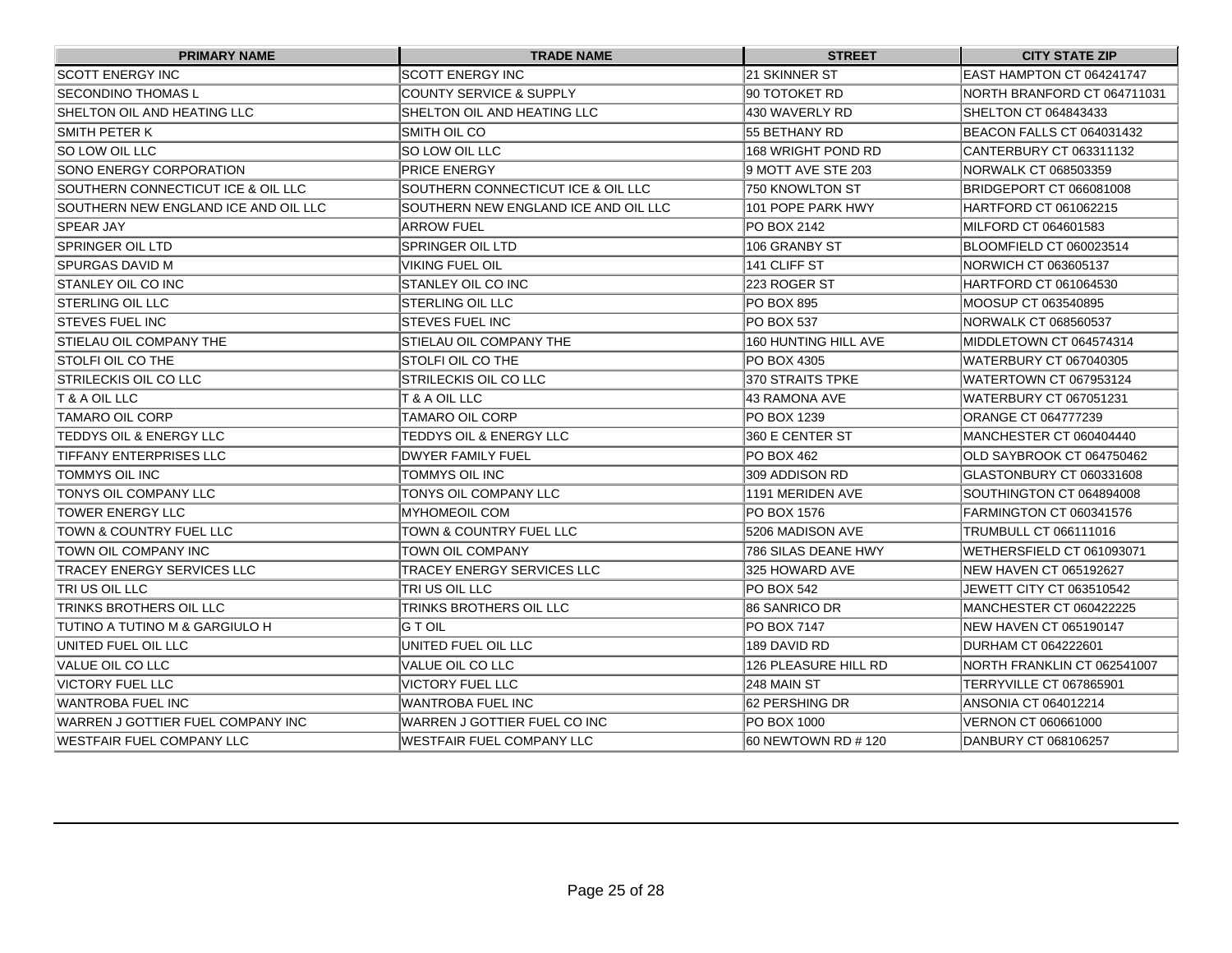| PRIMARY NAME | TRADE NAME | STREET | CITY STATE ZIP |
| --- | --- | --- | --- |
| SCOTT ENERGY INC | SCOTT ENERGY INC | 21 SKINNER ST | EAST HAMPTON CT 064241747 |
| SECONDINO THOMAS L | COUNTY SERVICE & SUPPLY | 90 TOTOKET RD | NORTH BRANFORD CT 064711031 |
| SHELTON OIL AND HEATING LLC | SHELTON OIL AND HEATING LLC | 430 WAVERLY RD | SHELTON CT 064843433 |
| SMITH PETER K | SMITH OIL CO | 55 BETHANY RD | BEACON FALLS CT 064031432 |
| SO LOW OIL LLC | SO LOW OIL LLC | 168 WRIGHT POND RD | CANTERBURY CT 063311132 |
| SONO ENERGY CORPORATION | PRICE ENERGY | 9 MOTT AVE STE 203 | NORWALK CT 068503359 |
| SOUTHERN CONNECTICUT ICE & OIL LLC | SOUTHERN CONNECTICUT ICE & OIL LLC | 750 KNOWLTON ST | BRIDGEPORT CT 066081008 |
| SOUTHERN NEW ENGLAND ICE AND OIL LLC | SOUTHERN NEW ENGLAND ICE AND OIL LLC | 101 POPE PARK HWY | HARTFORD CT 061062215 |
| SPEAR JAY | ARROW FUEL | PO BOX 2142 | MILFORD CT 064601583 |
| SPRINGER OIL LTD | SPRINGER OIL LTD | 106 GRANBY ST | BLOOMFIELD CT 060023514 |
| SPURGAS DAVID M | VIKING FUEL OIL | 141 CLIFF ST | NORWICH CT 063605137 |
| STANLEY OIL CO INC | STANLEY OIL CO INC | 223 ROGER ST | HARTFORD CT 061064530 |
| STERLING OIL LLC | STERLING OIL LLC | PO BOX 895 | MOOSUP CT 063540895 |
| STEVES FUEL INC | STEVES FUEL INC | PO BOX 537 | NORWALK CT 068560537 |
| STIELAU OIL COMPANY THE | STIELAU OIL COMPANY THE | 160 HUNTING HILL AVE | MIDDLETOWN CT 064574314 |
| STOLFI OIL CO THE | STOLFI OIL CO THE | PO BOX 4305 | WATERBURY CT 067040305 |
| STRILECKIS OIL CO LLC | STRILECKIS OIL CO LLC | 370 STRAITS TPKE | WATERTOWN CT 067953124 |
| T & A OIL LLC | T & A OIL LLC | 43 RAMONA AVE | WATERBURY CT 067051231 |
| TAMARO OIL CORP | TAMARO OIL CORP | PO BOX 1239 | ORANGE CT 064777239 |
| TEDDYS OIL & ENERGY LLC | TEDDYS OIL & ENERGY LLC | 360 E CENTER ST | MANCHESTER CT 060404440 |
| TIFFANY ENTERPRISES LLC | DWYER FAMILY FUEL | PO BOX 462 | OLD SAYBROOK CT 064750462 |
| TOMMYS OIL INC | TOMMYS OIL INC | 309 ADDISON RD | GLASTONBURY CT 060331608 |
| TONYS OIL COMPANY LLC | TONYS OIL COMPANY LLC | 1191 MERIDEN AVE | SOUTHINGTON CT 064894008 |
| TOWER ENERGY LLC | MYHOMEOIL COM | PO BOX 1576 | FARMINGTON CT 060341576 |
| TOWN & COUNTRY FUEL LLC | TOWN & COUNTRY FUEL LLC | 5206 MADISON AVE | TRUMBULL CT 066111016 |
| TOWN OIL COMPANY INC | TOWN OIL COMPANY | 786 SILAS DEANE HWY | WETHERSFIELD CT 061093071 |
| TRACEY ENERGY SERVICES LLC | TRACEY ENERGY SERVICES LLC | 325 HOWARD AVE | NEW HAVEN CT 065192627 |
| TRI US OIL LLC | TRI US OIL LLC | PO BOX 542 | JEWETT CITY CT 063510542 |
| TRINKS BROTHERS OIL LLC | TRINKS BROTHERS OIL LLC | 86 SANRICO DR | MANCHESTER CT 060422225 |
| TUTINO A TUTINO M & GARGIULO H | G T OIL | PO BOX 7147 | NEW HAVEN CT 065190147 |
| UNITED FUEL OIL LLC | UNITED FUEL OIL LLC | 189 DAVID RD | DURHAM CT 064222601 |
| VALUE OIL CO LLC | VALUE OIL CO LLC | 126 PLEASURE HILL RD | NORTH FRANKLIN CT 062541007 |
| VICTORY FUEL LLC | VICTORY FUEL LLC | 248 MAIN ST | TERRYVILLE CT 067865901 |
| WANTROBA FUEL INC | WANTROBA FUEL INC | 62 PERSHING DR | ANSONIA CT 064012214 |
| WARREN J GOTTIER FUEL COMPANY INC | WARREN J GOTTIER FUEL CO INC | PO BOX 1000 | VERNON CT 060661000 |
| WESTFAIR FUEL COMPANY LLC | WESTFAIR FUEL COMPANY LLC | 60 NEWTOWN RD # 120 | DANBURY CT 068106257 |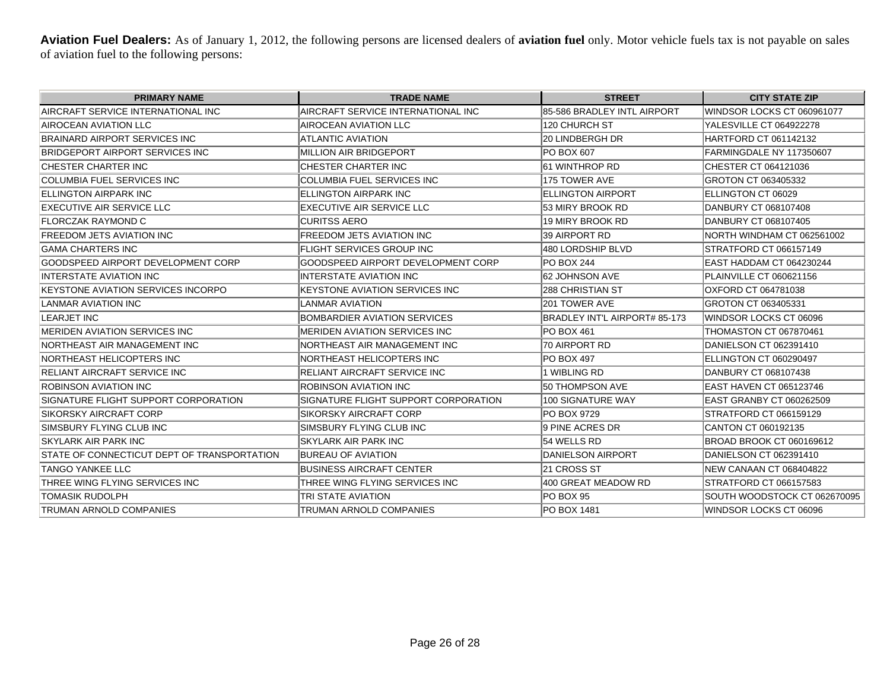**Aviation Fuel Dealers:** As of January 1, 2012, the following persons are licensed dealers of **aviation fuel** only. Motor vehicle fuels tax is not payable on sales of aviation fuel to the following persons:

| PRIMARY NAME | TRADE NAME | STREET | CITY STATE ZIP |
|---|---|---|---|
| AIRCRAFT SERVICE INTERNATIONAL INC | AIRCRAFT SERVICE INTERNATIONAL INC | 85-586 BRADLEY INTL AIRPORT | WINDSOR LOCKS CT 060961077 |
| AIROCEAN AVIATION LLC | AIROCEAN AVIATION LLC | 120 CHURCH ST | YALESVILLE CT 064922278 |
| BRAINARD AIRPORT SERVICES INC | ATLANTIC AVIATION | 20 LINDBERGH DR | HARTFORD CT 061142132 |
| BRIDGEPORT AIRPORT SERVICES INC | MILLION AIR BRIDGEPORT | PO BOX 607 | FARMINGDALE NY 117350607 |
| CHESTER CHARTER INC | CHESTER CHARTER INC | 61 WINTHROP RD | CHESTER CT 064121036 |
| COLUMBIA FUEL SERVICES INC | COLUMBIA FUEL SERVICES INC | 175 TOWER AVE | GROTON CT 063405332 |
| ELLINGTON AIRPARK INC | ELLINGTON AIRPARK INC | ELLINGTON AIRPORT | ELLINGTON CT 06029 |
| EXECUTIVE AIR SERVICE LLC | EXECUTIVE AIR SERVICE LLC | 53 MIRY BROOK RD | DANBURY CT 068107408 |
| FLORCZAK RAYMOND C | CURITSS AERO | 19 MIRY BROOK RD | DANBURY CT 068107405 |
| FREEDOM JETS AVIATION INC | FREEDOM JETS AVIATION INC | 39 AIRPORT RD | NORTH WINDHAM CT 062561002 |
| GAMA CHARTERS INC | FLIGHT SERVICES GROUP INC | 480 LORDSHIP BLVD | STRATFORD CT 066157149 |
| GOODSPEED AIRPORT DEVELOPMENT CORP | GOODSPEED AIRPORT DEVELOPMENT CORP | PO BOX 244 | EAST HADDAM CT 064230244 |
| INTERSTATE AVIATION INC | INTERSTATE AVIATION INC | 62 JOHNSON AVE | PLAINVILLE CT 060621156 |
| KEYSTONE AVIATION SERVICES INCORPO | KEYSTONE AVIATION SERVICES INC | 288 CHRISTIAN ST | OXFORD CT 064781038 |
| LANMAR AVIATION INC | LANMAR AVIATION | 201 TOWER AVE | GROTON CT 063405331 |
| LEARJET INC | BOMBARDIER AVIATION SERVICES | BRADLEY INT'L AIRPORT# 85-173 | WINDSOR LOCKS CT 06096 |
| MERIDEN AVIATION SERVICES INC | MERIDEN AVIATION SERVICES INC | PO BOX 461 | THOMASTON CT 067870461 |
| NORTHEAST AIR MANAGEMENT INC | NORTHEAST AIR MANAGEMENT INC | 70 AIRPORT RD | DANIELSON CT 062391410 |
| NORTHEAST HELICOPTERS INC | NORTHEAST HELICOPTERS INC | PO BOX 497 | ELLINGTON CT 060290497 |
| RELIANT AIRCRAFT SERVICE INC | RELIANT AIRCRAFT SERVICE INC | 1 WIBLING RD | DANBURY CT 068107438 |
| ROBINSON AVIATION INC | ROBINSON AVIATION INC | 50 THOMPSON AVE | EAST HAVEN CT 065123746 |
| SIGNATURE FLIGHT SUPPORT CORPORATION | SIGNATURE FLIGHT SUPPORT CORPORATION | 100 SIGNATURE WAY | EAST GRANBY CT 060262509 |
| SIKORSKY AIRCRAFT CORP | SIKORSKY AIRCRAFT CORP | PO BOX 9729 | STRATFORD CT 066159129 |
| SIMSBURY FLYING CLUB INC | SIMSBURY FLYING CLUB INC | 9 PINE ACRES DR | CANTON CT 060192135 |
| SKYLARK AIR PARK INC | SKYLARK AIR PARK INC | 54 WELLS RD | BROAD BROOK CT 060169612 |
| STATE OF CONNECTICUT DEPT OF TRANSPORTATION | BUREAU OF AVIATION | DANIELSON AIRPORT | DANIELSON CT 062391410 |
| TANGO YANKEE LLC | BUSINESS AIRCRAFT CENTER | 21 CROSS ST | NEW CANAAN CT 068404822 |
| THREE WING FLYING SERVICES INC | THREE WING FLYING SERVICES INC | 400 GREAT MEADOW RD | STRATFORD CT 066157583 |
| TOMASIK RUDOLPH | TRI STATE AVIATION | PO BOX 95 | SOUTH WOODSTOCK CT 062670095 |
| TRUMAN ARNOLD COMPANIES | TRUMAN ARNOLD COMPANIES | PO BOX 1481 | WINDSOR LOCKS CT 06096 |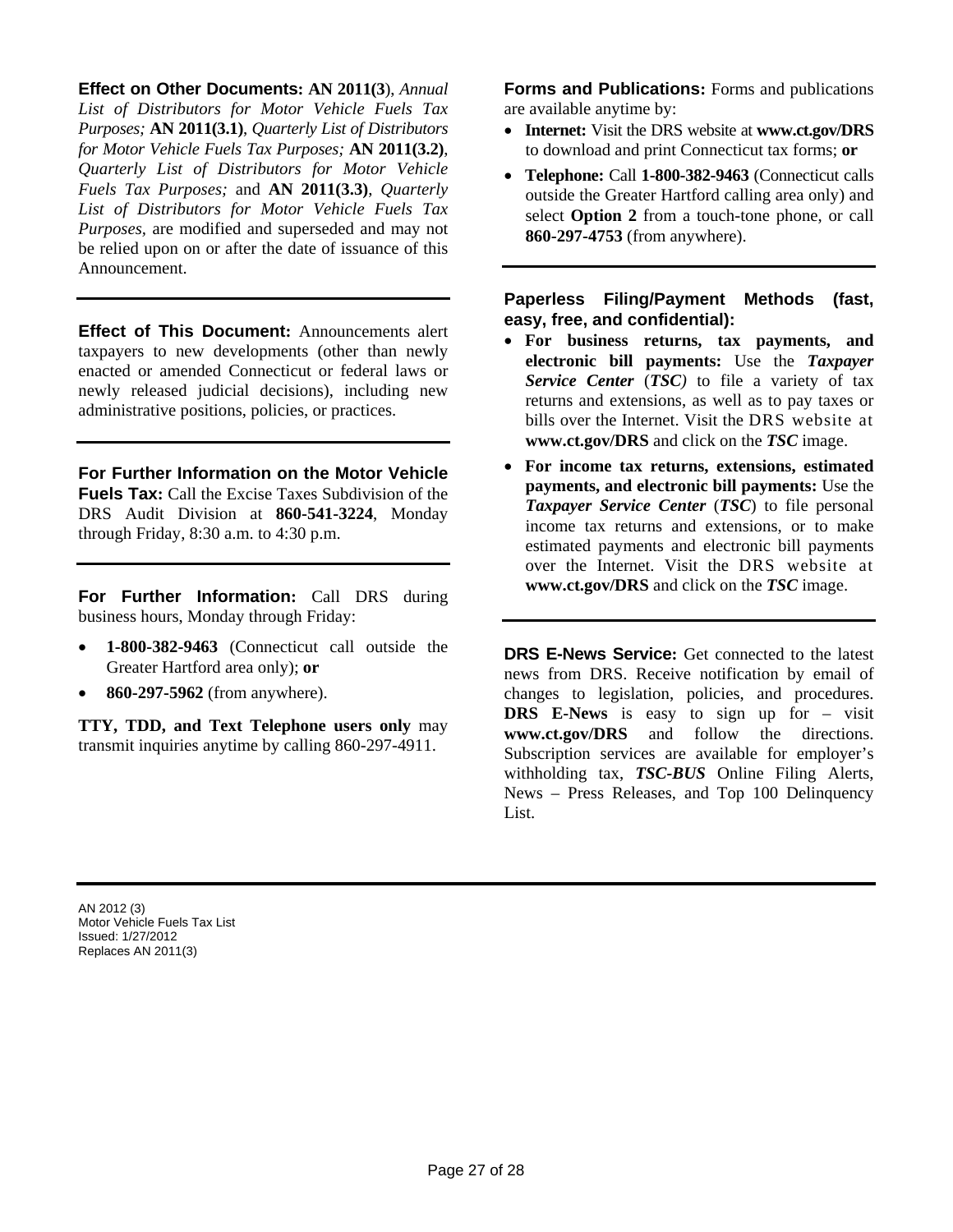**Effect on Other Documents:** **AN 2011(3)**, *Annual List of Distributors for Motor Vehicle Fuels Tax Purposes;* **AN 2011(3.1)**, *Quarterly List of Distributors for Motor Vehicle Fuels Tax Purposes;* **AN 2011(3.2)**, *Quarterly List of Distributors for Motor Vehicle Fuels Tax Purposes;* and **AN 2011(3.3)**, *Quarterly List of Distributors for Motor Vehicle Fuels Tax Purposes*, are modified and superseded and may not be relied upon on or after the date of issuance of this Announcement.

---

**Effect of This Document:** Announcements alert taxpayers to new developments (other than newly enacted or amended Connecticut or federal laws or newly released judicial decisions), including new administrative positions, policies, or practices.

---

**For Further Information on the Motor Vehicle Fuels Tax:** Call the Excise Taxes Subdivision of the DRS Audit Division at **860-541-3224**, Monday through Friday, 8:30 a.m. to 4:30 p.m.

---

**For Further Information:** Call DRS during business hours, Monday through Friday:

- **1-800-382-9463** (Connecticut call outside the Greater Hartford area only); **or**
- **860-297-5962** (from anywhere).

**TTY, TDD, and Text Telephone users only** may transmit inquiries anytime by calling 860-297-4911.

**Forms and Publications:** Forms and publications are available anytime by:

- **Internet:** Visit the DRS website at **www.ct.gov/DRS** to download and print Connecticut tax forms; **or**
- **Telephone:** Call **1-800-382-9463** (Connecticut calls outside the Greater Hartford calling area only) and select **Option 2** from a touch-tone phone, or call **860-297-4753** (from anywhere).

---

**Paperless Filing/Payment Methods (fast, easy, free, and confidential):**

- **For business returns, tax payments, and electronic bill payments:** Use the ***Taxpayer Service Center*** (***TSC)*** to file a variety of tax returns and extensions, as well as to pay taxes or bills over the Internet. Visit the DRS website at **www.ct.gov/DRS** and click on the ***TSC*** image.
- **For income tax returns, extensions, estimated payments, and electronic bill payments:** Use the ***Taxpayer Service Center*** (***TSC***) to file personal income tax returns and extensions, or to make estimated payments and electronic bill payments over the Internet. Visit the DRS website at **www.ct.gov/DRS** and click on the ***TSC*** image.

---

**DRS E-News Service:** Get connected to the latest news from DRS. Receive notification by email of changes to legislation, policies, and procedures. **DRS E-News** is easy to sign up for – visit **www.ct.gov/DRS** and follow the directions. Subscription services are available for employer's withholding tax, ***TSC-BUS*** Online Filing Alerts, News – Press Releases, and Top 100 Delinquency List.

---

AN 2012 (3)
Motor Vehicle Fuels Tax List
Issued: 1/27/2012
Replaces AN 2011(3)